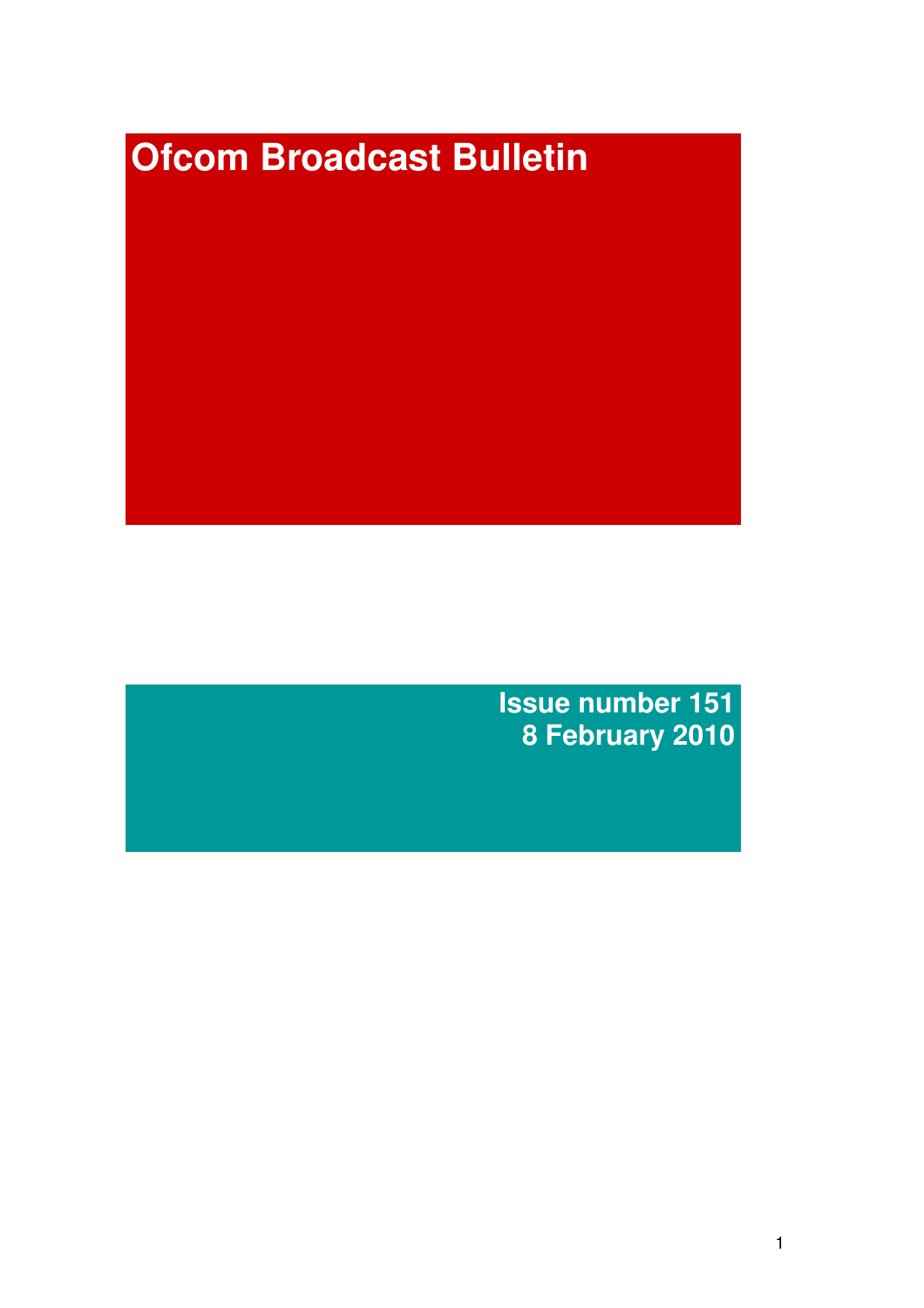# Ofcom Broadcast Bulletin

**Issue number 151**
**8 February 2010**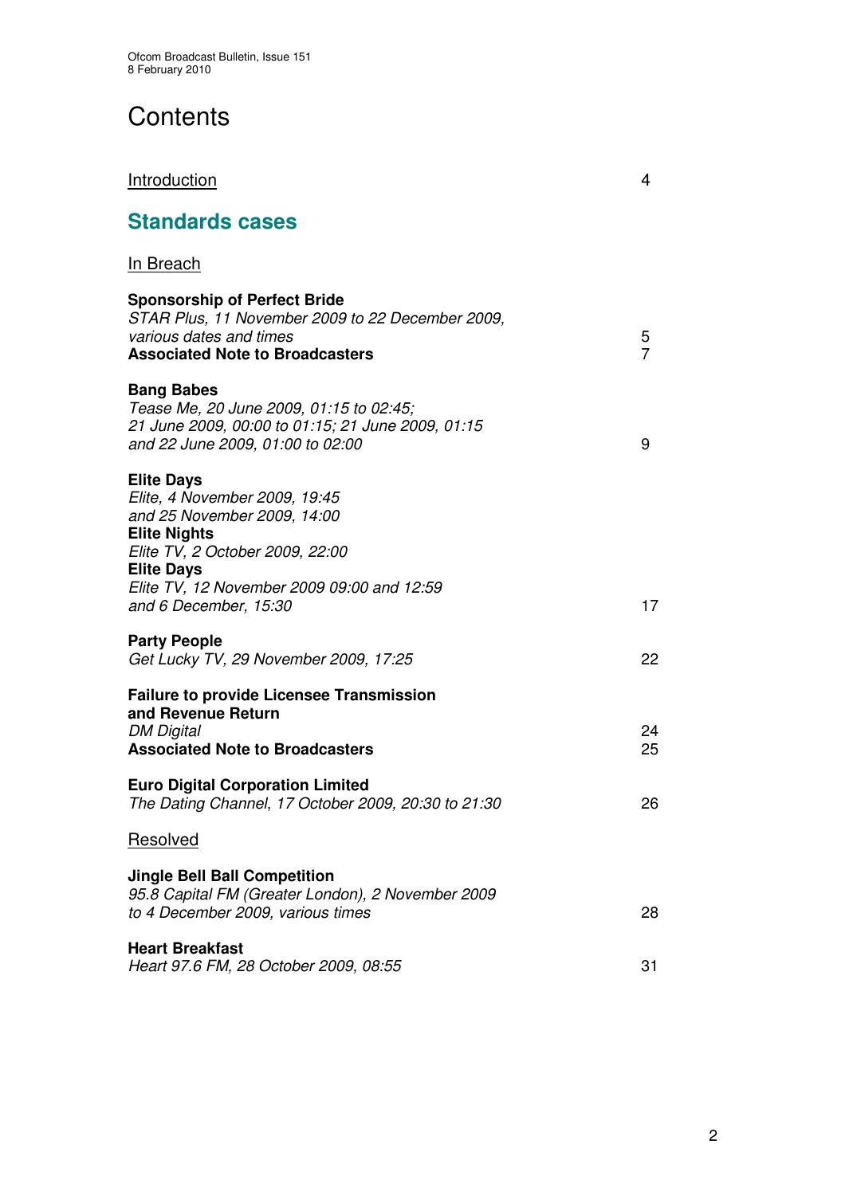# Contents

Introduction 4

## Standards cases

In Breach

**Sponsorship of Perfect Bride**
*STAR Plus, 11 November 2009 to 22 December 2009, various dates and times* 5
**Associated Note to Broadcasters** 7

**Bang Babes**
*Tease Me, 20 June 2009, 01:15 to 02:45; 21 June 2009, 00:00 to 01:15; 21 June 2009, 01:15 and 22 June 2009, 01:00 to 02:00* 9

**Elite Days**
*Elite, 4 November 2009, 19:45 and 25 November 2009, 14:00*
**Elite Nights**
*Elite TV, 2 October 2009, 22:00*
**Elite Days**
*Elite TV, 12 November 2009 09:00 and 12:59 and 6 December, 15:30* 17

**Party People**
*Get Lucky TV, 29 November 2009, 17:25* 22

**Failure to provide Licensee Transmission and Revenue Return**
*DM Digital* 24
**Associated Note to Broadcasters** 25

**Euro Digital Corporation Limited**
*The Dating Channel, 17 October 2009, 20:30 to 21:30* 26

Resolved

**Jingle Bell Ball Competition**
*95.8 Capital FM (Greater London), 2 November 2009 to 4 December 2009, various times* 28

**Heart Breakfast**
*Heart 97.6 FM, 28 October 2009, 08:55* 31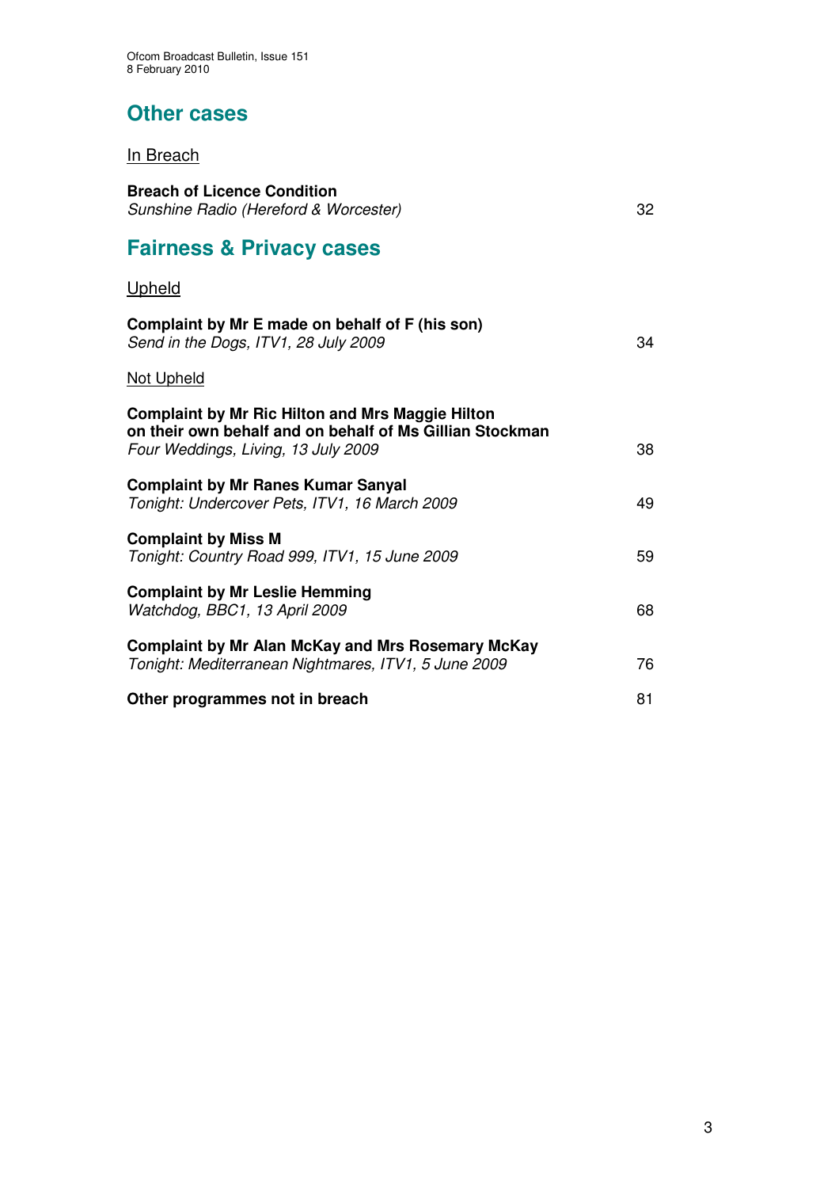## Other cases

In Breach

**Breach of Licence Condition**
*Sunshine Radio (Hereford & Worcester)* 32

## Fairness & Privacy cases

Upheld

**Complaint by Mr E made on behalf of F (his son)**
*Send in the Dogs, ITV1, 28 July 2009* 34

Not Upheld

**Complaint by Mr Ric Hilton and Mrs Maggie Hilton on their own behalf and on behalf of Ms Gillian Stockman**
*Four Weddings, Living, 13 July 2009* 38

**Complaint by Mr Ranes Kumar Sanyal**
*Tonight: Undercover Pets, ITV1, 16 March 2009* 49

**Complaint by Miss M**
*Tonight: Country Road 999, ITV1, 15 June 2009* 59

**Complaint by Mr Leslie Hemming**
*Watchdog, BBC1, 13 April 2009* 68

**Complaint by Mr Alan McKay and Mrs Rosemary McKay**
*Tonight: Mediterranean Nightmares, ITV1, 5 June 2009* 76

**Other programmes not in breach** 81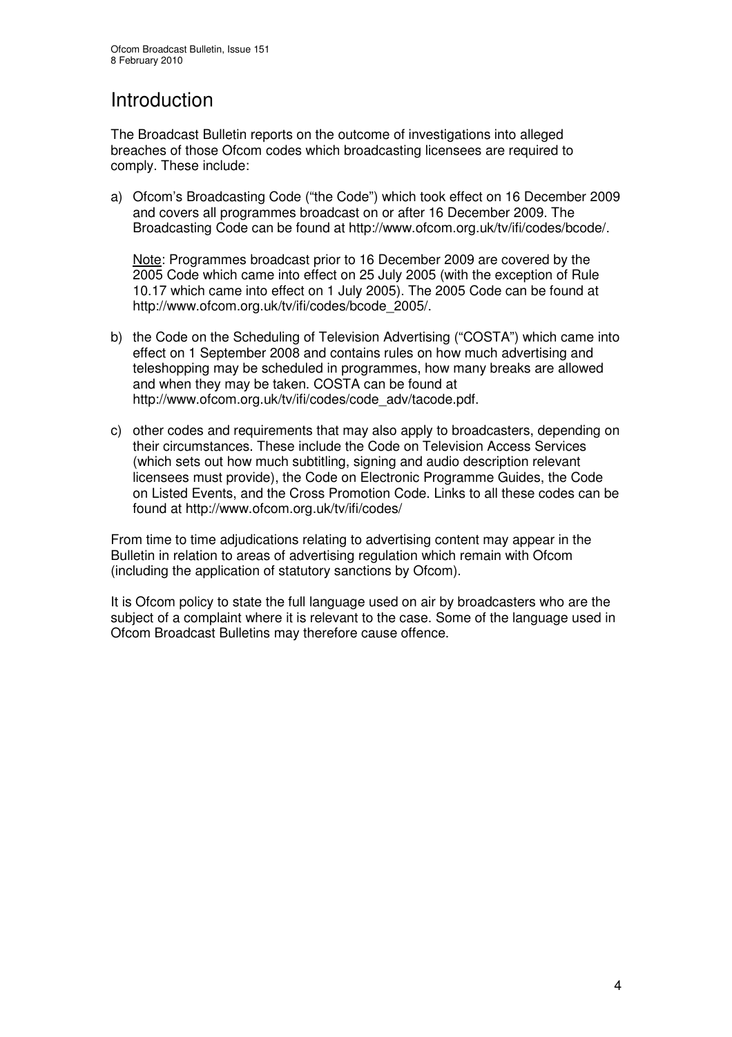# Introduction

The Broadcast Bulletin reports on the outcome of investigations into alleged breaches of those Ofcom codes which broadcasting licensees are required to comply. These include:

a) Ofcom's Broadcasting Code ("the Code") which took effect on 16 December 2009 and covers all programmes broadcast on or after 16 December 2009. The Broadcasting Code can be found at http://www.ofcom.org.uk/tv/ifi/codes/bcode/.

   Note: Programmes broadcast prior to 16 December 2009 are covered by the 2005 Code which came into effect on 25 July 2005 (with the exception of Rule 10.17 which came into effect on 1 July 2005). The 2005 Code can be found at http://www.ofcom.org.uk/tv/ifi/codes/bcode_2005/.

b) the Code on the Scheduling of Television Advertising ("COSTA") which came into effect on 1 September 2008 and contains rules on how much advertising and teleshopping may be scheduled in programmes, how many breaks are allowed and when they may be taken. COSTA can be found at http://www.ofcom.org.uk/tv/ifi/codes/code_adv/tacode.pdf.

c) other codes and requirements that may also apply to broadcasters, depending on their circumstances. These include the Code on Television Access Services (which sets out how much subtitling, signing and audio description relevant licensees must provide), the Code on Electronic Programme Guides, the Code on Listed Events, and the Cross Promotion Code. Links to all these codes can be found at http://www.ofcom.org.uk/tv/ifi/codes/

From time to time adjudications relating to advertising content may appear in the Bulletin in relation to areas of advertising regulation which remain with Ofcom (including the application of statutory sanctions by Ofcom).

It is Ofcom policy to state the full language used on air by broadcasters who are the subject of a complaint where it is relevant to the case. Some of the language used in Ofcom Broadcast Bulletins may therefore cause offence.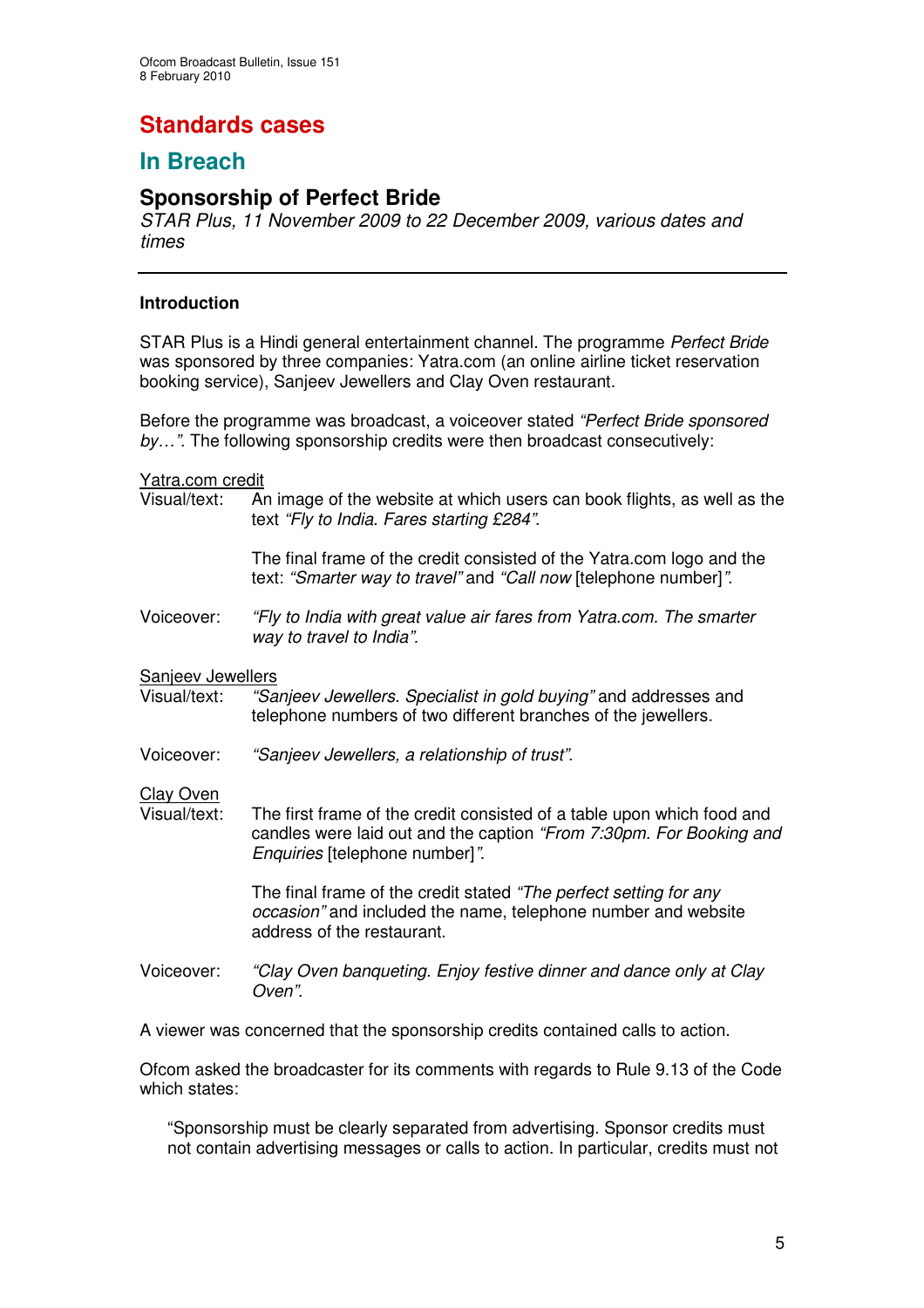# Standards cases

## In Breach

### Sponsorship of Perfect Bride

*STAR Plus, 11 November 2009 to 22 December 2009, various dates and times*

---

**Introduction**

STAR Plus is a Hindi general entertainment channel. The programme *Perfect Bride* was sponsored by three companies: Yatra.com (an online airline ticket reservation booking service), Sanjeev Jewellers and Clay Oven restaurant.

Before the programme was broadcast, a voiceover stated *"Perfect Bride sponsored by…"*. The following sponsorship credits were then broadcast consecutively:

<u>Yatra.com credit</u>

Visual/text: An image of the website at which users can book flights, as well as the text *"Fly to India. Fares starting £284"*.

The final frame of the credit consisted of the Yatra.com logo and the text: *"Smarter way to travel"* and *"Call now* [telephone number]*"*.

Voiceover: *"Fly to India with great value air fares from Yatra.com. The smarter way to travel to India"*.

<u>Sanjeev Jewellers</u>

Visual/text: *"Sanjeev Jewellers. Specialist in gold buying"* and addresses and telephone numbers of two different branches of the jewellers.

Voiceover: *"Sanjeev Jewellers, a relationship of trust"*.

<u>Clay Oven</u>

Visual/text: The first frame of the credit consisted of a table upon which food and candles were laid out and the caption *"From 7:30pm. For Booking and Enquiries* [telephone number]*"*.

The final frame of the credit stated *"The perfect setting for any occasion"* and included the name, telephone number and website address of the restaurant.

Voiceover: *"Clay Oven banqueting. Enjoy festive dinner and dance only at Clay Oven"*.

A viewer was concerned that the sponsorship credits contained calls to action.

Ofcom asked the broadcaster for its comments with regards to Rule 9.13 of the Code which states:

> "Sponsorship must be clearly separated from advertising. Sponsor credits must not contain advertising messages or calls to action. In particular, credits must not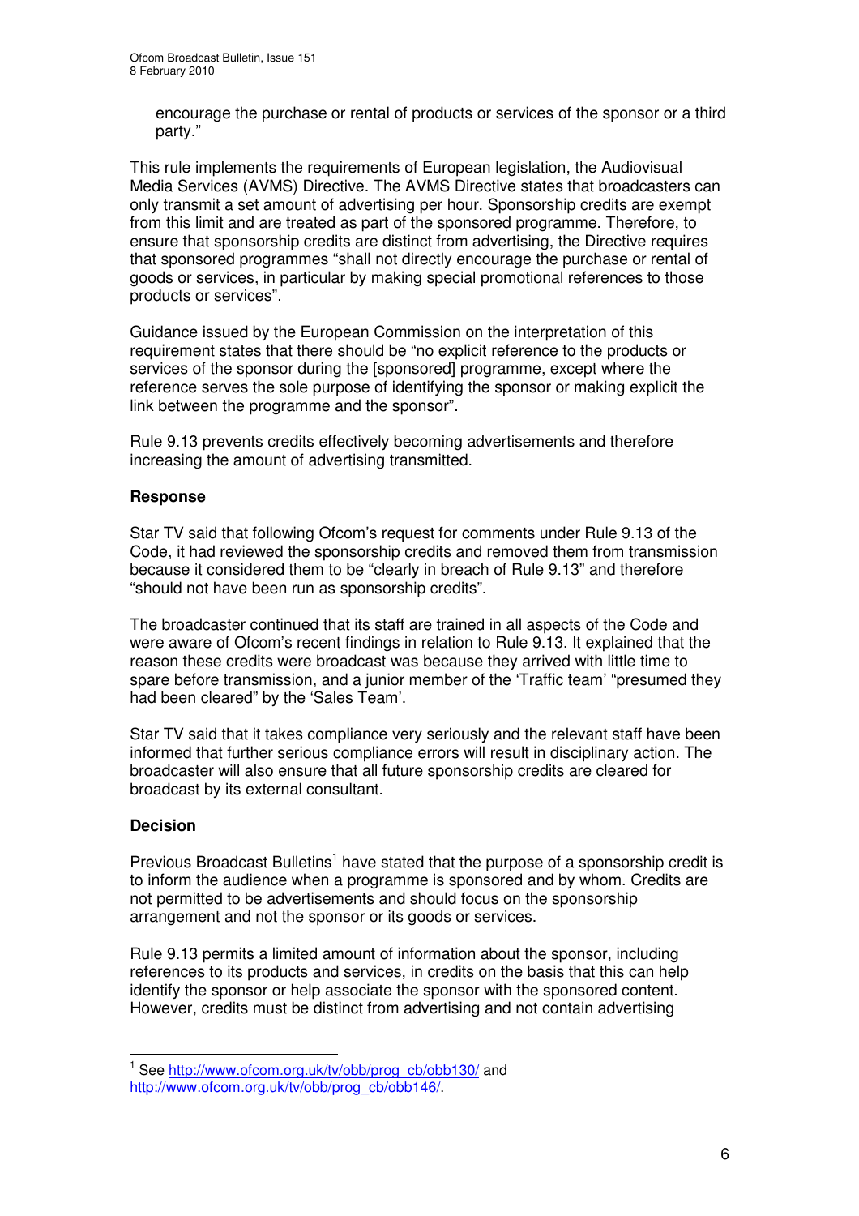encourage the purchase or rental of products or services of the sponsor or a third party."

This rule implements the requirements of European legislation, the Audiovisual Media Services (AVMS) Directive. The AVMS Directive states that broadcasters can only transmit a set amount of advertising per hour. Sponsorship credits are exempt from this limit and are treated as part of the sponsored programme. Therefore, to ensure that sponsorship credits are distinct from advertising, the Directive requires that sponsored programmes "shall not directly encourage the purchase or rental of goods or services, in particular by making special promotional references to those products or services".

Guidance issued by the European Commission on the interpretation of this requirement states that there should be "no explicit reference to the products or services of the sponsor during the [sponsored] programme, except where the reference serves the sole purpose of identifying the sponsor or making explicit the link between the programme and the sponsor".

Rule 9.13 prevents credits effectively becoming advertisements and therefore increasing the amount of advertising transmitted.

**Response**

Star TV said that following Ofcom's request for comments under Rule 9.13 of the Code, it had reviewed the sponsorship credits and removed them from transmission because it considered them to be "clearly in breach of Rule 9.13" and therefore "should not have been run as sponsorship credits".

The broadcaster continued that its staff are trained in all aspects of the Code and were aware of Ofcom's recent findings in relation to Rule 9.13. It explained that the reason these credits were broadcast was because they arrived with little time to spare before transmission, and a junior member of the 'Traffic team' "presumed they had been cleared" by the 'Sales Team'.

Star TV said that it takes compliance very seriously and the relevant staff have been informed that further serious compliance errors will result in disciplinary action. The broadcaster will also ensure that all future sponsorship credits are cleared for broadcast by its external consultant.

**Decision**

Previous Broadcast Bulletins[1] have stated that the purpose of a sponsorship credit is to inform the audience when a programme is sponsored and by whom. Credits are not permitted to be advertisements and should focus on the sponsorship arrangement and not the sponsor or its goods or services.

Rule 9.13 permits a limited amount of information about the sponsor, including references to its products and services, in credits on the basis that this can help identify the sponsor or help associate the sponsor with the sponsored content. However, credits must be distinct from advertising and not contain advertising

[1] See http://www.ofcom.org.uk/tv/obb/prog_cb/obb130/ and http://www.ofcom.org.uk/tv/obb/prog_cb/obb146/.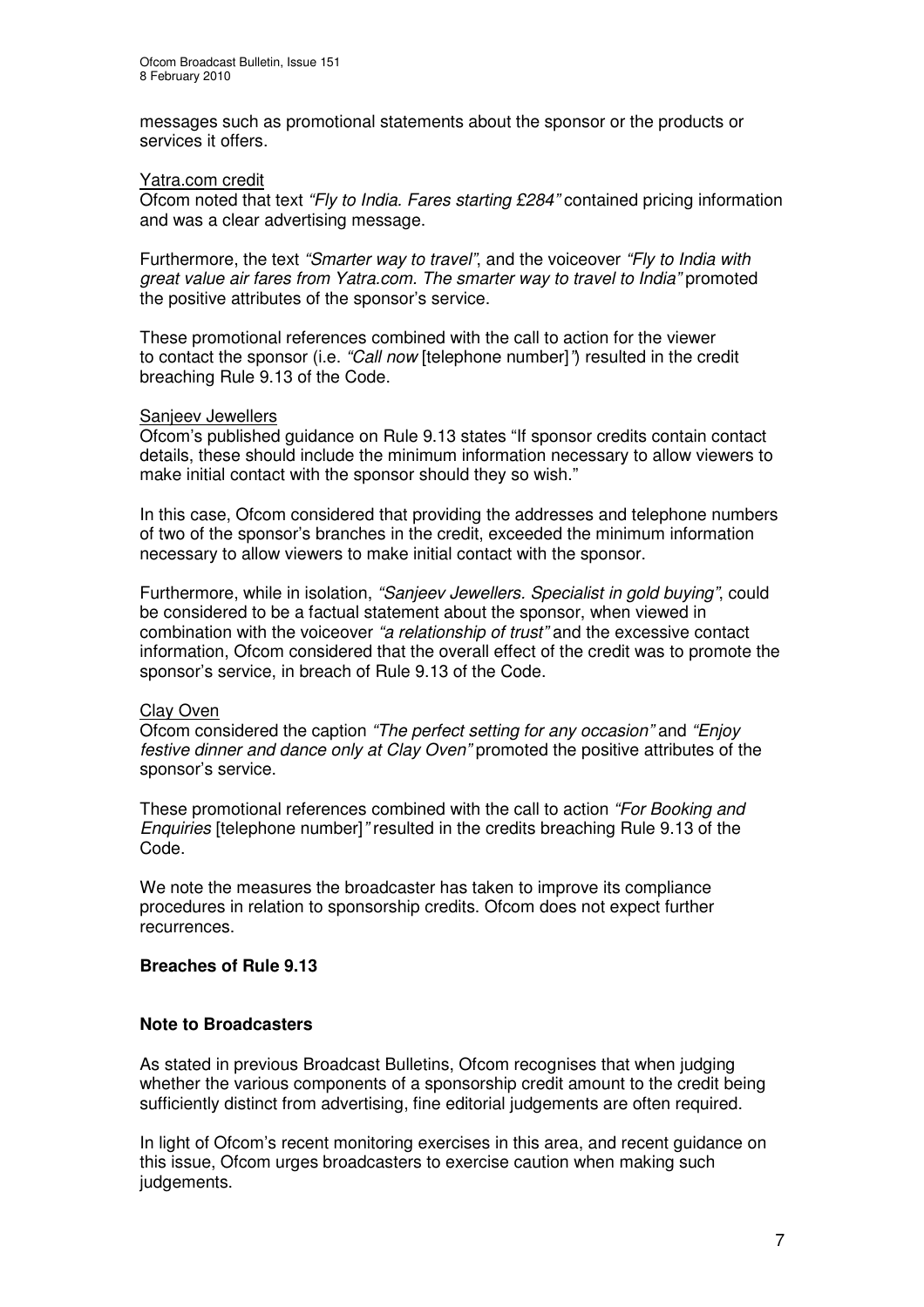messages such as promotional statements about the sponsor or the products or services it offers.

Yatra.com credit

Ofcom noted that text *"Fly to India. Fares starting £284"* contained pricing information and was a clear advertising message.

Furthermore, the text *"Smarter way to travel"*, and the voiceover *"Fly to India with great value air fares from Yatra.com. The smarter way to travel to India"* promoted the positive attributes of the sponsor's service.

These promotional references combined with the call to action for the viewer to contact the sponsor (i.e. *"Call now* [telephone number]*"*) resulted in the credit breaching Rule 9.13 of the Code.

Sanjeev Jewellers

Ofcom's published guidance on Rule 9.13 states "If sponsor credits contain contact details, these should include the minimum information necessary to allow viewers to make initial contact with the sponsor should they so wish."

In this case, Ofcom considered that providing the addresses and telephone numbers of two of the sponsor's branches in the credit, exceeded the minimum information necessary to allow viewers to make initial contact with the sponsor.

Furthermore, while in isolation, *"Sanjeev Jewellers. Specialist in gold buying"*, could be considered to be a factual statement about the sponsor, when viewed in combination with the voiceover *"a relationship of trust"* and the excessive contact information, Ofcom considered that the overall effect of the credit was to promote the sponsor's service, in breach of Rule 9.13 of the Code.

Clay Oven

Ofcom considered the caption *"The perfect setting for any occasion"* and *"Enjoy festive dinner and dance only at Clay Oven"* promoted the positive attributes of the sponsor's service.

These promotional references combined with the call to action *"For Booking and Enquiries* [telephone number]*"* resulted in the credits breaching Rule 9.13 of the Code.

We note the measures the broadcaster has taken to improve its compliance procedures in relation to sponsorship credits. Ofcom does not expect further recurrences.

**Breaches of Rule 9.13**

**Note to Broadcasters**

As stated in previous Broadcast Bulletins, Ofcom recognises that when judging whether the various components of a sponsorship credit amount to the credit being sufficiently distinct from advertising, fine editorial judgements are often required.

In light of Ofcom's recent monitoring exercises in this area, and recent guidance on this issue, Ofcom urges broadcasters to exercise caution when making such judgements.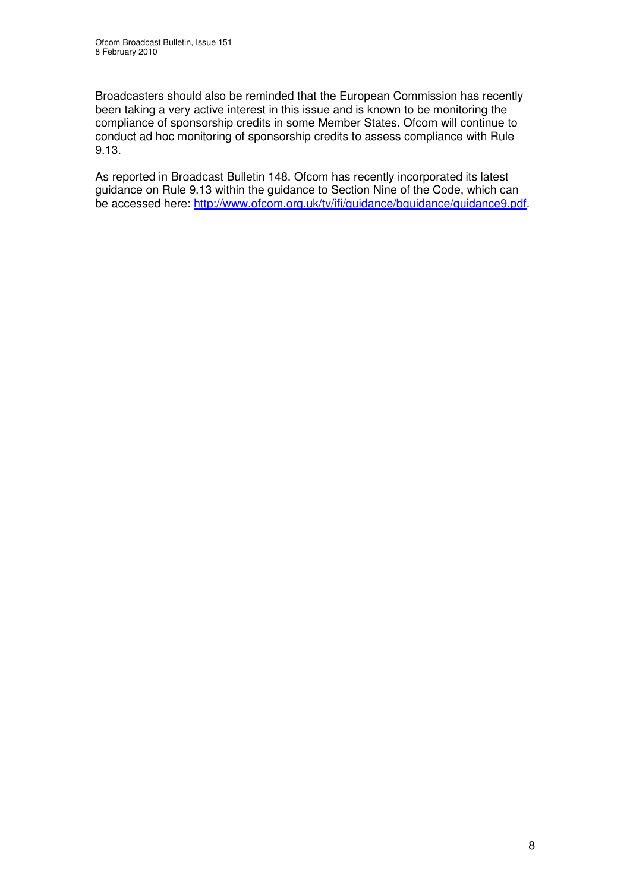Broadcasters should also be reminded that the European Commission has recently been taking a very active interest in this issue and is known to be monitoring the compliance of sponsorship credits in some Member States. Ofcom will continue to conduct ad hoc monitoring of sponsorship credits to assess compliance with Rule 9.13.

As reported in Broadcast Bulletin 148. Ofcom has recently incorporated its latest guidance on Rule 9.13 within the guidance to Section Nine of the Code, which can be accessed here: http://www.ofcom.org.uk/tv/ifi/guidance/bguidance/guidance9.pdf.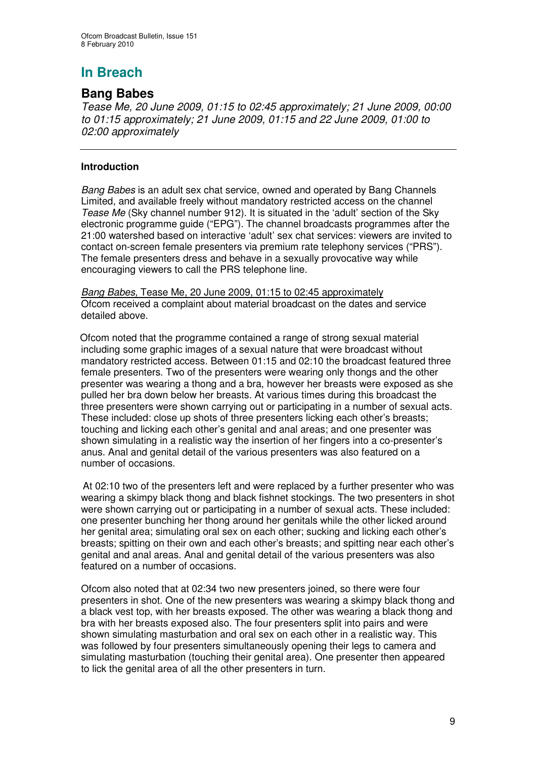# In Breach

## Bang Babes

*Tease Me, 20 June 2009, 01:15 to 02:45 approximately; 21 June 2009, 00:00 to 01:15 approximately; 21 June 2009, 01:15 and 22 June 2009, 01:00 to 02:00 approximately*

---

### Introduction

*Bang Babes* is an adult sex chat service, owned and operated by Bang Channels Limited, and available freely without mandatory restricted access on the channel *Tease Me* (Sky channel number 912). It is situated in the 'adult' section of the Sky electronic programme guide ("EPG"). The channel broadcasts programmes after the 21:00 watershed based on interactive 'adult' sex chat services: viewers are invited to contact on-screen female presenters via premium rate telephony services ("PRS"). The female presenters dress and behave in a sexually provocative way while encouraging viewers to call the PRS telephone line.

<u>*Bang Babes,* Tease Me, 20 June 2009, 01:15 to 02:45 approximately</u>
Ofcom received a complaint about material broadcast on the dates and service detailed above.

Ofcom noted that the programme contained a range of strong sexual material including some graphic images of a sexual nature that were broadcast without mandatory restricted access. Between 01:15 and 02:10 the broadcast featured three female presenters. Two of the presenters were wearing only thongs and the other presenter was wearing a thong and a bra, however her breasts were exposed as she pulled her bra down below her breasts. At various times during this broadcast the three presenters were shown carrying out or participating in a number of sexual acts. These included: close up shots of three presenters licking each other's breasts; touching and licking each other's genital and anal areas; and one presenter was shown simulating in a realistic way the insertion of her fingers into a co-presenter's anus. Anal and genital detail of the various presenters was also featured on a number of occasions.

At 02:10 two of the presenters left and were replaced by a further presenter who was wearing a skimpy black thong and black fishnet stockings. The two presenters in shot were shown carrying out or participating in a number of sexual acts. These included: one presenter bunching her thong around her genitals while the other licked around her genital area; simulating oral sex on each other; sucking and licking each other's breasts; spitting on their own and each other's breasts; and spitting near each other's genital and anal areas. Anal and genital detail of the various presenters was also featured on a number of occasions.

Ofcom also noted that at 02:34 two new presenters joined, so there were four presenters in shot. One of the new presenters was wearing a skimpy black thong and a black vest top, with her breasts exposed. The other was wearing a black thong and bra with her breasts exposed also. The four presenters split into pairs and were shown simulating masturbation and oral sex on each other in a realistic way. This was followed by four presenters simultaneously opening their legs to camera and simulating masturbation (touching their genital area). One presenter then appeared to lick the genital area of all the other presenters in turn.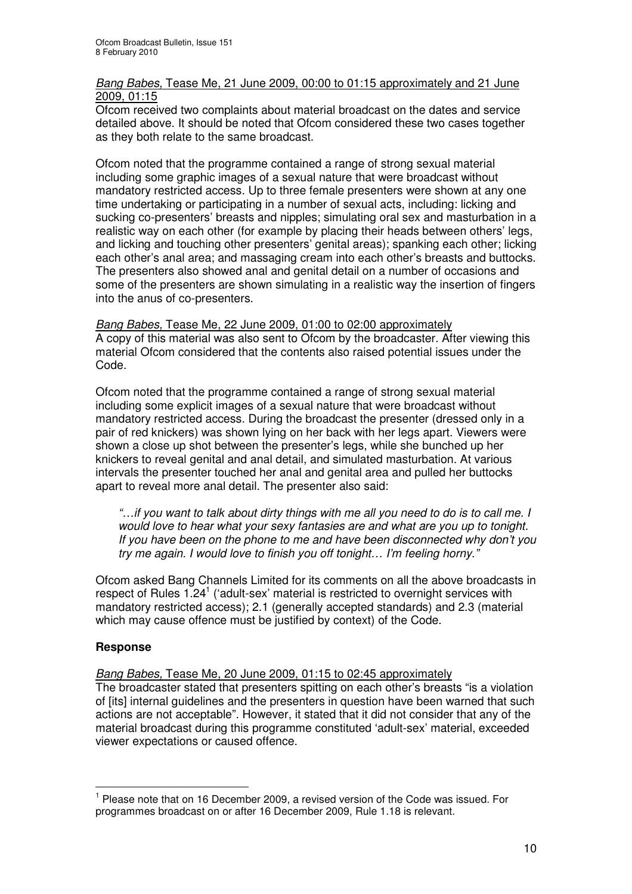*Bang Babes,* Tease Me, 21 June 2009, 00:00 to 01:15 approximately and 21 June 2009, 01:15

Ofcom received two complaints about material broadcast on the dates and service detailed above. It should be noted that Ofcom considered these two cases together as they both relate to the same broadcast.

Ofcom noted that the programme contained a range of strong sexual material including some graphic images of a sexual nature that were broadcast without mandatory restricted access. Up to three female presenters were shown at any one time undertaking or participating in a number of sexual acts, including: licking and sucking co-presenters' breasts and nipples; simulating oral sex and masturbation in a realistic way on each other (for example by placing their heads between others' legs, and licking and touching other presenters' genital areas); spanking each other; licking each other's anal area; and massaging cream into each other's breasts and buttocks. The presenters also showed anal and genital detail on a number of occasions and some of the presenters are shown simulating in a realistic way the insertion of fingers into the anus of co-presenters.

*Bang Babes,* Tease Me, 22 June 2009, 01:00 to 02:00 approximately

A copy of this material was also sent to Ofcom by the broadcaster. After viewing this material Ofcom considered that the contents also raised potential issues under the Code.

Ofcom noted that the programme contained a range of strong sexual material including some explicit images of a sexual nature that were broadcast without mandatory restricted access. During the broadcast the presenter (dressed only in a pair of red knickers) was shown lying on her back with her legs apart. Viewers were shown a close up shot between the presenter's legs, while she bunched up her knickers to reveal genital and anal detail, and simulated masturbation. At various intervals the presenter touched her anal and genital area and pulled her buttocks apart to reveal more anal detail. The presenter also said:

> *"…if you want to talk about dirty things with me all you need to do is to call me. I would love to hear what your sexy fantasies are and what are you up to tonight. If you have been on the phone to me and have been disconnected why don't you try me again. I would love to finish you off tonight… I'm feeling horny."*

Ofcom asked Bang Channels Limited for its comments on all the above broadcasts in respect of Rules 1.24[1] ('adult-sex' material is restricted to overnight services with mandatory restricted access); 2.1 (generally accepted standards) and 2.3 (material which may cause offence must be justified by context) of the Code.

## Response

*Bang Babes,* Tease Me, 20 June 2009, 01:15 to 02:45 approximately

The broadcaster stated that presenters spitting on each other's breasts "is a violation of [its] internal guidelines and the presenters in question have been warned that such actions are not acceptable". However, it stated that it did not consider that any of the material broadcast during this programme constituted 'adult-sex' material, exceeded viewer expectations or caused offence.

[1] Please note that on 16 December 2009, a revised version of the Code was issued. For programmes broadcast on or after 16 December 2009, Rule 1.18 is relevant.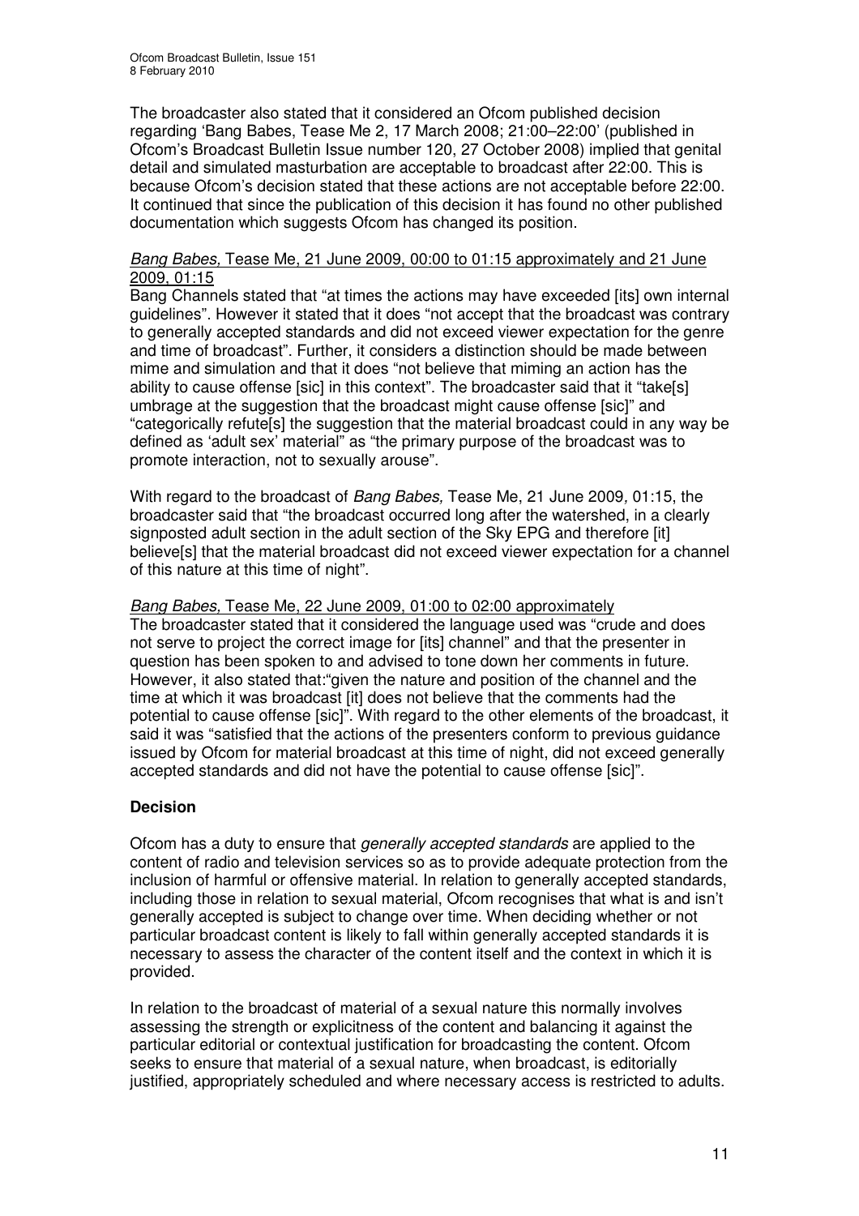The broadcaster also stated that it considered an Ofcom published decision regarding 'Bang Babes, Tease Me 2, 17 March 2008; 21:00–22:00' (published in Ofcom's Broadcast Bulletin Issue number 120, 27 October 2008) implied that genital detail and simulated masturbation are acceptable to broadcast after 22:00. This is because Ofcom's decision stated that these actions are not acceptable before 22:00. It continued that since the publication of this decision it has found no other published documentation which suggests Ofcom has changed its position.

*Bang Babes,* Tease Me, 21 June 2009, 00:00 to 01:15 approximately and 21 June 2009, 01:15

Bang Channels stated that "at times the actions may have exceeded [its] own internal guidelines". However it stated that it does "not accept that the broadcast was contrary to generally accepted standards and did not exceed viewer expectation for the genre and time of broadcast". Further, it considers a distinction should be made between mime and simulation and that it does "not believe that miming an action has the ability to cause offense [sic] in this context". The broadcaster said that it "take[s] umbrage at the suggestion that the broadcast might cause offense [sic]" and "categorically refute[s] the suggestion that the material broadcast could in any way be defined as 'adult sex' material" as "the primary purpose of the broadcast was to promote interaction, not to sexually arouse".

With regard to the broadcast of *Bang Babes,* Tease Me, 21 June 2009, 01:15, the broadcaster said that "the broadcast occurred long after the watershed, in a clearly signposted adult section in the adult section of the Sky EPG and therefore [it] believe[s] that the material broadcast did not exceed viewer expectation for a channel of this nature at this time of night".

*Bang Babes,* Tease Me, 22 June 2009, 01:00 to 02:00 approximately

The broadcaster stated that it considered the language used was "crude and does not serve to project the correct image for [its] channel" and that the presenter in question has been spoken to and advised to tone down her comments in future. However, it also stated that:"given the nature and position of the channel and the time at which it was broadcast [it] does not believe that the comments had the potential to cause offense [sic]". With regard to the other elements of the broadcast, it said it was "satisfied that the actions of the presenters conform to previous guidance issued by Ofcom for material broadcast at this time of night, did not exceed generally accepted standards and did not have the potential to cause offense [sic]".

**Decision**

Ofcom has a duty to ensure that *generally accepted standards* are applied to the content of radio and television services so as to provide adequate protection from the inclusion of harmful or offensive material. In relation to generally accepted standards, including those in relation to sexual material, Ofcom recognises that what is and isn't generally accepted is subject to change over time. When deciding whether or not particular broadcast content is likely to fall within generally accepted standards it is necessary to assess the character of the content itself and the context in which it is provided.

In relation to the broadcast of material of a sexual nature this normally involves assessing the strength or explicitness of the content and balancing it against the particular editorial or contextual justification for broadcasting the content. Ofcom seeks to ensure that material of a sexual nature, when broadcast, is editorially justified, appropriately scheduled and where necessary access is restricted to adults.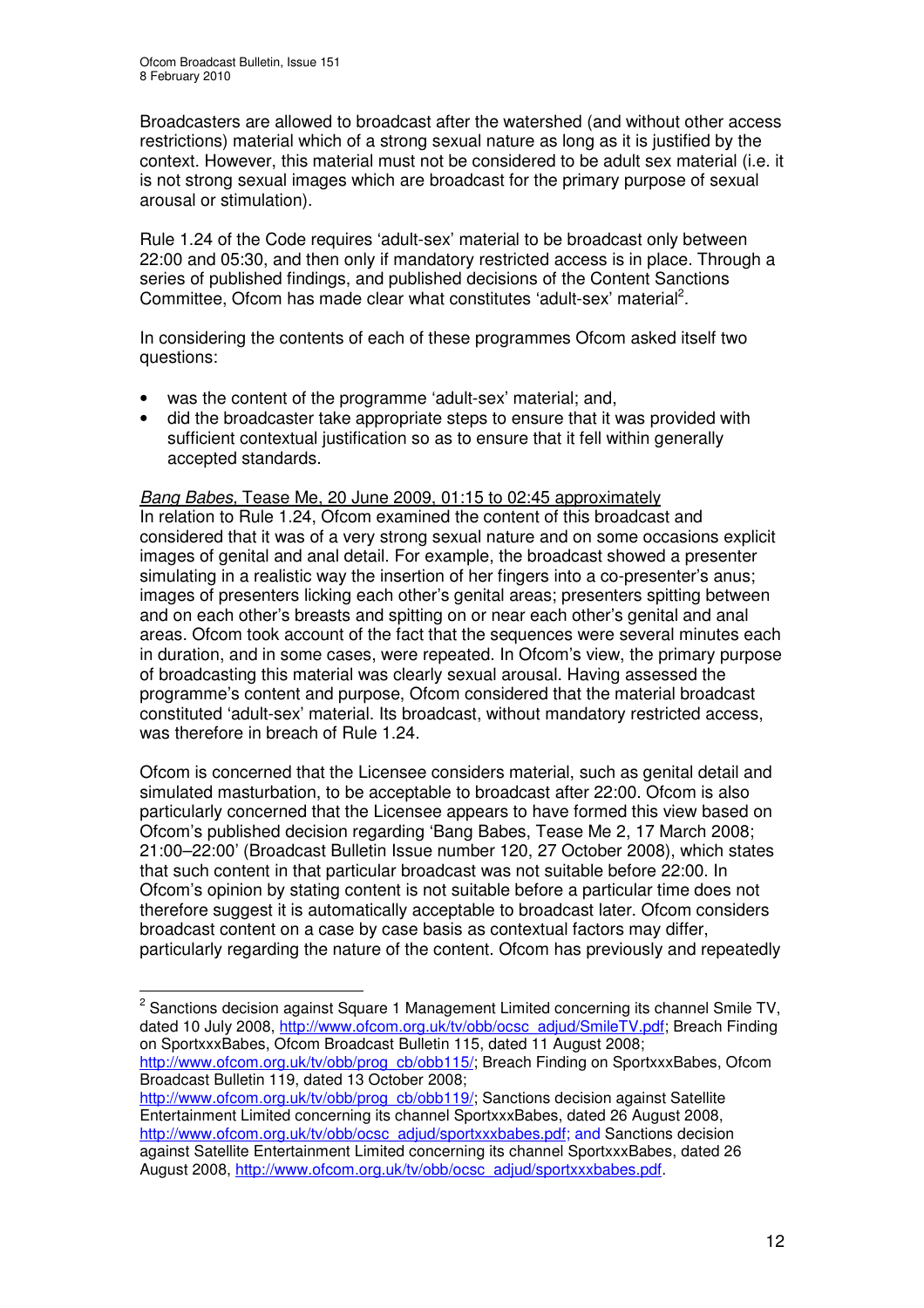Broadcasters are allowed to broadcast after the watershed (and without other access restrictions) material which of a strong sexual nature as long as it is justified by the context. However, this material must not be considered to be adult sex material (i.e. it is not strong sexual images which are broadcast for the primary purpose of sexual arousal or stimulation).

Rule 1.24 of the Code requires 'adult-sex' material to be broadcast only between 22:00 and 05:30, and then only if mandatory restricted access is in place. Through a series of published findings, and published decisions of the Content Sanctions Committee, Ofcom has made clear what constitutes 'adult-sex' material[2].

In considering the contents of each of these programmes Ofcom asked itself two questions:

- was the content of the programme 'adult-sex' material; and,
- did the broadcaster take appropriate steps to ensure that it was provided with sufficient contextual justification so as to ensure that it fell within generally accepted standards.

*Bang Babes*, Tease Me, 20 June 2009, 01:15 to 02:45 approximately

In relation to Rule 1.24, Ofcom examined the content of this broadcast and considered that it was of a very strong sexual nature and on some occasions explicit images of genital and anal detail. For example, the broadcast showed a presenter simulating in a realistic way the insertion of her fingers into a co-presenter's anus; images of presenters licking each other's genital areas; presenters spitting between and on each other's breasts and spitting on or near each other's genital and anal areas. Ofcom took account of the fact that the sequences were several minutes each in duration, and in some cases, were repeated. In Ofcom's view, the primary purpose of broadcasting this material was clearly sexual arousal. Having assessed the programme's content and purpose, Ofcom considered that the material broadcast constituted 'adult-sex' material. Its broadcast, without mandatory restricted access, was therefore in breach of Rule 1.24.

Ofcom is concerned that the Licensee considers material, such as genital detail and simulated masturbation, to be acceptable to broadcast after 22:00. Ofcom is also particularly concerned that the Licensee appears to have formed this view based on Ofcom's published decision regarding 'Bang Babes, Tease Me 2, 17 March 2008; 21:00–22:00' (Broadcast Bulletin Issue number 120, 27 October 2008), which states that such content in that particular broadcast was not suitable before 22:00. In Ofcom's opinion by stating content is not suitable before a particular time does not therefore suggest it is automatically acceptable to broadcast later. Ofcom considers broadcast content on a case by case basis as contextual factors may differ, particularly regarding the nature of the content. Ofcom has previously and repeatedly

---

[2] Sanctions decision against Square 1 Management Limited concerning its channel Smile TV, dated 10 July 2008, http://www.ofcom.org.uk/tv/obb/ocsc_adjud/SmileTV.pdf; Breach Finding on SportxxxBabes, Ofcom Broadcast Bulletin 115, dated 11 August 2008; http://www.ofcom.org.uk/tv/obb/prog_cb/obb115/; Breach Finding on SportxxxBabes, Ofcom Broadcast Bulletin 119, dated 13 October 2008; http://www.ofcom.org.uk/tv/obb/prog_cb/obb119/; Sanctions decision against Satellite Entertainment Limited concerning its channel SportxxxBabes, dated 26 August 2008, http://www.ofcom.org.uk/tv/obb/ocsc_adjud/sportxxxbabes.pdf; and Sanctions decision against Satellite Entertainment Limited concerning its channel SportxxxBabes, dated 26 August 2008, http://www.ofcom.org.uk/tv/obb/ocsc_adjud/sportxxxbabes.pdf.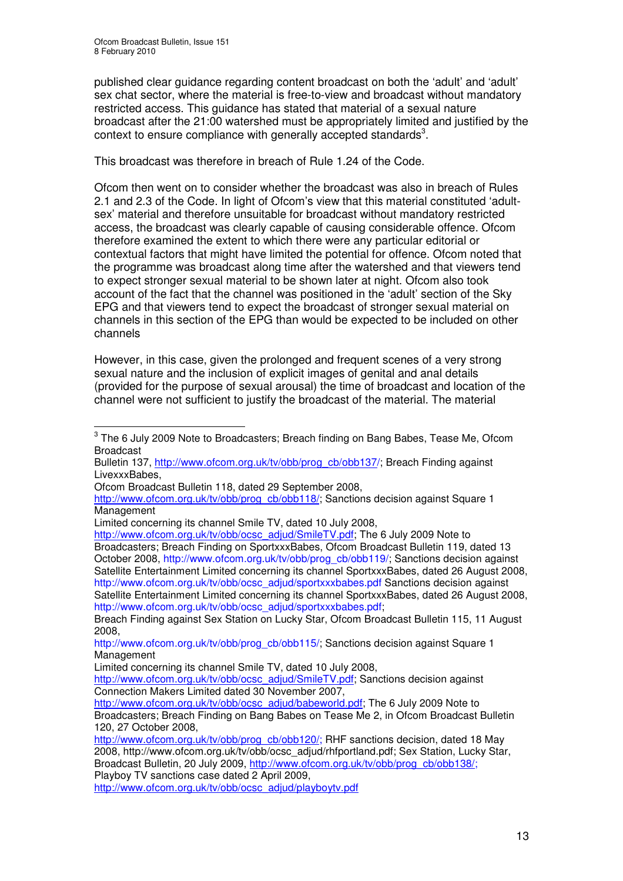published clear guidance regarding content broadcast on both the 'adult' and 'adult' sex chat sector, where the material is free-to-view and broadcast without mandatory restricted access. This guidance has stated that material of a sexual nature broadcast after the 21:00 watershed must be appropriately limited and justified by the context to ensure compliance with generally accepted standards[3].

This broadcast was therefore in breach of Rule 1.24 of the Code.

Ofcom then went on to consider whether the broadcast was also in breach of Rules 2.1 and 2.3 of the Code. In light of Ofcom's view that this material constituted 'adult-sex' material and therefore unsuitable for broadcast without mandatory restricted access, the broadcast was clearly capable of causing considerable offence. Ofcom therefore examined the extent to which there were any particular editorial or contextual factors that might have limited the potential for offence. Ofcom noted that the programme was broadcast along time after the watershed and that viewers tend to expect stronger sexual material to be shown later at night. Ofcom also took account of the fact that the channel was positioned in the 'adult' section of the Sky EPG and that viewers tend to expect the broadcast of stronger sexual material on channels in this section of the EPG than would be expected to be included on other channels

However, in this case, given the prolonged and frequent scenes of a very strong sexual nature and the inclusion of explicit images of genital and anal details (provided for the purpose of sexual arousal) the time of broadcast and location of the channel were not sufficient to justify the broadcast of the material. The material

---

[3] The 6 July 2009 Note to Broadcasters; Breach finding on Bang Babes, Tease Me, Ofcom Broadcast Bulletin 137, http://www.ofcom.org.uk/tv/obb/prog_cb/obb137/; Breach Finding against LivexxxBabes, Ofcom Broadcast Bulletin 118, dated 29 September 2008, http://www.ofcom.org.uk/tv/obb/prog_cb/obb118/; Sanctions decision against Square 1 Management Limited concerning its channel Smile TV, dated 10 July 2008, http://www.ofcom.org.uk/tv/obb/ocsc_adjud/SmileTV.pdf; The 6 July 2009 Note to Broadcasters; Breach Finding on SportxxxBabes, Ofcom Broadcast Bulletin 119, dated 13 October 2008, http://www.ofcom.org.uk/tv/obb/prog_cb/obb119/; Sanctions decision against Satellite Entertainment Limited concerning its channel SportxxxBabes, dated 26 August 2008, http://www.ofcom.org.uk/tv/obb/ocsc_adjud/sportxxxbabes.pdf Sanctions decision against Satellite Entertainment Limited concerning its channel SportxxxBabes, dated 26 August 2008, http://www.ofcom.org.uk/tv/obb/ocsc_adjud/sportxxxbabes.pdf; Breach Finding against Sex Station on Lucky Star, Ofcom Broadcast Bulletin 115, 11 August 2008, http://www.ofcom.org.uk/tv/obb/prog_cb/obb115/; Sanctions decision against Square 1 Management Limited concerning its channel Smile TV, dated 10 July 2008, http://www.ofcom.org.uk/tv/obb/ocsc_adjud/SmileTV.pdf; Sanctions decision against Connection Makers Limited dated 30 November 2007, http://www.ofcom.org.uk/tv/obb/ocsc_adjud/babeworld.pdf; The 6 July 2009 Note to Broadcasters; Breach Finding on Bang Babes on Tease Me 2, in Ofcom Broadcast Bulletin 120, 27 October 2008, http://www.ofcom.org.uk/tv/obb/prog_cb/obb120/; RHF sanctions decision, dated 18 May 2008, http://www.ofcom.org.uk/tv/obb/ocsc_adjud/rhfportland.pdf; Sex Station, Lucky Star, Broadcast Bulletin, 20 July 2009, http://www.ofcom.org.uk/tv/obb/prog_cb/obb138/; Playboy TV sanctions case dated 2 April 2009, http://www.ofcom.org.uk/tv/obb/ocsc_adjud/playboytv.pdf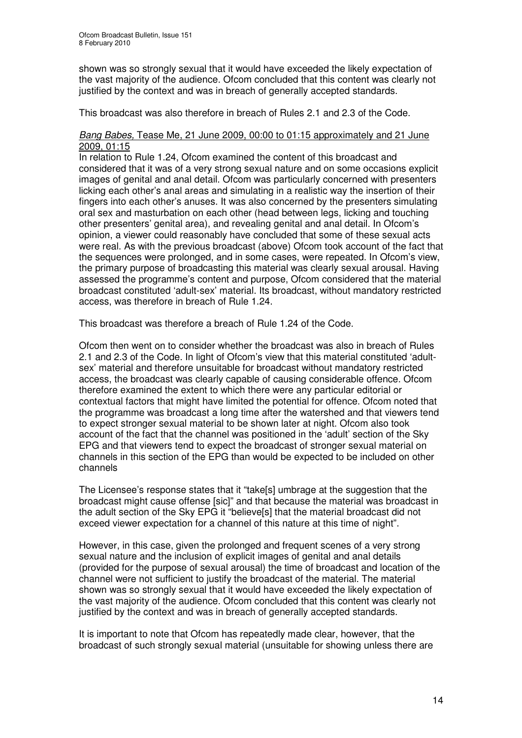shown was so strongly sexual that it would have exceeded the likely expectation of the vast majority of the audience. Ofcom concluded that this content was clearly not justified by the context and was in breach of generally accepted standards.

This broadcast was also therefore in breach of Rules 2.1 and 2.3 of the Code.

*Bang Babes,* Tease Me, 21 June 2009, 00:00 to 01:15 approximately and 21 June 2009, 01:15

In relation to Rule 1.24, Ofcom examined the content of this broadcast and considered that it was of a very strong sexual nature and on some occasions explicit images of genital and anal detail. Ofcom was particularly concerned with presenters licking each other's anal areas and simulating in a realistic way the insertion of their fingers into each other's anuses. It was also concerned by the presenters simulating oral sex and masturbation on each other (head between legs, licking and touching other presenters' genital area), and revealing genital and anal detail. In Ofcom's opinion, a viewer could reasonably have concluded that some of these sexual acts were real. As with the previous broadcast (above) Ofcom took account of the fact that the sequences were prolonged, and in some cases, were repeated. In Ofcom's view, the primary purpose of broadcasting this material was clearly sexual arousal. Having assessed the programme's content and purpose, Ofcom considered that the material broadcast constituted 'adult-sex' material. Its broadcast, without mandatory restricted access, was therefore in breach of Rule 1.24.

This broadcast was therefore a breach of Rule 1.24 of the Code.

Ofcom then went on to consider whether the broadcast was also in breach of Rules 2.1 and 2.3 of the Code. In light of Ofcom's view that this material constituted 'adult-sex' material and therefore unsuitable for broadcast without mandatory restricted access, the broadcast was clearly capable of causing considerable offence. Ofcom therefore examined the extent to which there were any particular editorial or contextual factors that might have limited the potential for offence. Ofcom noted that the programme was broadcast a long time after the watershed and that viewers tend to expect stronger sexual material to be shown later at night. Ofcom also took account of the fact that the channel was positioned in the 'adult' section of the Sky EPG and that viewers tend to expect the broadcast of stronger sexual material on channels in this section of the EPG than would be expected to be included on other channels

The Licensee's response states that it "take[s] umbrage at the suggestion that the broadcast might cause offense [sic]" and that because the material was broadcast in the adult section of the Sky EPG it "believe[s] that the material broadcast did not exceed viewer expectation for a channel of this nature at this time of night".

However, in this case, given the prolonged and frequent scenes of a very strong sexual nature and the inclusion of explicit images of genital and anal details (provided for the purpose of sexual arousal) the time of broadcast and location of the channel were not sufficient to justify the broadcast of the material. The material shown was so strongly sexual that it would have exceeded the likely expectation of the vast majority of the audience. Ofcom concluded that this content was clearly not justified by the context and was in breach of generally accepted standards.

It is important to note that Ofcom has repeatedly made clear, however, that the broadcast of such strongly sexual material (unsuitable for showing unless there are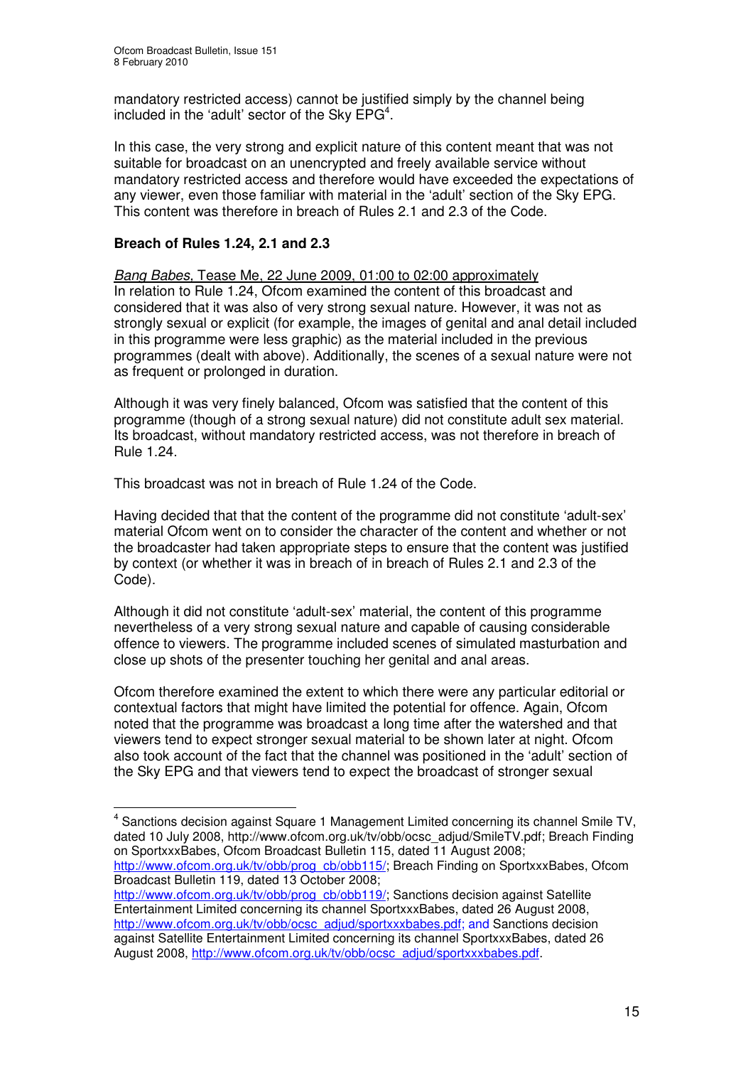mandatory restricted access) cannot be justified simply by the channel being included in the 'adult' sector of the Sky EPG[4].

In this case, the very strong and explicit nature of this content meant that was not suitable for broadcast on an unencrypted and freely available service without mandatory restricted access and therefore would have exceeded the expectations of any viewer, even those familiar with material in the 'adult' section of the Sky EPG. This content was therefore in breach of Rules 2.1 and 2.3 of the Code.

**Breach of Rules 1.24, 2.1 and 2.3**

*Bang Babes*, Tease Me, 22 June 2009, 01:00 to 02:00 approximately

In relation to Rule 1.24, Ofcom examined the content of this broadcast and considered that it was also of very strong sexual nature. However, it was not as strongly sexual or explicit (for example, the images of genital and anal detail included in this programme were less graphic) as the material included in the previous programmes (dealt with above). Additionally, the scenes of a sexual nature were not as frequent or prolonged in duration.

Although it was very finely balanced, Ofcom was satisfied that the content of this programme (though of a strong sexual nature) did not constitute adult sex material. Its broadcast, without mandatory restricted access, was not therefore in breach of Rule 1.24.

This broadcast was not in breach of Rule 1.24 of the Code.

Having decided that that the content of the programme did not constitute 'adult-sex' material Ofcom went on to consider the character of the content and whether or not the broadcaster had taken appropriate steps to ensure that the content was justified by context (or whether it was in breach of in breach of Rules 2.1 and 2.3 of the Code).

Although it did not constitute 'adult-sex' material, the content of this programme nevertheless of a very strong sexual nature and capable of causing considerable offence to viewers. The programme included scenes of simulated masturbation and close up shots of the presenter touching her genital and anal areas.

Ofcom therefore examined the extent to which there were any particular editorial or contextual factors that might have limited the potential for offence. Again, Ofcom noted that the programme was broadcast a long time after the watershed and that viewers tend to expect stronger sexual material to be shown later at night. Ofcom also took account of the fact that the channel was positioned in the 'adult' section of the Sky EPG and that viewers tend to expect the broadcast of stronger sexual

---

[4] Sanctions decision against Square 1 Management Limited concerning its channel Smile TV, dated 10 July 2008, http://www.ofcom.org.uk/tv/obb/ocsc_adjud/SmileTV.pdf; Breach Finding on SportxxxBabes, Ofcom Broadcast Bulletin 115, dated 11 August 2008; http://www.ofcom.org.uk/tv/obb/prog_cb/obb115/; Breach Finding on SportxxxBabes, Ofcom Broadcast Bulletin 119, dated 13 October 2008; http://www.ofcom.org.uk/tv/obb/prog_cb/obb119/; Sanctions decision against Satellite Entertainment Limited concerning its channel SportxxxBabes, dated 26 August 2008, http://www.ofcom.org.uk/tv/obb/ocsc_adjud/sportxxxbabes.pdf; and Sanctions decision against Satellite Entertainment Limited concerning its channel SportxxxBabes, dated 26 August 2008, http://www.ofcom.org.uk/tv/obb/ocsc_adjud/sportxxxbabes.pdf.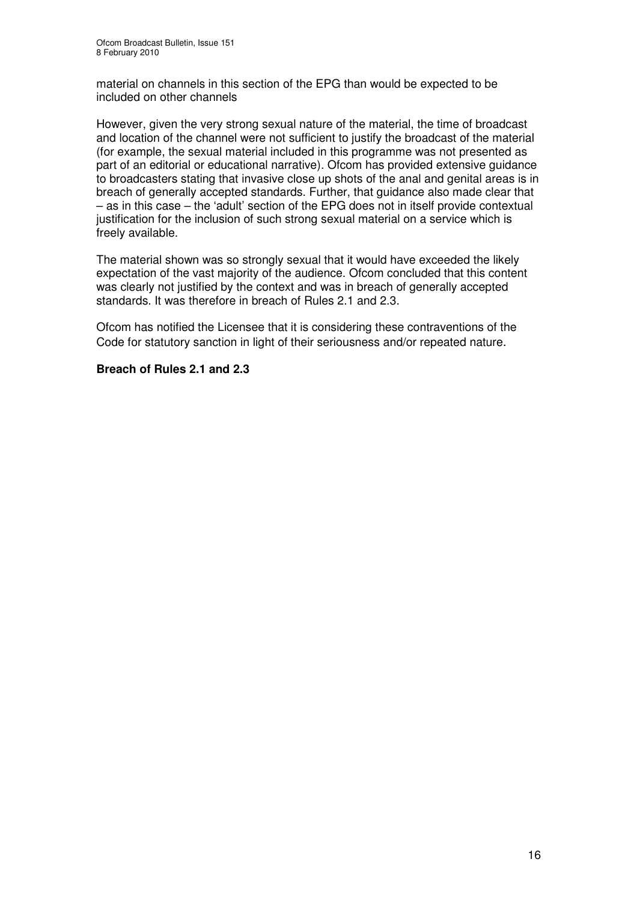material on channels in this section of the EPG than would be expected to be included on other channels

However, given the very strong sexual nature of the material, the time of broadcast and location of the channel were not sufficient to justify the broadcast of the material (for example, the sexual material included in this programme was not presented as part of an editorial or educational narrative). Ofcom has provided extensive guidance to broadcasters stating that invasive close up shots of the anal and genital areas is in breach of generally accepted standards. Further, that guidance also made clear that – as in this case – the 'adult' section of the EPG does not in itself provide contextual justification for the inclusion of such strong sexual material on a service which is freely available.

The material shown was so strongly sexual that it would have exceeded the likely expectation of the vast majority of the audience. Ofcom concluded that this content was clearly not justified by the context and was in breach of generally accepted standards. It was therefore in breach of Rules 2.1 and 2.3.

Ofcom has notified the Licensee that it is considering these contraventions of the Code for statutory sanction in light of their seriousness and/or repeated nature.

**Breach of Rules 2.1 and 2.3**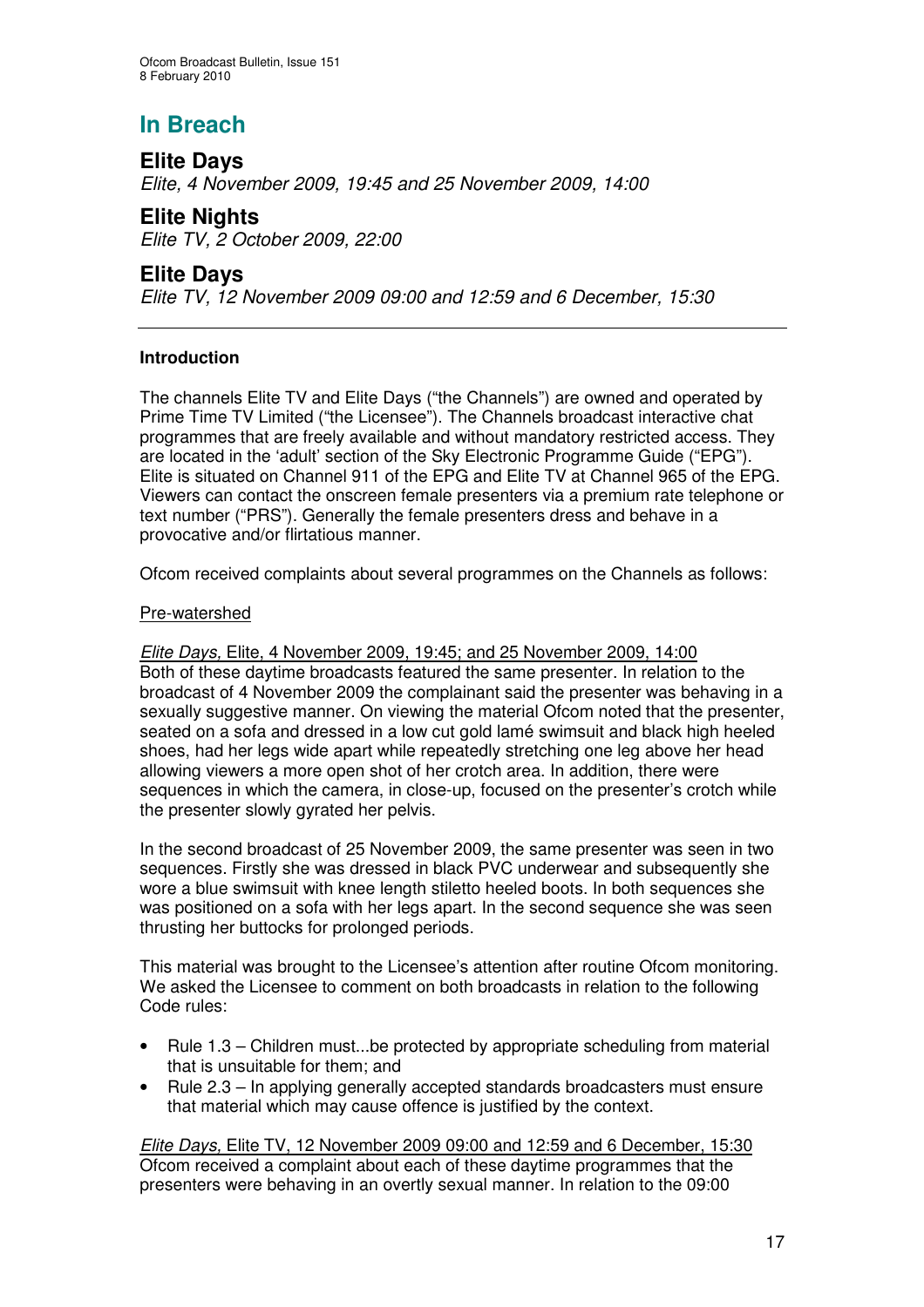# In Breach

## Elite Days

*Elite, 4 November 2009, 19:45 and 25 November 2009, 14:00*

## Elite Nights

*Elite TV, 2 October 2009, 22:00*

## Elite Days

*Elite TV, 12 November 2009 09:00 and 12:59 and 6 December, 15:30*

---

**Introduction**

The channels Elite TV and Elite Days ("the Channels") are owned and operated by Prime Time TV Limited ("the Licensee"). The Channels broadcast interactive chat programmes that are freely available and without mandatory restricted access. They are located in the 'adult' section of the Sky Electronic Programme Guide ("EPG"). Elite is situated on Channel 911 of the EPG and Elite TV at Channel 965 of the EPG. Viewers can contact the onscreen female presenters via a premium rate telephone or text number ("PRS"). Generally the female presenters dress and behave in a provocative and/or flirtatious manner.

Ofcom received complaints about several programmes on the Channels as follows:

Pre-watershed

*Elite Days,* Elite, 4 November 2009, 19:45; and 25 November 2009, 14:00
Both of these daytime broadcasts featured the same presenter. In relation to the broadcast of 4 November 2009 the complainant said the presenter was behaving in a sexually suggestive manner. On viewing the material Ofcom noted that the presenter, seated on a sofa and dressed in a low cut gold lamé swimsuit and black high heeled shoes, had her legs wide apart while repeatedly stretching one leg above her head allowing viewers a more open shot of her crotch area. In addition, there were sequences in which the camera, in close-up, focused on the presenter's crotch while the presenter slowly gyrated her pelvis.

In the second broadcast of 25 November 2009, the same presenter was seen in two sequences. Firstly she was dressed in black PVC underwear and subsequently she wore a blue swimsuit with knee length stiletto heeled boots. In both sequences she was positioned on a sofa with her legs apart. In the second sequence she was seen thrusting her buttocks for prolonged periods.

This material was brought to the Licensee's attention after routine Ofcom monitoring. We asked the Licensee to comment on both broadcasts in relation to the following Code rules:

- Rule 1.3 – Children must...be protected by appropriate scheduling from material that is unsuitable for them; and
- Rule 2.3 – In applying generally accepted standards broadcasters must ensure that material which may cause offence is justified by the context.

*Elite Days,* Elite TV, 12 November 2009 09:00 and 12:59 and 6 December, 15:30
Ofcom received a complaint about each of these daytime programmes that the presenters were behaving in an overtly sexual manner. In relation to the 09:00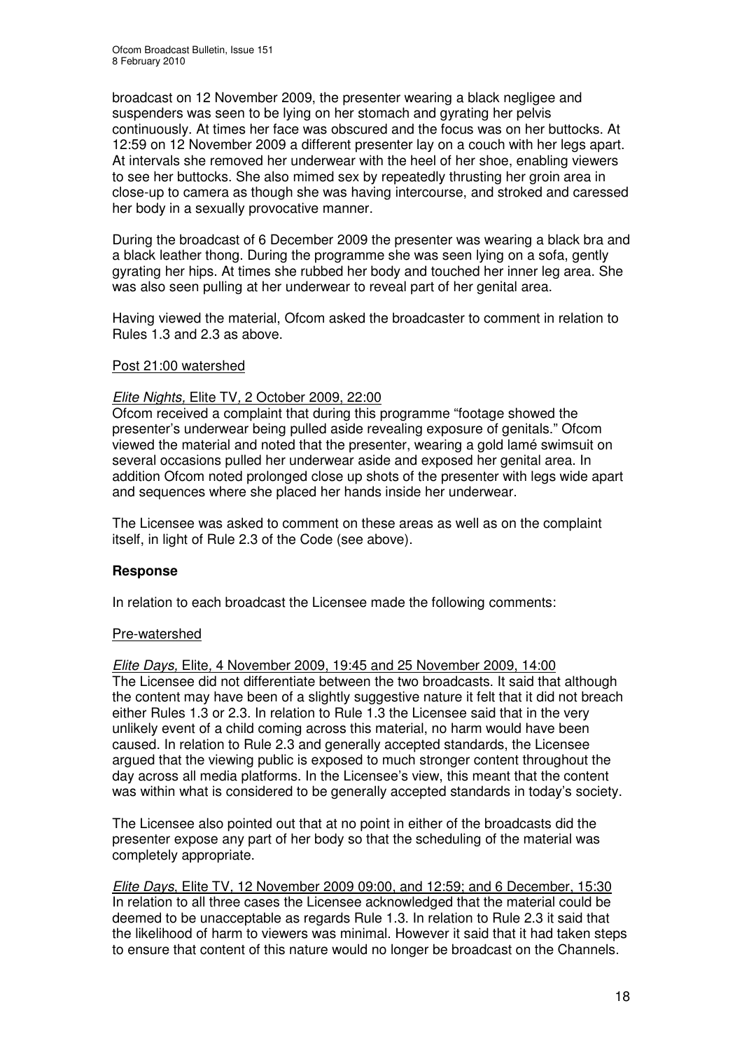broadcast on 12 November 2009, the presenter wearing a black negligee and suspenders was seen to be lying on her stomach and gyrating her pelvis continuously. At times her face was obscured and the focus was on her buttocks. At 12:59 on 12 November 2009 a different presenter lay on a couch with her legs apart. At intervals she removed her underwear with the heel of her shoe, enabling viewers to see her buttocks. She also mimed sex by repeatedly thrusting her groin area in close-up to camera as though she was having intercourse, and stroked and caressed her body in a sexually provocative manner.

During the broadcast of 6 December 2009 the presenter was wearing a black bra and a black leather thong. During the programme she was seen lying on a sofa, gently gyrating her hips. At times she rubbed her body and touched her inner leg area. She was also seen pulling at her underwear to reveal part of her genital area.

Having viewed the material, Ofcom asked the broadcaster to comment in relation to Rules 1.3 and 2.3 as above.

<u>Post 21:00 watershed</u>

<u>*Elite Nights,* Elite TV, 2 October 2009, 22:00</u>

Ofcom received a complaint that during this programme "footage showed the presenter's underwear being pulled aside revealing exposure of genitals." Ofcom viewed the material and noted that the presenter, wearing a gold lamé swimsuit on several occasions pulled her underwear aside and exposed her genital area. In addition Ofcom noted prolonged close up shots of the presenter with legs wide apart and sequences where she placed her hands inside her underwear.

The Licensee was asked to comment on these areas as well as on the complaint itself, in light of Rule 2.3 of the Code (see above).

**Response**

In relation to each broadcast the Licensee made the following comments:

<u>Pre-watershed</u>

<u>*Elite Days,* Elite, 4 November 2009, 19:45 and 25 November 2009, 14:00</u>

The Licensee did not differentiate between the two broadcasts. It said that although the content may have been of a slightly suggestive nature it felt that it did not breach either Rules 1.3 or 2.3. In relation to Rule 1.3 the Licensee said that in the very unlikely event of a child coming across this material, no harm would have been caused. In relation to Rule 2.3 and generally accepted standards, the Licensee argued that the viewing public is exposed to much stronger content throughout the day across all media platforms. In the Licensee's view, this meant that the content was within what is considered to be generally accepted standards in today's society.

The Licensee also pointed out that at no point in either of the broadcasts did the presenter expose any part of her body so that the scheduling of the material was completely appropriate.

<u>*Elite Days*, Elite TV, 12 November 2009 09:00, and 12:59; and 6 December, 15:30</u>

In relation to all three cases the Licensee acknowledged that the material could be deemed to be unacceptable as regards Rule 1.3. In relation to Rule 2.3 it said that the likelihood of harm to viewers was minimal. However it said that it had taken steps to ensure that content of this nature would no longer be broadcast on the Channels.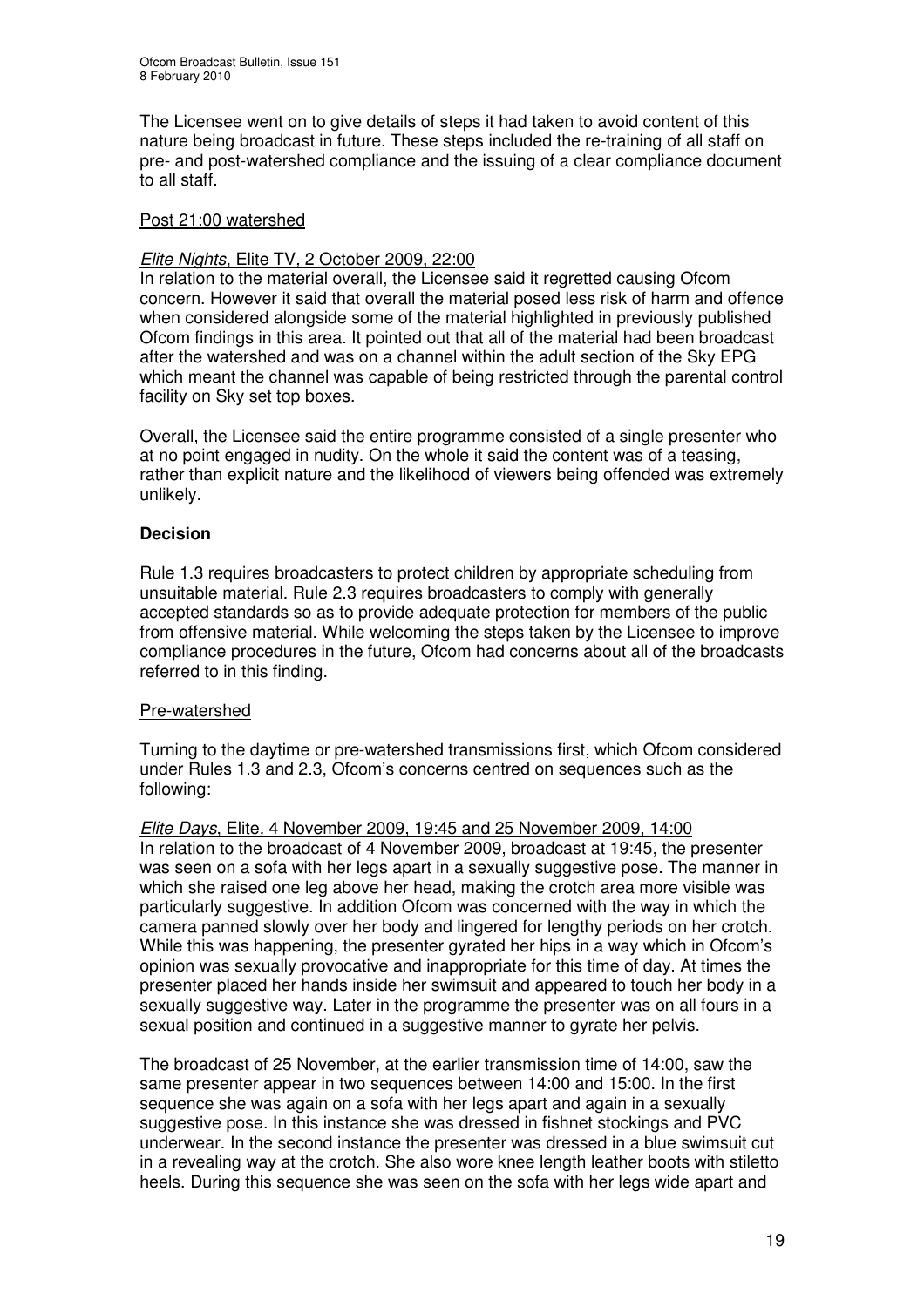The Licensee went on to give details of steps it had taken to avoid content of this nature being broadcast in future. These steps included the re-training of all staff on pre- and post-watershed compliance and the issuing of a clear compliance document to all staff.

<u>Post 21:00 watershed</u>

<u>*Elite Nights*, Elite TV, 2 October 2009, 22:00</u>

In relation to the material overall, the Licensee said it regretted causing Ofcom concern. However it said that overall the material posed less risk of harm and offence when considered alongside some of the material highlighted in previously published Ofcom findings in this area. It pointed out that all of the material had been broadcast after the watershed and was on a channel within the adult section of the Sky EPG which meant the channel was capable of being restricted through the parental control facility on Sky set top boxes.

Overall, the Licensee said the entire programme consisted of a single presenter who at no point engaged in nudity. On the whole it said the content was of a teasing, rather than explicit nature and the likelihood of viewers being offended was extremely unlikely.

**Decision**

Rule 1.3 requires broadcasters to protect children by appropriate scheduling from unsuitable material. Rule 2.3 requires broadcasters to comply with generally accepted standards so as to provide adequate protection for members of the public from offensive material. While welcoming the steps taken by the Licensee to improve compliance procedures in the future, Ofcom had concerns about all of the broadcasts referred to in this finding.

<u>Pre-watershed</u>

Turning to the daytime or pre-watershed transmissions first, which Ofcom considered under Rules 1.3 and 2.3, Ofcom's concerns centred on sequences such as the following:

<u>*Elite Days*, Elite, 4 November 2009, 19:45 and 25 November 2009, 14:00</u>

In relation to the broadcast of 4 November 2009, broadcast at 19:45, the presenter was seen on a sofa with her legs apart in a sexually suggestive pose. The manner in which she raised one leg above her head, making the crotch area more visible was particularly suggestive. In addition Ofcom was concerned with the way in which the camera panned slowly over her body and lingered for lengthy periods on her crotch. While this was happening, the presenter gyrated her hips in a way which in Ofcom's opinion was sexually provocative and inappropriate for this time of day. At times the presenter placed her hands inside her swimsuit and appeared to touch her body in a sexually suggestive way. Later in the programme the presenter was on all fours in a sexual position and continued in a suggestive manner to gyrate her pelvis.

The broadcast of 25 November, at the earlier transmission time of 14:00, saw the same presenter appear in two sequences between 14:00 and 15:00. In the first sequence she was again on a sofa with her legs apart and again in a sexually suggestive pose. In this instance she was dressed in fishnet stockings and PVC underwear. In the second instance the presenter was dressed in a blue swimsuit cut in a revealing way at the crotch. She also wore knee length leather boots with stiletto heels. During this sequence she was seen on the sofa with her legs wide apart and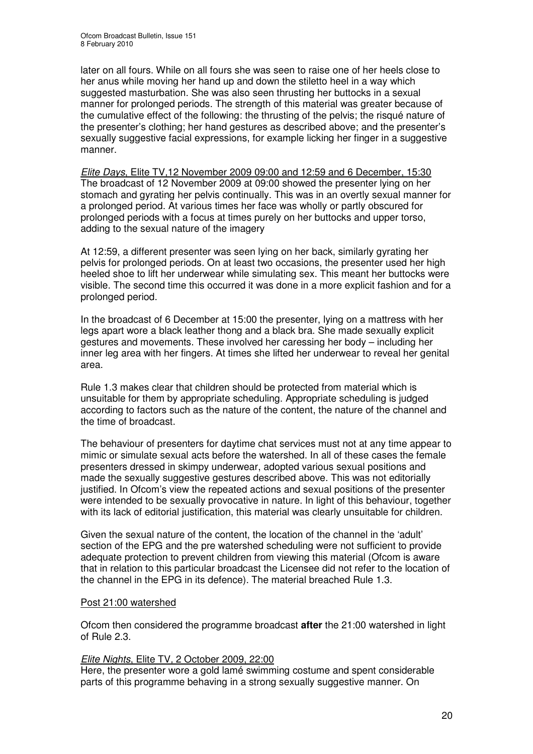later on all fours. While on all fours she was seen to raise one of her heels close to her anus while moving her hand up and down the stiletto heel in a way which suggested masturbation. She was also seen thrusting her buttocks in a sexual manner for prolonged periods. The strength of this material was greater because of the cumulative effect of the following: the thrusting of the pelvis; the risqué nature of the presenter's clothing; her hand gestures as described above; and the presenter's sexually suggestive facial expressions, for example licking her finger in a suggestive manner.

*Elite Days*, Elite TV,12 November 2009 09:00 and 12:59 and 6 December, 15:30
The broadcast of 12 November 2009 at 09:00 showed the presenter lying on her stomach and gyrating her pelvis continually. This was in an overtly sexual manner for a prolonged period. At various times her face was wholly or partly obscured for prolonged periods with a focus at times purely on her buttocks and upper torso, adding to the sexual nature of the imagery

At 12:59, a different presenter was seen lying on her back, similarly gyrating her pelvis for prolonged periods. On at least two occasions, the presenter used her high heeled shoe to lift her underwear while simulating sex. This meant her buttocks were visible. The second time this occurred it was done in a more explicit fashion and for a prolonged period.

In the broadcast of 6 December at 15:00 the presenter, lying on a mattress with her legs apart wore a black leather thong and a black bra. She made sexually explicit gestures and movements. These involved her caressing her body – including her inner leg area with her fingers. At times she lifted her underwear to reveal her genital area.

Rule 1.3 makes clear that children should be protected from material which is unsuitable for them by appropriate scheduling. Appropriate scheduling is judged according to factors such as the nature of the content, the nature of the channel and the time of broadcast.

The behaviour of presenters for daytime chat services must not at any time appear to mimic or simulate sexual acts before the watershed. In all of these cases the female presenters dressed in skimpy underwear, adopted various sexual positions and made the sexually suggestive gestures described above. This was not editorially justified. In Ofcom's view the repeated actions and sexual positions of the presenter were intended to be sexually provocative in nature. In light of this behaviour, together with its lack of editorial justification, this material was clearly unsuitable for children.

Given the sexual nature of the content, the location of the channel in the 'adult' section of the EPG and the pre watershed scheduling were not sufficient to provide adequate protection to prevent children from viewing this material (Ofcom is aware that in relation to this particular broadcast the Licensee did not refer to the location of the channel in the EPG in its defence). The material breached Rule 1.3.

Post 21:00 watershed

Ofcom then considered the programme broadcast **after** the 21:00 watershed in light of Rule 2.3.

*Elite Nights*, Elite TV, 2 October 2009, 22:00
Here, the presenter wore a gold lamé swimming costume and spent considerable parts of this programme behaving in a strong sexually suggestive manner. On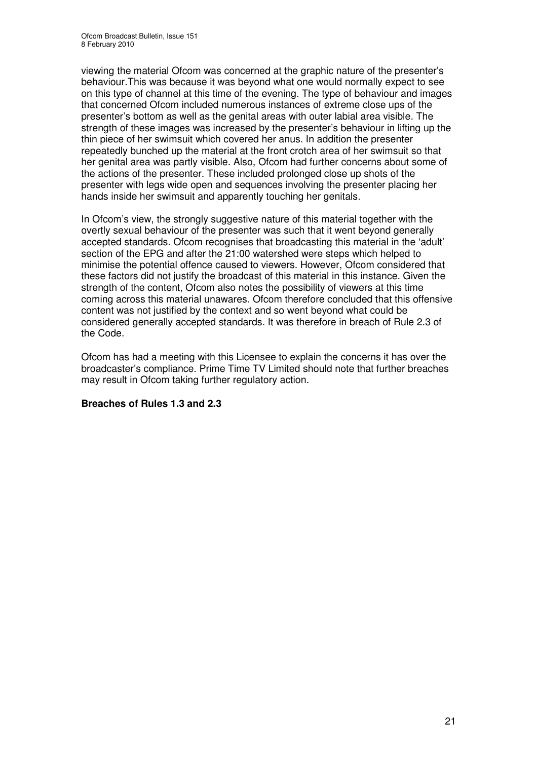viewing the material Ofcom was concerned at the graphic nature of the presenter's behaviour.This was because it was beyond what one would normally expect to see on this type of channel at this time of the evening. The type of behaviour and images that concerned Ofcom included numerous instances of extreme close ups of the presenter's bottom as well as the genital areas with outer labial area visible. The strength of these images was increased by the presenter's behaviour in lifting up the thin piece of her swimsuit which covered her anus. In addition the presenter repeatedly bunched up the material at the front crotch area of her swimsuit so that her genital area was partly visible. Also, Ofcom had further concerns about some of the actions of the presenter. These included prolonged close up shots of the presenter with legs wide open and sequences involving the presenter placing her hands inside her swimsuit and apparently touching her genitals.

In Ofcom's view, the strongly suggestive nature of this material together with the overtly sexual behaviour of the presenter was such that it went beyond generally accepted standards. Ofcom recognises that broadcasting this material in the 'adult' section of the EPG and after the 21:00 watershed were steps which helped to minimise the potential offence caused to viewers. However, Ofcom considered that these factors did not justify the broadcast of this material in this instance. Given the strength of the content, Ofcom also notes the possibility of viewers at this time coming across this material unawares. Ofcom therefore concluded that this offensive content was not justified by the context and so went beyond what could be considered generally accepted standards. It was therefore in breach of Rule 2.3 of the Code.

Ofcom has had a meeting with this Licensee to explain the concerns it has over the broadcaster's compliance. Prime Time TV Limited should note that further breaches may result in Ofcom taking further regulatory action.

**Breaches of Rules 1.3 and 2.3**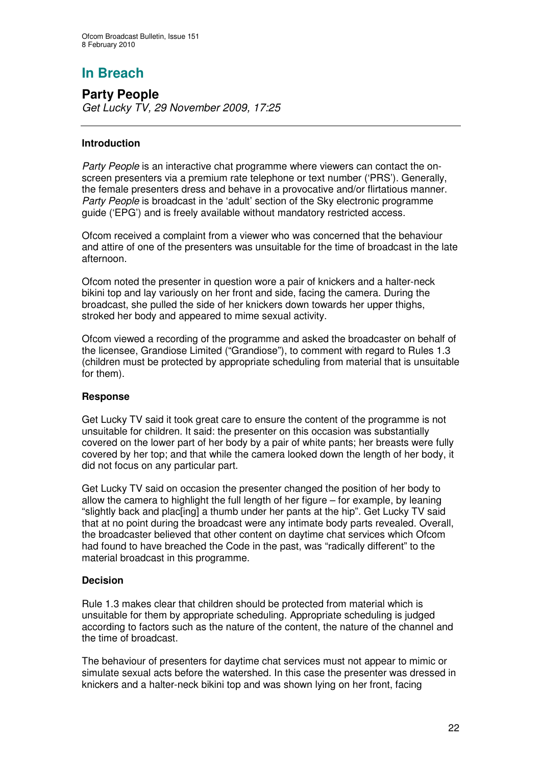# In Breach

## Party People

*Get Lucky TV, 29 November 2009, 17:25*

---

### Introduction

*Party People* is an interactive chat programme where viewers can contact the on-screen presenters via a premium rate telephone or text number ('PRS'). Generally, the female presenters dress and behave in a provocative and/or flirtatious manner. *Party People* is broadcast in the 'adult' section of the Sky electronic programme guide ('EPG') and is freely available without mandatory restricted access.

Ofcom received a complaint from a viewer who was concerned that the behaviour and attire of one of the presenters was unsuitable for the time of broadcast in the late afternoon.

Ofcom noted the presenter in question wore a pair of knickers and a halter-neck bikini top and lay variously on her front and side, facing the camera. During the broadcast, she pulled the side of her knickers down towards her upper thighs, stroked her body and appeared to mime sexual activity.

Ofcom viewed a recording of the programme and asked the broadcaster on behalf of the licensee, Grandiose Limited ("Grandiose"), to comment with regard to Rules 1.3 (children must be protected by appropriate scheduling from material that is unsuitable for them).

### Response

Get Lucky TV said it took great care to ensure the content of the programme is not unsuitable for children. It said: the presenter on this occasion was substantially covered on the lower part of her body by a pair of white pants; her breasts were fully covered by her top; and that while the camera looked down the length of her body, it did not focus on any particular part.

Get Lucky TV said on occasion the presenter changed the position of her body to allow the camera to highlight the full length of her figure – for example, by leaning "slightly back and plac[ing] a thumb under her pants at the hip". Get Lucky TV said that at no point during the broadcast were any intimate body parts revealed. Overall, the broadcaster believed that other content on daytime chat services which Ofcom had found to have breached the Code in the past, was "radically different" to the material broadcast in this programme.

### Decision

Rule 1.3 makes clear that children should be protected from material which is unsuitable for them by appropriate scheduling. Appropriate scheduling is judged according to factors such as the nature of the content, the nature of the channel and the time of broadcast.

The behaviour of presenters for daytime chat services must not appear to mimic or simulate sexual acts before the watershed. In this case the presenter was dressed in knickers and a halter-neck bikini top and was shown lying on her front, facing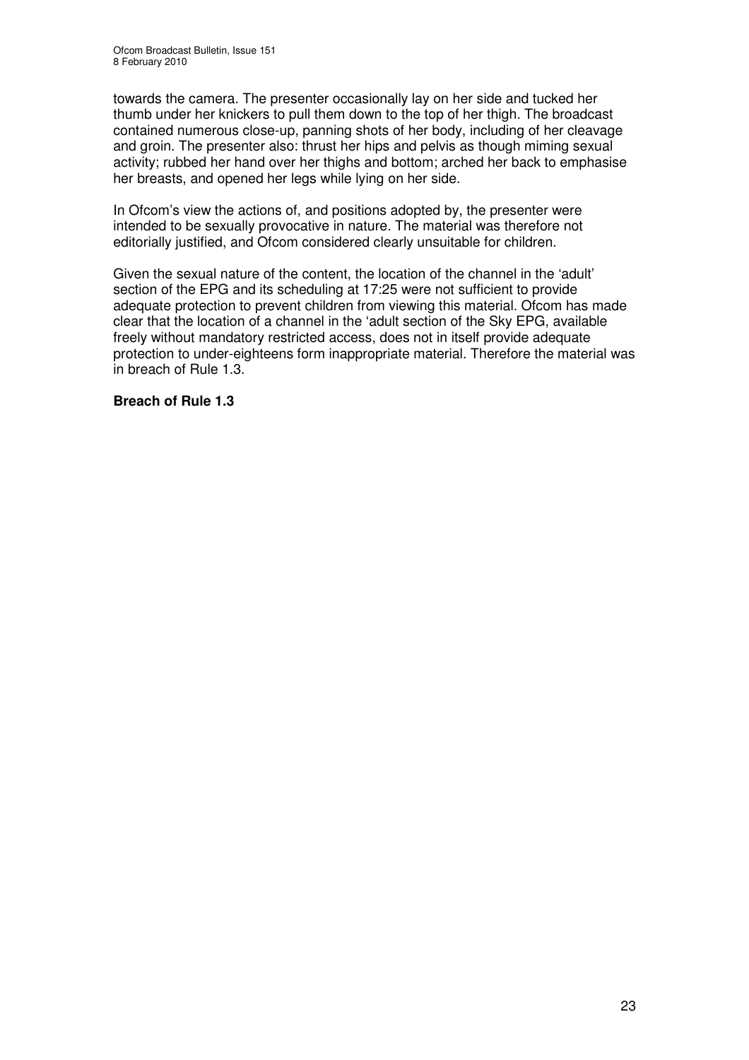towards the camera. The presenter occasionally lay on her side and tucked her thumb under her knickers to pull them down to the top of her thigh. The broadcast contained numerous close-up, panning shots of her body, including of her cleavage and groin. The presenter also: thrust her hips and pelvis as though miming sexual activity; rubbed her hand over her thighs and bottom; arched her back to emphasise her breasts, and opened her legs while lying on her side.

In Ofcom's view the actions of, and positions adopted by, the presenter were intended to be sexually provocative in nature. The material was therefore not editorially justified, and Ofcom considered clearly unsuitable for children.

Given the sexual nature of the content, the location of the channel in the 'adult' section of the EPG and its scheduling at 17:25 were not sufficient to provide adequate protection to prevent children from viewing this material. Ofcom has made clear that the location of a channel in the 'adult section of the Sky EPG, available freely without mandatory restricted access, does not in itself provide adequate protection to under-eighteens form inappropriate material. Therefore the material was in breach of Rule 1.3.

**Breach of Rule 1.3**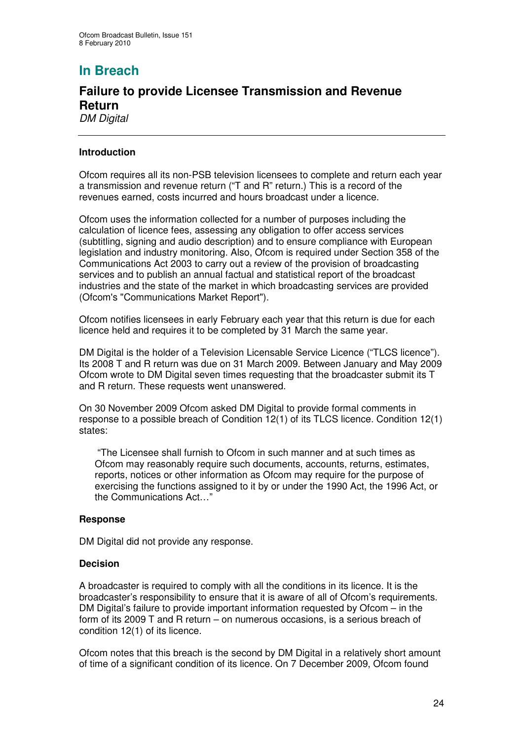# In Breach

## Failure to provide Licensee Transmission and Revenue Return

*DM Digital*

---

### Introduction

Ofcom requires all its non-PSB television licensees to complete and return each year a transmission and revenue return ("T and R" return.) This is a record of the revenues earned, costs incurred and hours broadcast under a licence.

Ofcom uses the information collected for a number of purposes including the calculation of licence fees, assessing any obligation to offer access services (subtitling, signing and audio description) and to ensure compliance with European legislation and industry monitoring. Also, Ofcom is required under Section 358 of the Communications Act 2003 to carry out a review of the provision of broadcasting services and to publish an annual factual and statistical report of the broadcast industries and the state of the market in which broadcasting services are provided (Ofcom's "Communications Market Report").

Ofcom notifies licensees in early February each year that this return is due for each licence held and requires it to be completed by 31 March the same year.

DM Digital is the holder of a Television Licensable Service Licence ("TLCS licence"). Its 2008 T and R return was due on 31 March 2009. Between January and May 2009 Ofcom wrote to DM Digital seven times requesting that the broadcaster submit its T and R return. These requests went unanswered.

On 30 November 2009 Ofcom asked DM Digital to provide formal comments in response to a possible breach of Condition 12(1) of its TLCS licence. Condition 12(1) states:

> "The Licensee shall furnish to Ofcom in such manner and at such times as Ofcom may reasonably require such documents, accounts, returns, estimates, reports, notices or other information as Ofcom may require for the purpose of exercising the functions assigned to it by or under the 1990 Act, the 1996 Act, or the Communications Act…"

### Response

DM Digital did not provide any response.

### Decision

A broadcaster is required to comply with all the conditions in its licence. It is the broadcaster's responsibility to ensure that it is aware of all of Ofcom's requirements. DM Digital's failure to provide important information requested by Ofcom – in the form of its 2009 T and R return – on numerous occasions, is a serious breach of condition 12(1) of its licence.

Ofcom notes that this breach is the second by DM Digital in a relatively short amount of time of a significant condition of its licence. On 7 December 2009, Ofcom found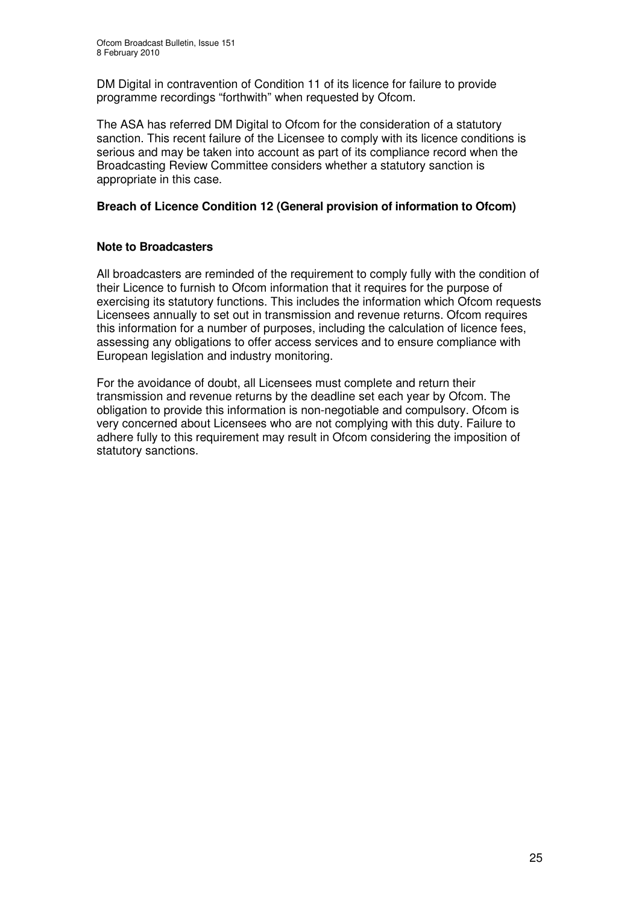DM Digital in contravention of Condition 11 of its licence for failure to provide programme recordings "forthwith" when requested by Ofcom.

The ASA has referred DM Digital to Ofcom for the consideration of a statutory sanction. This recent failure of the Licensee to comply with its licence conditions is serious and may be taken into account as part of its compliance record when the Broadcasting Review Committee considers whether a statutory sanction is appropriate in this case.

**Breach of Licence Condition 12 (General provision of information to Ofcom)**

**Note to Broadcasters**

All broadcasters are reminded of the requirement to comply fully with the condition of their Licence to furnish to Ofcom information that it requires for the purpose of exercising its statutory functions. This includes the information which Ofcom requests Licensees annually to set out in transmission and revenue returns. Ofcom requires this information for a number of purposes, including the calculation of licence fees, assessing any obligations to offer access services and to ensure compliance with European legislation and industry monitoring.

For the avoidance of doubt, all Licensees must complete and return their transmission and revenue returns by the deadline set each year by Ofcom. The obligation to provide this information is non-negotiable and compulsory. Ofcom is very concerned about Licensees who are not complying with this duty. Failure to adhere fully to this requirement may result in Ofcom considering the imposition of statutory sanctions.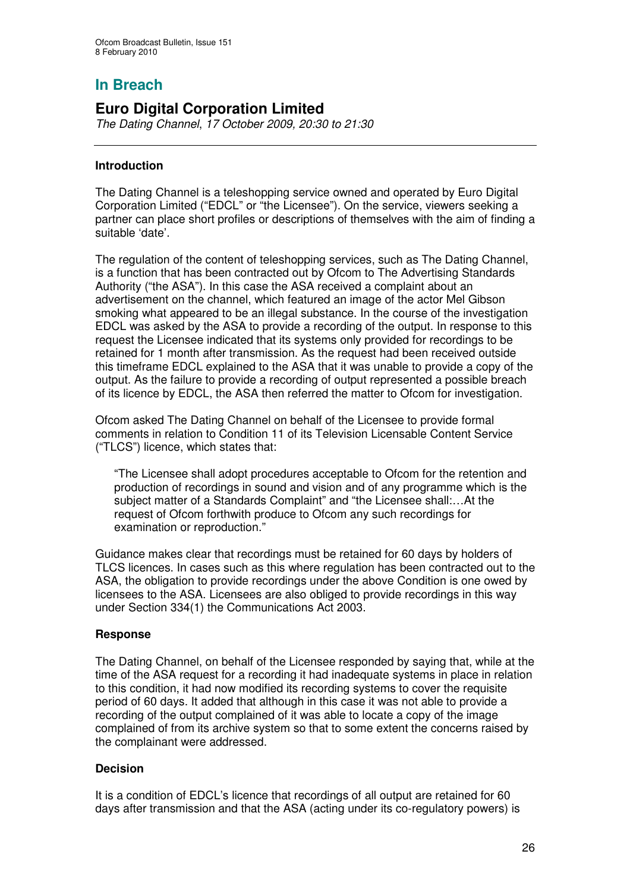## In Breach

## Euro Digital Corporation Limited

*The Dating Channel, 17 October 2009, 20:30 to 21:30*

### Introduction

The Dating Channel is a teleshopping service owned and operated by Euro Digital Corporation Limited ("EDCL" or "the Licensee"). On the service, viewers seeking a partner can place short profiles or descriptions of themselves with the aim of finding a suitable 'date'.

The regulation of the content of teleshopping services, such as The Dating Channel, is a function that has been contracted out by Ofcom to The Advertising Standards Authority ("the ASA"). In this case the ASA received a complaint about an advertisement on the channel, which featured an image of the actor Mel Gibson smoking what appeared to be an illegal substance. In the course of the investigation EDCL was asked by the ASA to provide a recording of the output. In response to this request the Licensee indicated that its systems only provided for recordings to be retained for 1 month after transmission. As the request had been received outside this timeframe EDCL explained to the ASA that it was unable to provide a copy of the output. As the failure to provide a recording of output represented a possible breach of its licence by EDCL, the ASA then referred the matter to Ofcom for investigation.

Ofcom asked The Dating Channel on behalf of the Licensee to provide formal comments in relation to Condition 11 of its Television Licensable Content Service ("TLCS") licence, which states that:

> "The Licensee shall adopt procedures acceptable to Ofcom for the retention and production of recordings in sound and vision and of any programme which is the subject matter of a Standards Complaint" and "the Licensee shall:…At the request of Ofcom forthwith produce to Ofcom any such recordings for examination or reproduction."

Guidance makes clear that recordings must be retained for 60 days by holders of TLCS licences. In cases such as this where regulation has been contracted out to the ASA, the obligation to provide recordings under the above Condition is one owed by licensees to the ASA. Licensees are also obliged to provide recordings in this way under Section 334(1) the Communications Act 2003.

### Response

The Dating Channel, on behalf of the Licensee responded by saying that, while at the time of the ASA request for a recording it had inadequate systems in place in relation to this condition, it had now modified its recording systems to cover the requisite period of 60 days. It added that although in this case it was not able to provide a recording of the output complained of it was able to locate a copy of the image complained of from its archive system so that to some extent the concerns raised by the complainant were addressed.

### Decision

It is a condition of EDCL's licence that recordings of all output are retained for 60 days after transmission and that the ASA (acting under its co-regulatory powers) is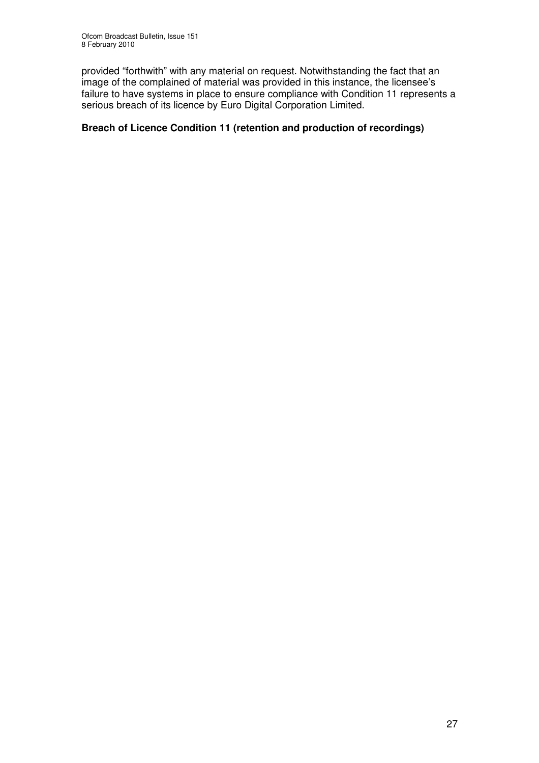provided "forthwith" with any material on request. Notwithstanding the fact that an image of the complained of material was provided in this instance, the licensee's failure to have systems in place to ensure compliance with Condition 11 represents a serious breach of its licence by Euro Digital Corporation Limited.

**Breach of Licence Condition 11 (retention and production of recordings)**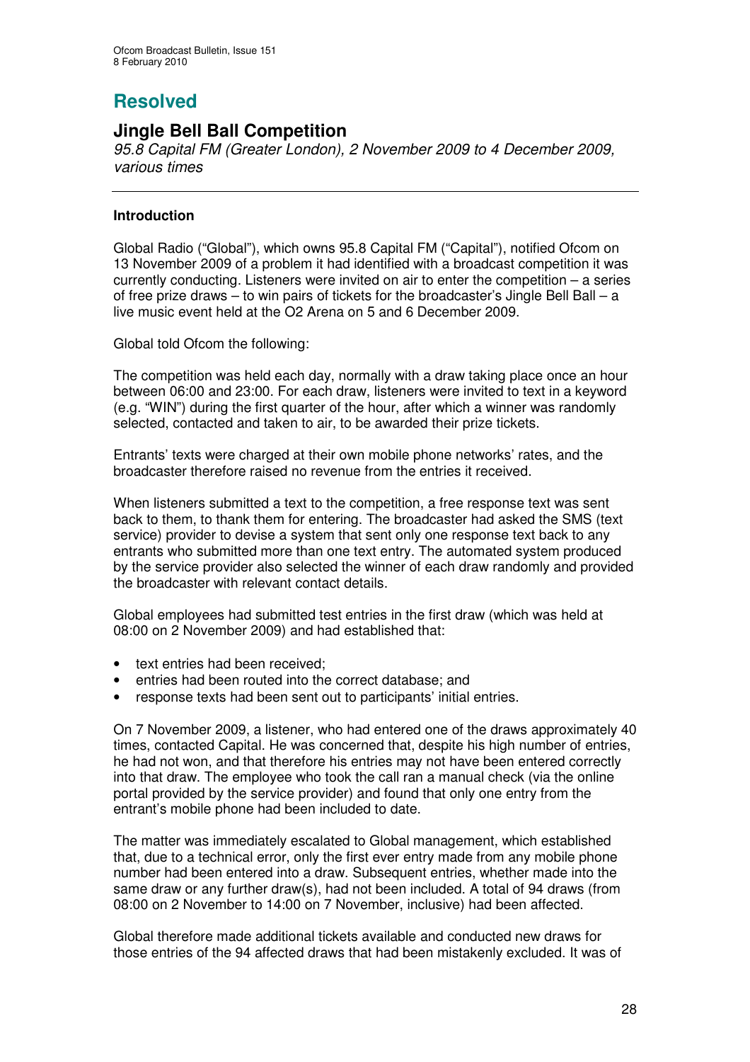# Resolved

## Jingle Bell Ball Competition

*95.8 Capital FM (Greater London), 2 November 2009 to 4 December 2009, various times*

---

**Introduction**

Global Radio ("Global"), which owns 95.8 Capital FM ("Capital"), notified Ofcom on 13 November 2009 of a problem it had identified with a broadcast competition it was currently conducting. Listeners were invited on air to enter the competition – a series of free prize draws – to win pairs of tickets for the broadcaster's Jingle Bell Ball – a live music event held at the O2 Arena on 5 and 6 December 2009.

Global told Ofcom the following:

The competition was held each day, normally with a draw taking place once an hour between 06:00 and 23:00. For each draw, listeners were invited to text in a keyword (e.g. "WIN") during the first quarter of the hour, after which a winner was randomly selected, contacted and taken to air, to be awarded their prize tickets.

Entrants' texts were charged at their own mobile phone networks' rates, and the broadcaster therefore raised no revenue from the entries it received.

When listeners submitted a text to the competition, a free response text was sent back to them, to thank them for entering. The broadcaster had asked the SMS (text service) provider to devise a system that sent only one response text back to any entrants who submitted more than one text entry. The automated system produced by the service provider also selected the winner of each draw randomly and provided the broadcaster with relevant contact details.

Global employees had submitted test entries in the first draw (which was held at 08:00 on 2 November 2009) and had established that:

- text entries had been received;
- entries had been routed into the correct database; and
- response texts had been sent out to participants' initial entries.

On 7 November 2009, a listener, who had entered one of the draws approximately 40 times, contacted Capital. He was concerned that, despite his high number of entries, he had not won, and that therefore his entries may not have been entered correctly into that draw. The employee who took the call ran a manual check (via the online portal provided by the service provider) and found that only one entry from the entrant's mobile phone had been included to date.

The matter was immediately escalated to Global management, which established that, due to a technical error, only the first ever entry made from any mobile phone number had been entered into a draw. Subsequent entries, whether made into the same draw or any further draw(s), had not been included. A total of 94 draws (from 08:00 on 2 November to 14:00 on 7 November, inclusive) had been affected.

Global therefore made additional tickets available and conducted new draws for those entries of the 94 affected draws that had been mistakenly excluded. It was of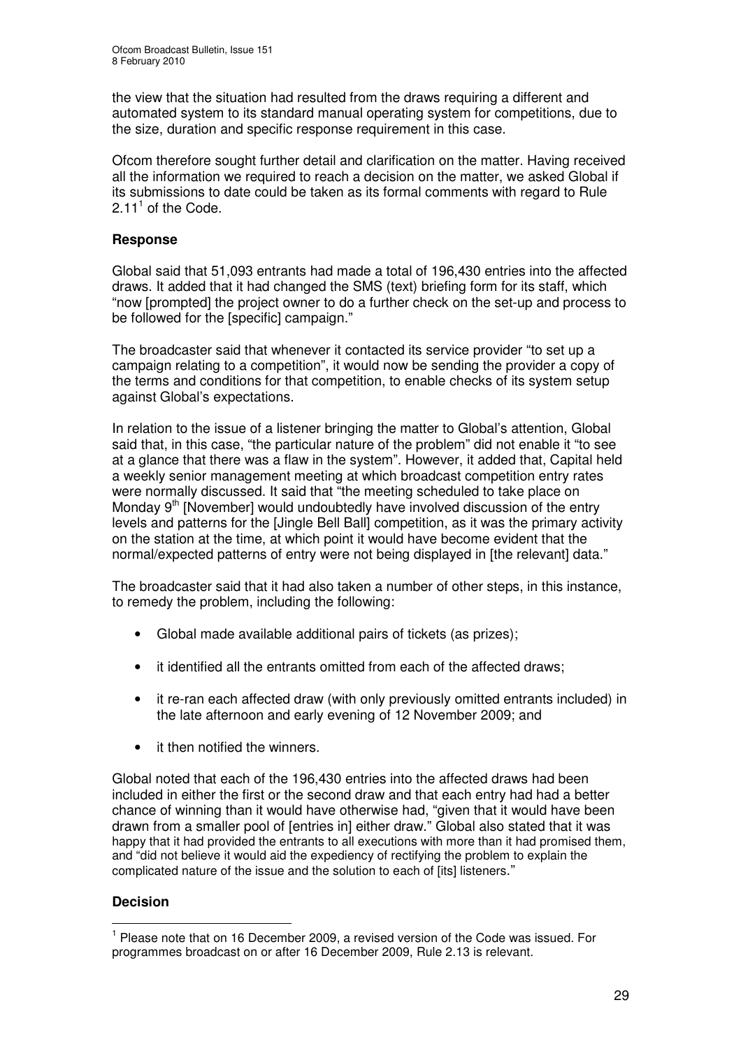the view that the situation had resulted from the draws requiring a different and automated system to its standard manual operating system for competitions, due to the size, duration and specific response requirement in this case.

Ofcom therefore sought further detail and clarification on the matter. Having received all the information we required to reach a decision on the matter, we asked Global if its submissions to date could be taken as its formal comments with regard to Rule 2.11[1] of the Code.

### Response

Global said that 51,093 entrants had made a total of 196,430 entries into the affected draws. It added that it had changed the SMS (text) briefing form for its staff, which "now [prompted] the project owner to do a further check on the set-up and process to be followed for the [specific] campaign."

The broadcaster said that whenever it contacted its service provider "to set up a campaign relating to a competition", it would now be sending the provider a copy of the terms and conditions for that competition, to enable checks of its system setup against Global's expectations.

In relation to the issue of a listener bringing the matter to Global's attention, Global said that, in this case, "the particular nature of the problem" did not enable it "to see at a glance that there was a flaw in the system". However, it added that, Capital held a weekly senior management meeting at which broadcast competition entry rates were normally discussed. It said that "the meeting scheduled to take place on Monday 9th [November] would undoubtedly have involved discussion of the entry levels and patterns for the [Jingle Bell Ball] competition, as it was the primary activity on the station at the time, at which point it would have become evident that the normal/expected patterns of entry were not being displayed in [the relevant] data."

The broadcaster said that it had also taken a number of other steps, in this instance, to remedy the problem, including the following:

- Global made available additional pairs of tickets (as prizes);
- it identified all the entrants omitted from each of the affected draws;
- it re-ran each affected draw (with only previously omitted entrants included) in the late afternoon and early evening of 12 November 2009; and
- it then notified the winners.

Global noted that each of the 196,430 entries into the affected draws had been included in either the first or the second draw and that each entry had had a better chance of winning than it would have otherwise had, "given that it would have been drawn from a smaller pool of [entries in] either draw." Global also stated that it was happy that it had provided the entrants to all executions with more than it had promised them, and "did not believe it would aid the expediency of rectifying the problem to explain the complicated nature of the issue and the solution to each of [its] listeners."

### Decision

[1] Please note that on 16 December 2009, a revised version of the Code was issued. For programmes broadcast on or after 16 December 2009, Rule 2.13 is relevant.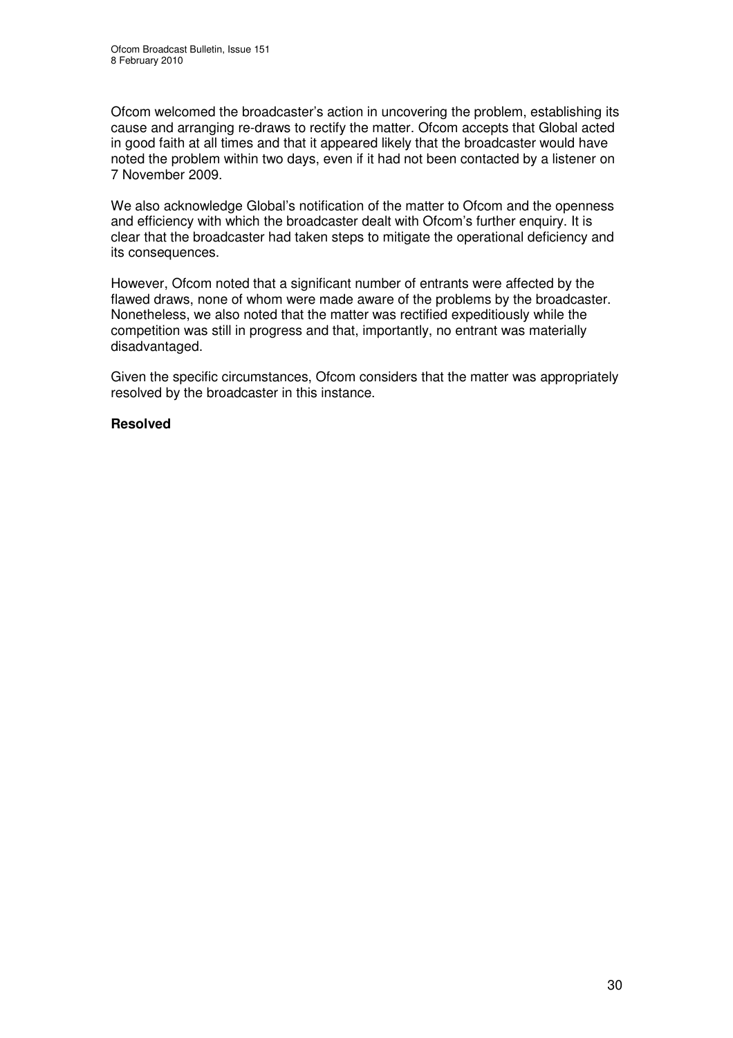Ofcom welcomed the broadcaster's action in uncovering the problem, establishing its cause and arranging re-draws to rectify the matter. Ofcom accepts that Global acted in good faith at all times and that it appeared likely that the broadcaster would have noted the problem within two days, even if it had not been contacted by a listener on 7 November 2009.

We also acknowledge Global's notification of the matter to Ofcom and the openness and efficiency with which the broadcaster dealt with Ofcom's further enquiry. It is clear that the broadcaster had taken steps to mitigate the operational deficiency and its consequences.

However, Ofcom noted that a significant number of entrants were affected by the flawed draws, none of whom were made aware of the problems by the broadcaster. Nonetheless, we also noted that the matter was rectified expeditiously while the competition was still in progress and that, importantly, no entrant was materially disadvantaged.

Given the specific circumstances, Ofcom considers that the matter was appropriately resolved by the broadcaster in this instance.

**Resolved**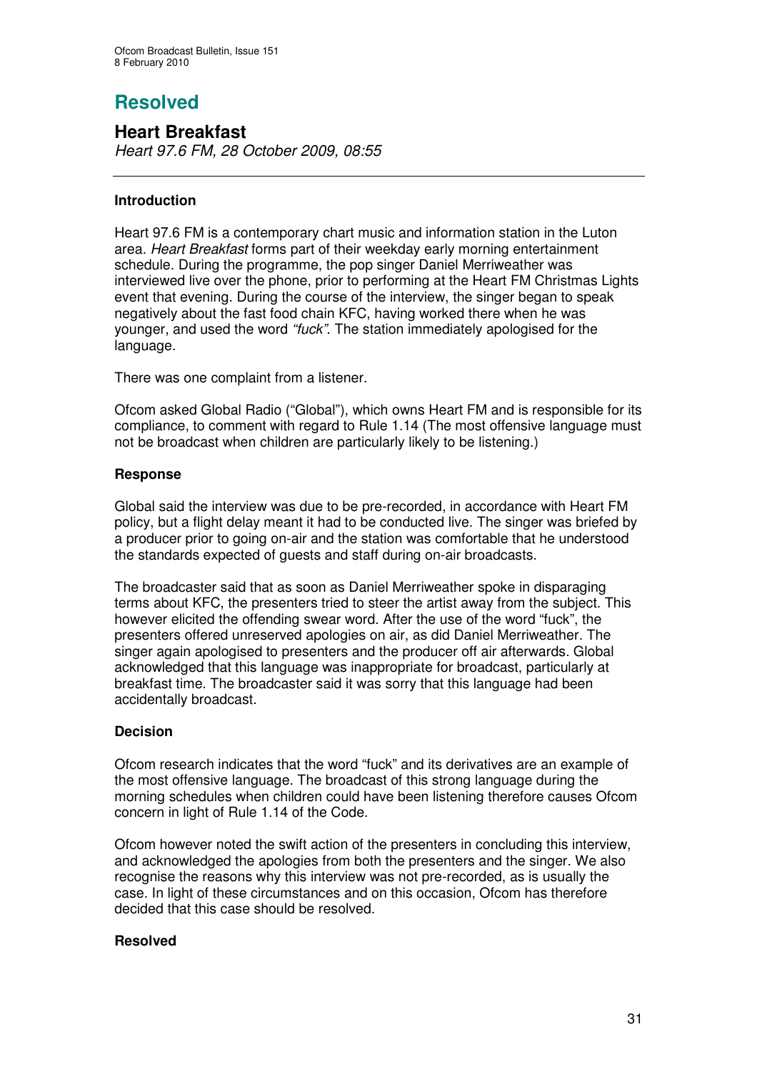# Resolved

## Heart Breakfast

*Heart 97.6 FM, 28 October 2009, 08:55*

### Introduction

Heart 97.6 FM is a contemporary chart music and information station in the Luton area. *Heart Breakfast* forms part of their weekday early morning entertainment schedule. During the programme, the pop singer Daniel Merriweather was interviewed live over the phone, prior to performing at the Heart FM Christmas Lights event that evening. During the course of the interview, the singer began to speak negatively about the fast food chain KFC, having worked there when he was younger, and used the word *"fuck"*. The station immediately apologised for the language.

There was one complaint from a listener.

Ofcom asked Global Radio ("Global"), which owns Heart FM and is responsible for its compliance, to comment with regard to Rule 1.14 (The most offensive language must not be broadcast when children are particularly likely to be listening.)

### Response

Global said the interview was due to be pre-recorded, in accordance with Heart FM policy, but a flight delay meant it had to be conducted live. The singer was briefed by a producer prior to going on-air and the station was comfortable that he understood the standards expected of guests and staff during on-air broadcasts.

The broadcaster said that as soon as Daniel Merriweather spoke in disparaging terms about KFC, the presenters tried to steer the artist away from the subject. This however elicited the offending swear word. After the use of the word "fuck", the presenters offered unreserved apologies on air, as did Daniel Merriweather. The singer again apologised to presenters and the producer off air afterwards. Global acknowledged that this language was inappropriate for broadcast, particularly at breakfast time. The broadcaster said it was sorry that this language had been accidentally broadcast.

### Decision

Ofcom research indicates that the word "fuck" and its derivatives are an example of the most offensive language. The broadcast of this strong language during the morning schedules when children could have been listening therefore causes Ofcom concern in light of Rule 1.14 of the Code.

Ofcom however noted the swift action of the presenters in concluding this interview, and acknowledged the apologies from both the presenters and the singer. We also recognise the reasons why this interview was not pre-recorded, as is usually the case. In light of these circumstances and on this occasion, Ofcom has therefore decided that this case should be resolved.

### Resolved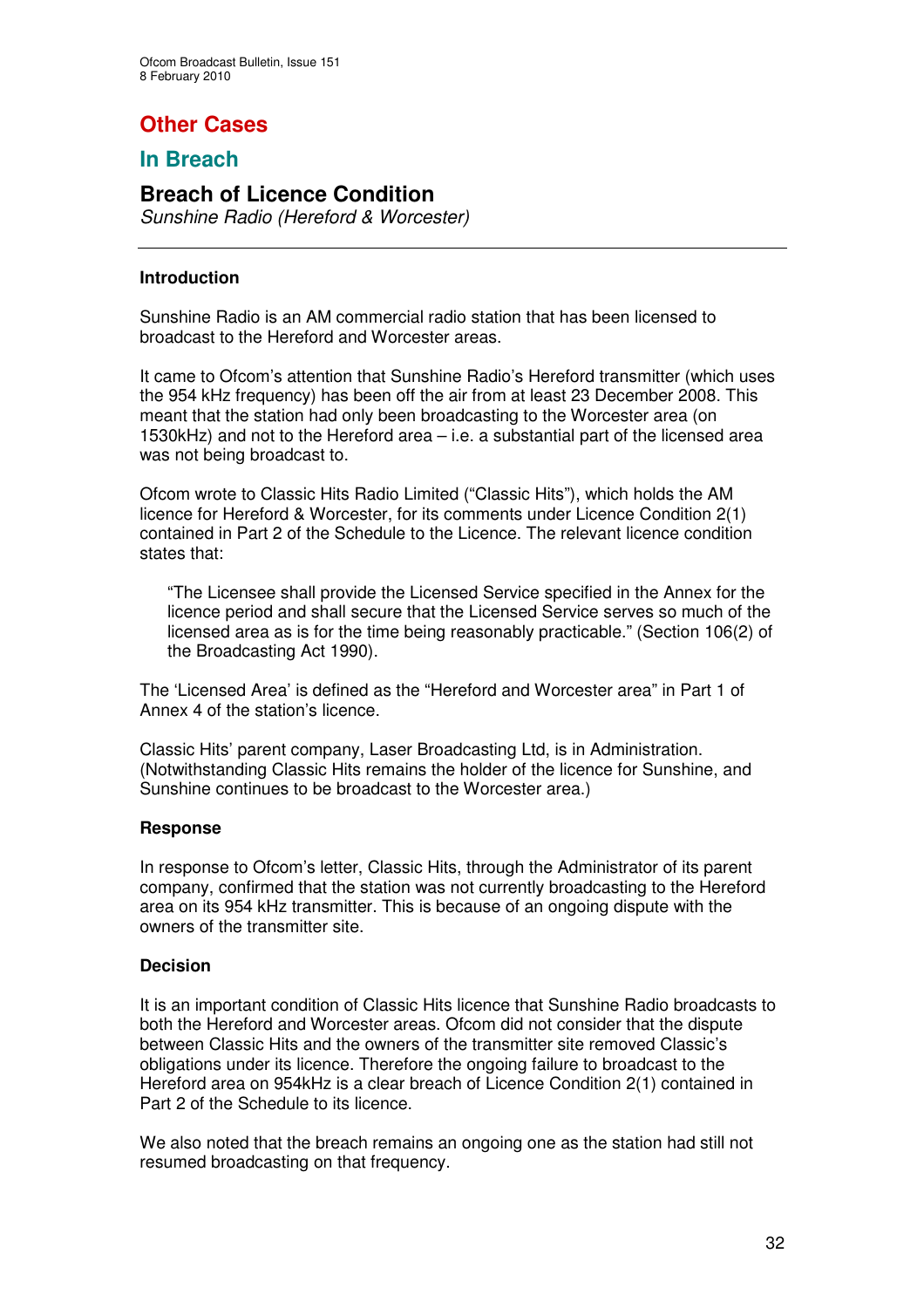# Other Cases

## In Breach

### Breach of Licence Condition

*Sunshine Radio (Hereford & Worcester)*

---

**Introduction**

Sunshine Radio is an AM commercial radio station that has been licensed to broadcast to the Hereford and Worcester areas.

It came to Ofcom's attention that Sunshine Radio's Hereford transmitter (which uses the 954 kHz frequency) has been off the air from at least 23 December 2008. This meant that the station had only been broadcasting to the Worcester area (on 1530kHz) and not to the Hereford area – i.e. a substantial part of the licensed area was not being broadcast to.

Ofcom wrote to Classic Hits Radio Limited ("Classic Hits"), which holds the AM licence for Hereford & Worcester, for its comments under Licence Condition 2(1) contained in Part 2 of the Schedule to the Licence. The relevant licence condition states that:

> "The Licensee shall provide the Licensed Service specified in the Annex for the licence period and shall secure that the Licensed Service serves so much of the licensed area as is for the time being reasonably practicable." (Section 106(2) of the Broadcasting Act 1990).

The 'Licensed Area' is defined as the "Hereford and Worcester area" in Part 1 of Annex 4 of the station's licence.

Classic Hits' parent company, Laser Broadcasting Ltd, is in Administration. (Notwithstanding Classic Hits remains the holder of the licence for Sunshine, and Sunshine continues to be broadcast to the Worcester area.)

**Response**

In response to Ofcom's letter, Classic Hits, through the Administrator of its parent company, confirmed that the station was not currently broadcasting to the Hereford area on its 954 kHz transmitter. This is because of an ongoing dispute with the owners of the transmitter site.

**Decision**

It is an important condition of Classic Hits licence that Sunshine Radio broadcasts to both the Hereford and Worcester areas. Ofcom did not consider that the dispute between Classic Hits and the owners of the transmitter site removed Classic's obligations under its licence. Therefore the ongoing failure to broadcast to the Hereford area on 954kHz is a clear breach of Licence Condition 2(1) contained in Part 2 of the Schedule to its licence.

We also noted that the breach remains an ongoing one as the station had still not resumed broadcasting on that frequency.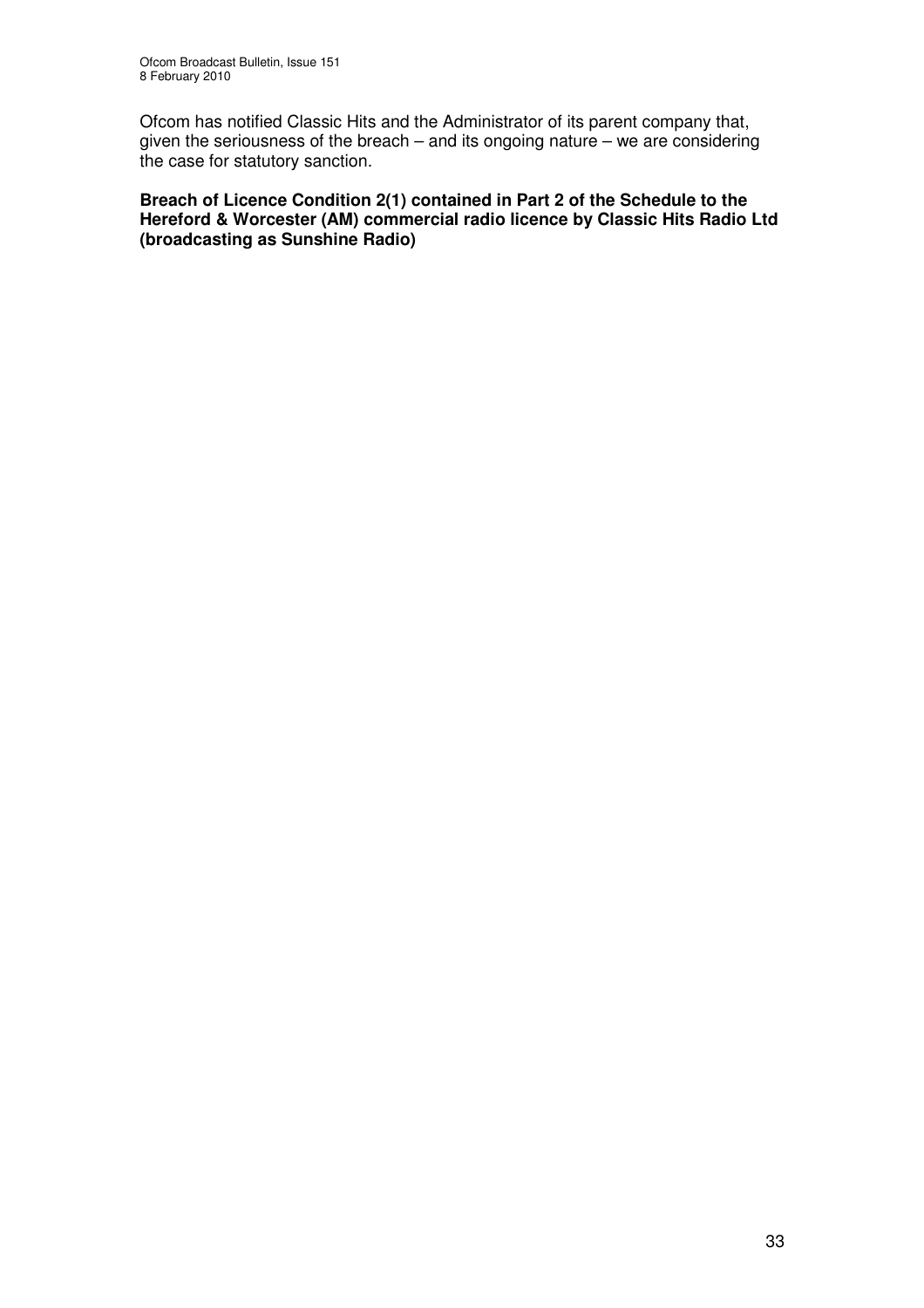Ofcom has notified Classic Hits and the Administrator of its parent company that, given the seriousness of the breach – and its ongoing nature – we are considering the case for statutory sanction.

**Breach of Licence Condition 2(1) contained in Part 2 of the Schedule to the Hereford & Worcester (AM) commercial radio licence by Classic Hits Radio Ltd (broadcasting as Sunshine Radio)**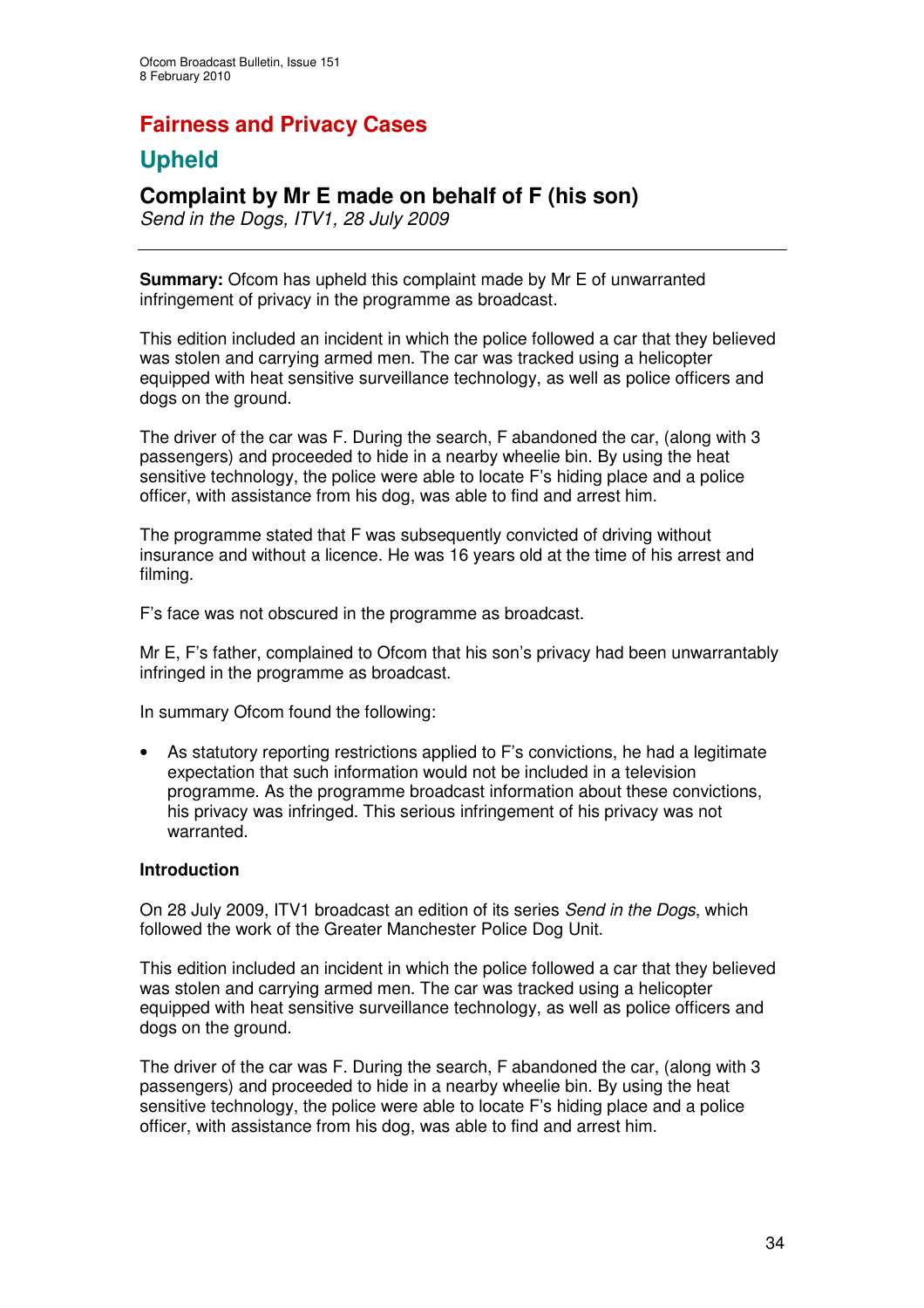## Fairness and Privacy Cases

## Upheld

### Complaint by Mr E made on behalf of F (his son)

*Send in the Dogs, ITV1, 28 July 2009*

---

**Summary:** Ofcom has upheld this complaint made by Mr E of unwarranted infringement of privacy in the programme as broadcast.

This edition included an incident in which the police followed a car that they believed was stolen and carrying armed men. The car was tracked using a helicopter equipped with heat sensitive surveillance technology, as well as police officers and dogs on the ground.

The driver of the car was F. During the search, F abandoned the car, (along with 3 passengers) and proceeded to hide in a nearby wheelie bin. By using the heat sensitive technology, the police were able to locate F's hiding place and a police officer, with assistance from his dog, was able to find and arrest him.

The programme stated that F was subsequently convicted of driving without insurance and without a licence. He was 16 years old at the time of his arrest and filming.

F's face was not obscured in the programme as broadcast.

Mr E, F's father, complained to Ofcom that his son's privacy had been unwarrantably infringed in the programme as broadcast.

In summary Ofcom found the following:

- As statutory reporting restrictions applied to F's convictions, he had a legitimate expectation that such information would not be included in a television programme. As the programme broadcast information about these convictions, his privacy was infringed. This serious infringement of his privacy was not warranted.

**Introduction**

On 28 July 2009, ITV1 broadcast an edition of its series *Send in the Dogs*, which followed the work of the Greater Manchester Police Dog Unit.

This edition included an incident in which the police followed a car that they believed was stolen and carrying armed men. The car was tracked using a helicopter equipped with heat sensitive surveillance technology, as well as police officers and dogs on the ground.

The driver of the car was F. During the search, F abandoned the car, (along with 3 passengers) and proceeded to hide in a nearby wheelie bin. By using the heat sensitive technology, the police were able to locate F's hiding place and a police officer, with assistance from his dog, was able to find and arrest him.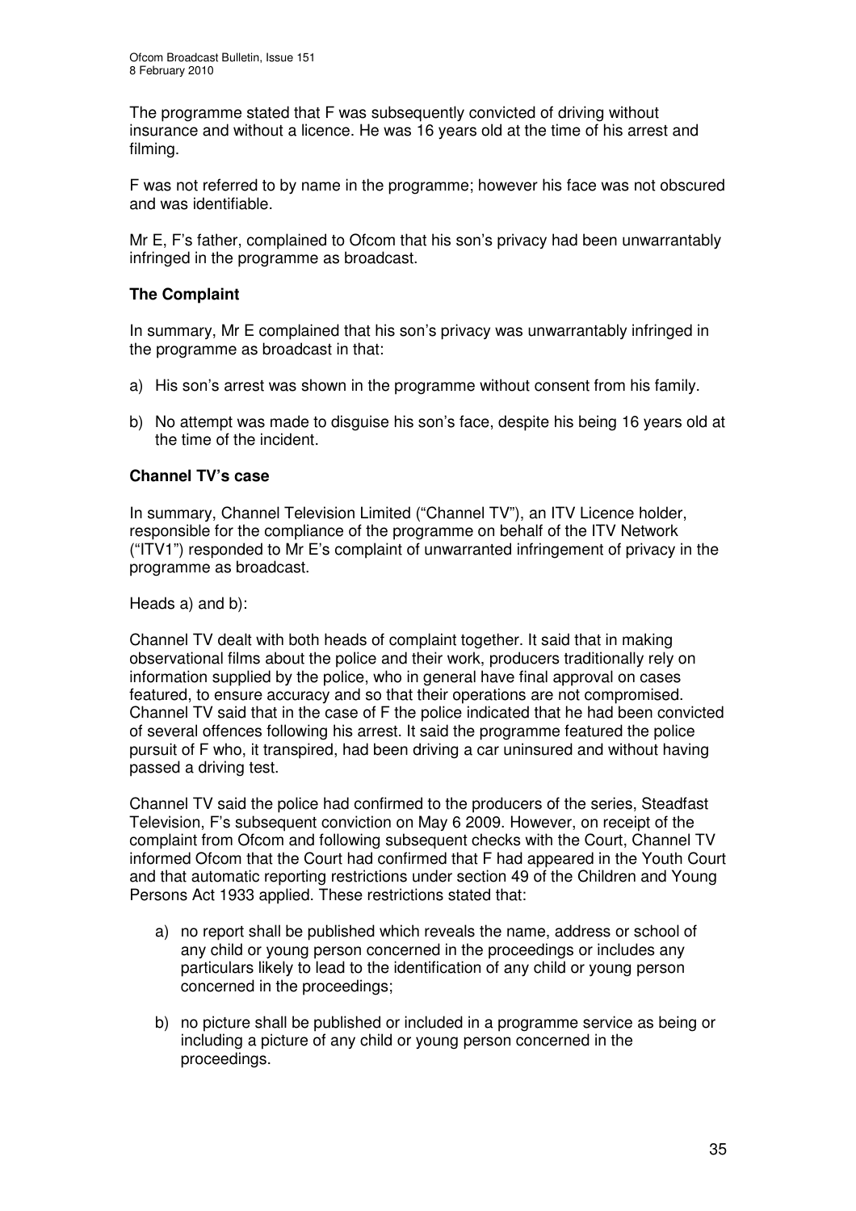The programme stated that F was subsequently convicted of driving without insurance and without a licence. He was 16 years old at the time of his arrest and filming.

F was not referred to by name in the programme; however his face was not obscured and was identifiable.

Mr E, F's father, complained to Ofcom that his son's privacy had been unwarrantably infringed in the programme as broadcast.

### The Complaint

In summary, Mr E complained that his son's privacy was unwarrantably infringed in the programme as broadcast in that:

a) His son's arrest was shown in the programme without consent from his family.

b) No attempt was made to disguise his son's face, despite his being 16 years old at the time of the incident.

### Channel TV's case

In summary, Channel Television Limited ("Channel TV"), an ITV Licence holder, responsible for the compliance of the programme on behalf of the ITV Network ("ITV1") responded to Mr E's complaint of unwarranted infringement of privacy in the programme as broadcast.

Heads a) and b):

Channel TV dealt with both heads of complaint together. It said that in making observational films about the police and their work, producers traditionally rely on information supplied by the police, who in general have final approval on cases featured, to ensure accuracy and so that their operations are not compromised. Channel TV said that in the case of F the police indicated that he had been convicted of several offences following his arrest. It said the programme featured the police pursuit of F who, it transpired, had been driving a car uninsured and without having passed a driving test.

Channel TV said the police had confirmed to the producers of the series, Steadfast Television, F's subsequent conviction on May 6 2009. However, on receipt of the complaint from Ofcom and following subsequent checks with the Court, Channel TV informed Ofcom that the Court had confirmed that F had appeared in the Youth Court and that automatic reporting restrictions under section 49 of the Children and Young Persons Act 1933 applied. These restrictions stated that:

a) no report shall be published which reveals the name, address or school of any child or young person concerned in the proceedings or includes any particulars likely to lead to the identification of any child or young person concerned in the proceedings;

b) no picture shall be published or included in a programme service as being or including a picture of any child or young person concerned in the proceedings.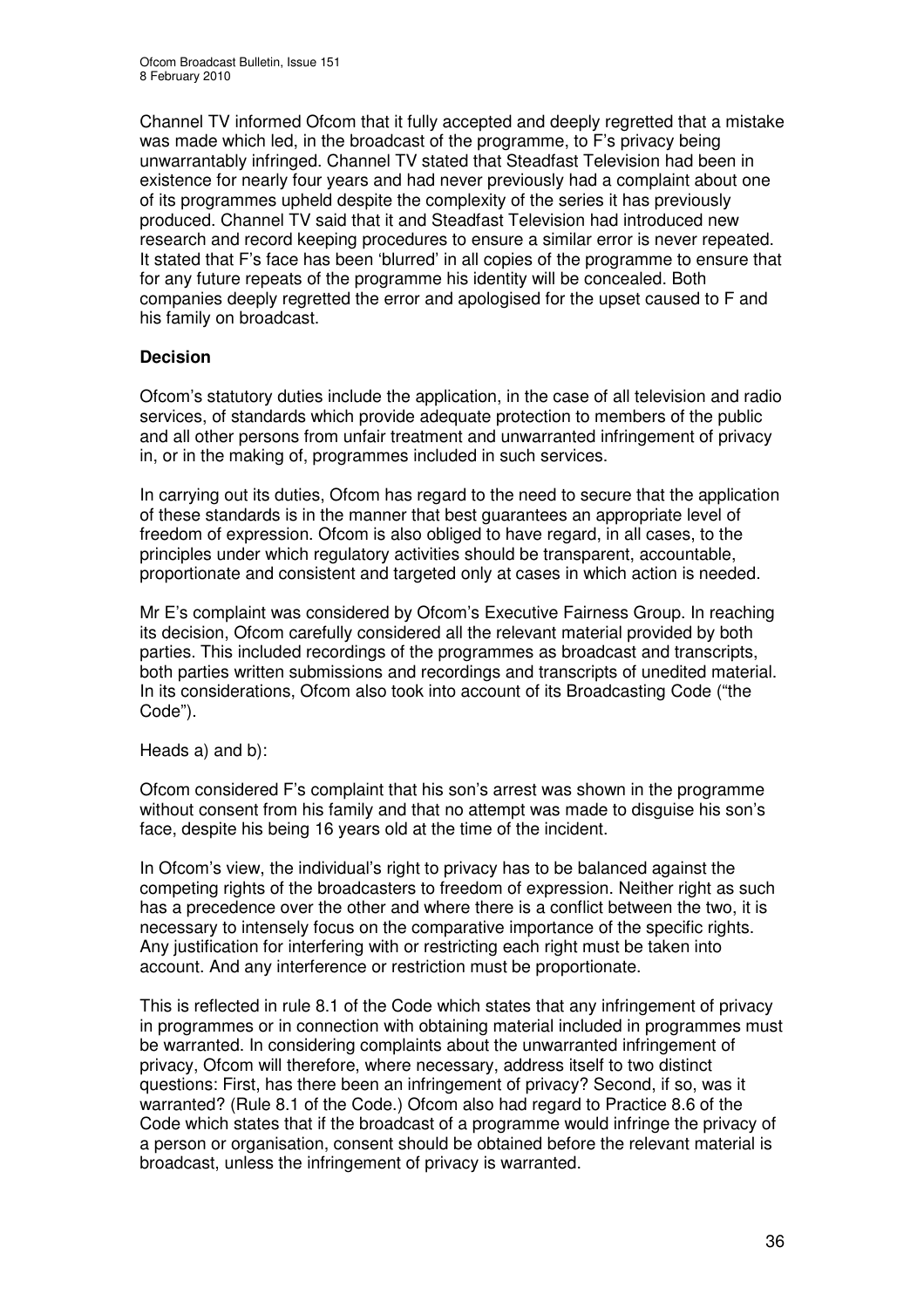Channel TV informed Ofcom that it fully accepted and deeply regretted that a mistake was made which led, in the broadcast of the programme, to F's privacy being unwarrantably infringed. Channel TV stated that Steadfast Television had been in existence for nearly four years and had never previously had a complaint about one of its programmes upheld despite the complexity of the series it has previously produced. Channel TV said that it and Steadfast Television had introduced new research and record keeping procedures to ensure a similar error is never repeated. It stated that F's face has been 'blurred' in all copies of the programme to ensure that for any future repeats of the programme his identity will be concealed. Both companies deeply regretted the error and apologised for the upset caused to F and his family on broadcast.

**Decision**

Ofcom's statutory duties include the application, in the case of all television and radio services, of standards which provide adequate protection to members of the public and all other persons from unfair treatment and unwarranted infringement of privacy in, or in the making of, programmes included in such services.

In carrying out its duties, Ofcom has regard to the need to secure that the application of these standards is in the manner that best guarantees an appropriate level of freedom of expression. Ofcom is also obliged to have regard, in all cases, to the principles under which regulatory activities should be transparent, accountable, proportionate and consistent and targeted only at cases in which action is needed.

Mr E's complaint was considered by Ofcom's Executive Fairness Group. In reaching its decision, Ofcom carefully considered all the relevant material provided by both parties. This included recordings of the programmes as broadcast and transcripts, both parties written submissions and recordings and transcripts of unedited material. In its considerations, Ofcom also took into account of its Broadcasting Code ("the Code").

Heads a) and b):

Ofcom considered F's complaint that his son's arrest was shown in the programme without consent from his family and that no attempt was made to disguise his son's face, despite his being 16 years old at the time of the incident.

In Ofcom's view, the individual's right to privacy has to be balanced against the competing rights of the broadcasters to freedom of expression. Neither right as such has a precedence over the other and where there is a conflict between the two, it is necessary to intensely focus on the comparative importance of the specific rights. Any justification for interfering with or restricting each right must be taken into account. And any interference or restriction must be proportionate.

This is reflected in rule 8.1 of the Code which states that any infringement of privacy in programmes or in connection with obtaining material included in programmes must be warranted. In considering complaints about the unwarranted infringement of privacy, Ofcom will therefore, where necessary, address itself to two distinct questions: First, has there been an infringement of privacy? Second, if so, was it warranted? (Rule 8.1 of the Code.) Ofcom also had regard to Practice 8.6 of the Code which states that if the broadcast of a programme would infringe the privacy of a person or organisation, consent should be obtained before the relevant material is broadcast, unless the infringement of privacy is warranted.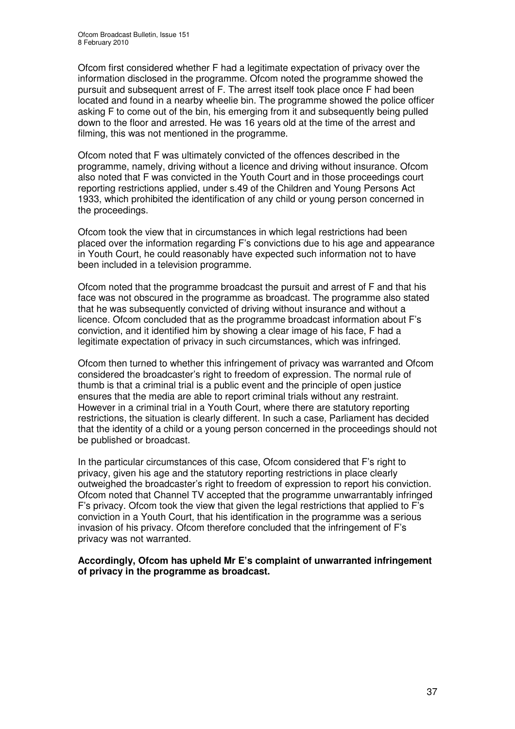Ofcom first considered whether F had a legitimate expectation of privacy over the information disclosed in the programme. Ofcom noted the programme showed the pursuit and subsequent arrest of F. The arrest itself took place once F had been located and found in a nearby wheelie bin. The programme showed the police officer asking F to come out of the bin, his emerging from it and subsequently being pulled down to the floor and arrested. He was 16 years old at the time of the arrest and filming, this was not mentioned in the programme.

Ofcom noted that F was ultimately convicted of the offences described in the programme, namely, driving without a licence and driving without insurance. Ofcom also noted that F was convicted in the Youth Court and in those proceedings court reporting restrictions applied, under s.49 of the Children and Young Persons Act 1933, which prohibited the identification of any child or young person concerned in the proceedings.

Ofcom took the view that in circumstances in which legal restrictions had been placed over the information regarding F's convictions due to his age and appearance in Youth Court, he could reasonably have expected such information not to have been included in a television programme.

Ofcom noted that the programme broadcast the pursuit and arrest of F and that his face was not obscured in the programme as broadcast. The programme also stated that he was subsequently convicted of driving without insurance and without a licence. Ofcom concluded that as the programme broadcast information about F's conviction, and it identified him by showing a clear image of his face, F had a legitimate expectation of privacy in such circumstances, which was infringed.

Ofcom then turned to whether this infringement of privacy was warranted and Ofcom considered the broadcaster's right to freedom of expression. The normal rule of thumb is that a criminal trial is a public event and the principle of open justice ensures that the media are able to report criminal trials without any restraint. However in a criminal trial in a Youth Court, where there are statutory reporting restrictions, the situation is clearly different. In such a case, Parliament has decided that the identity of a child or a young person concerned in the proceedings should not be published or broadcast.

In the particular circumstances of this case, Ofcom considered that F's right to privacy, given his age and the statutory reporting restrictions in place clearly outweighed the broadcaster's right to freedom of expression to report his conviction. Ofcom noted that Channel TV accepted that the programme unwarrantably infringed F's privacy. Ofcom took the view that given the legal restrictions that applied to F's conviction in a Youth Court, that his identification in the programme was a serious invasion of his privacy. Ofcom therefore concluded that the infringement of F's privacy was not warranted.

**Accordingly, Ofcom has upheld Mr E's complaint of unwarranted infringement of privacy in the programme as broadcast.**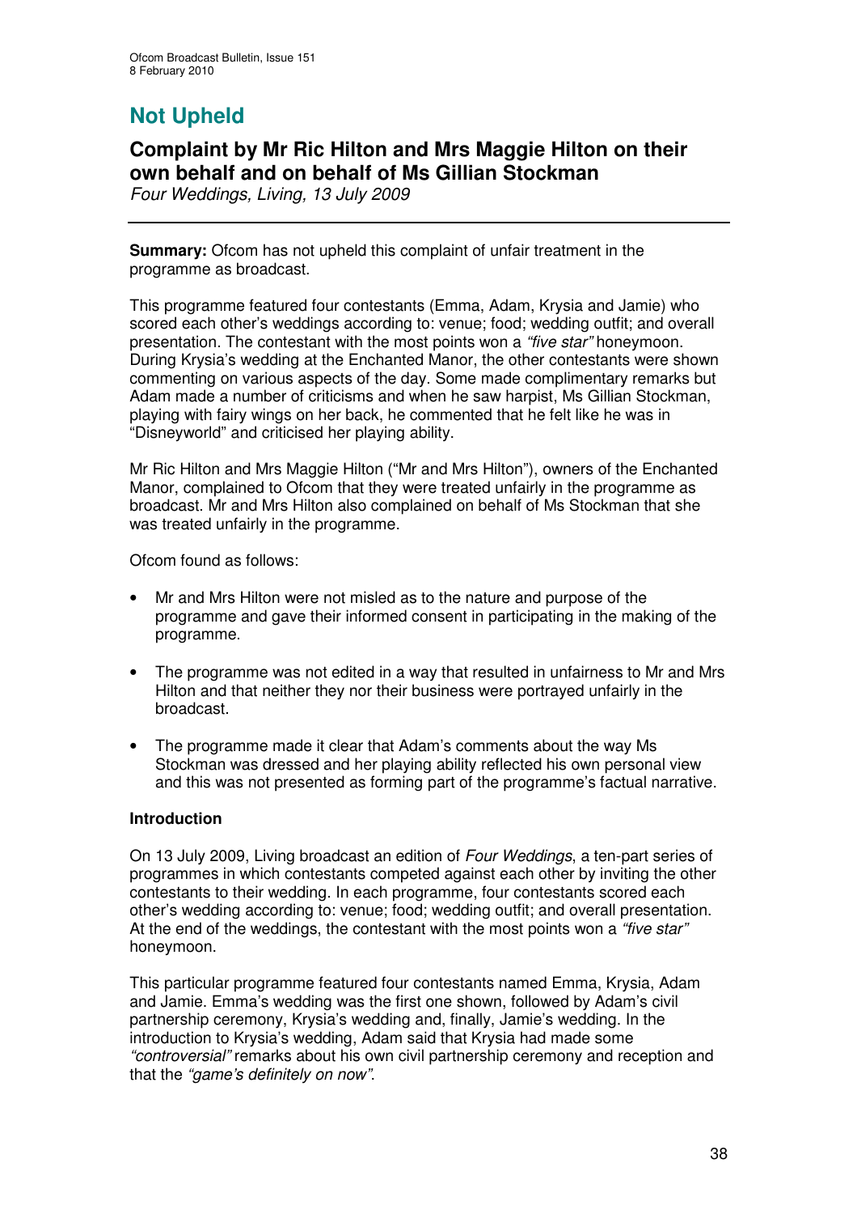## Not Upheld

### Complaint by Mr Ric Hilton and Mrs Maggie Hilton on their own behalf and on behalf of Ms Gillian Stockman

*Four Weddings, Living, 13 July 2009*

**Summary:** Ofcom has not upheld this complaint of unfair treatment in the programme as broadcast.

This programme featured four contestants (Emma, Adam, Krysia and Jamie) who scored each other's weddings according to: venue; food; wedding outfit; and overall presentation. The contestant with the most points won a *"five star"* honeymoon. During Krysia's wedding at the Enchanted Manor, the other contestants were shown commenting on various aspects of the day. Some made complimentary remarks but Adam made a number of criticisms and when he saw harpist, Ms Gillian Stockman, playing with fairy wings on her back, he commented that he felt like he was in "Disneyworld" and criticised her playing ability.

Mr Ric Hilton and Mrs Maggie Hilton ("Mr and Mrs Hilton"), owners of the Enchanted Manor, complained to Ofcom that they were treated unfairly in the programme as broadcast. Mr and Mrs Hilton also complained on behalf of Ms Stockman that she was treated unfairly in the programme.

Ofcom found as follows:

- Mr and Mrs Hilton were not misled as to the nature and purpose of the programme and gave their informed consent in participating in the making of the programme.
- The programme was not edited in a way that resulted in unfairness to Mr and Mrs Hilton and that neither they nor their business were portrayed unfairly in the broadcast.
- The programme made it clear that Adam's comments about the way Ms Stockman was dressed and her playing ability reflected his own personal view and this was not presented as forming part of the programme's factual narrative.

**Introduction**

On 13 July 2009, Living broadcast an edition of *Four Weddings*, a ten-part series of programmes in which contestants competed against each other by inviting the other contestants to their wedding. In each programme, four contestants scored each other's wedding according to: venue; food; wedding outfit; and overall presentation. At the end of the weddings, the contestant with the most points won a *"five star"* honeymoon.

This particular programme featured four contestants named Emma, Krysia, Adam and Jamie. Emma's wedding was the first one shown, followed by Adam's civil partnership ceremony, Krysia's wedding and, finally, Jamie's wedding. In the introduction to Krysia's wedding, Adam said that Krysia had made some *"controversial"* remarks about his own civil partnership ceremony and reception and that the *"game's definitely on now"*.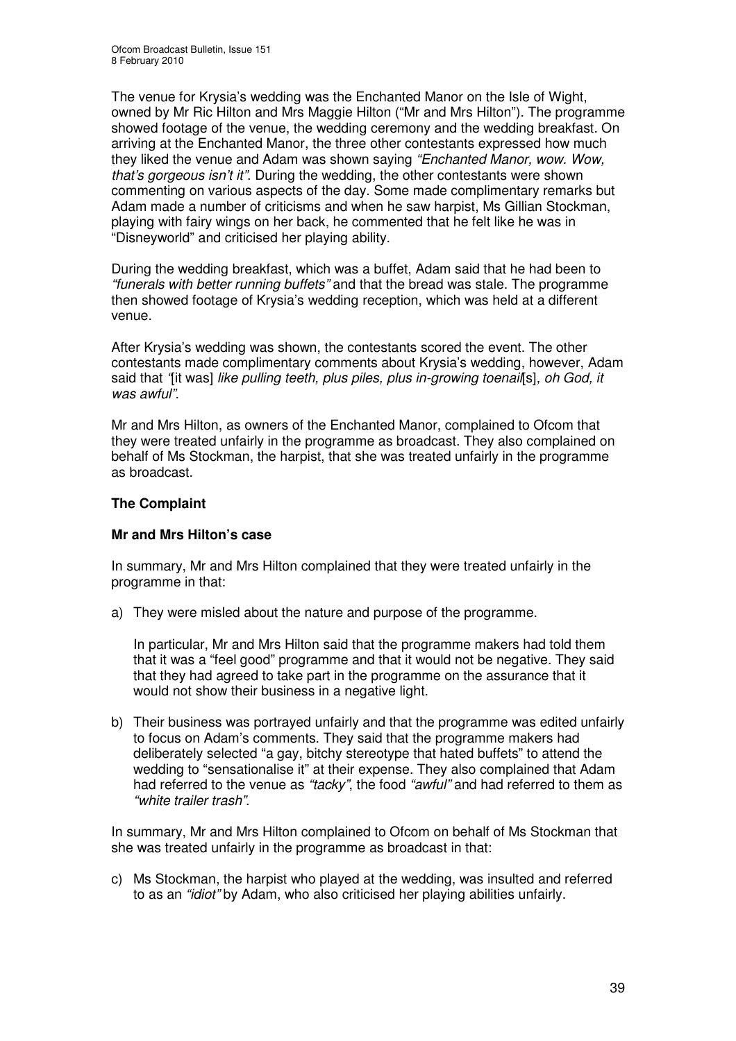The venue for Krysia's wedding was the Enchanted Manor on the Isle of Wight, owned by Mr Ric Hilton and Mrs Maggie Hilton ("Mr and Mrs Hilton"). The programme showed footage of the venue, the wedding ceremony and the wedding breakfast. On arriving at the Enchanted Manor, the three other contestants expressed how much they liked the venue and Adam was shown saying *"Enchanted Manor, wow. Wow, that's gorgeous isn't it"*. During the wedding, the other contestants were shown commenting on various aspects of the day. Some made complimentary remarks but Adam made a number of criticisms and when he saw harpist, Ms Gillian Stockman, playing with fairy wings on her back, he commented that he felt like he was in "Disneyworld" and criticised her playing ability.

During the wedding breakfast, which was a buffet, Adam said that he had been to *"funerals with better running buffets"* and that the bread was stale. The programme then showed footage of Krysia's wedding reception, which was held at a different venue.

After Krysia's wedding was shown, the contestants scored the event. The other contestants made complimentary comments about Krysia's wedding, however, Adam said that *"*[it was] *like pulling teeth, plus piles, plus in-growing toenail*[s]*, oh God, it was awful"*.

Mr and Mrs Hilton, as owners of the Enchanted Manor, complained to Ofcom that they were treated unfairly in the programme as broadcast. They also complained on behalf of Ms Stockman, the harpist, that she was treated unfairly in the programme as broadcast.

**The Complaint**

**Mr and Mrs Hilton's case**

In summary, Mr and Mrs Hilton complained that they were treated unfairly in the programme in that:

a) They were misled about the nature and purpose of the programme.

   In particular, Mr and Mrs Hilton said that the programme makers had told them that it was a "feel good" programme and that it would not be negative. They said that they had agreed to take part in the programme on the assurance that it would not show their business in a negative light.

b) Their business was portrayed unfairly and that the programme was edited unfairly to focus on Adam's comments. They said that the programme makers had deliberately selected "a gay, bitchy stereotype that hated buffets" to attend the wedding to "sensationalise it" at their expense. They also complained that Adam had referred to the venue as *"tacky"*, the food *"awful"* and had referred to them as *"white trailer trash"*.

In summary, Mr and Mrs Hilton complained to Ofcom on behalf of Ms Stockman that she was treated unfairly in the programme as broadcast in that:

c) Ms Stockman, the harpist who played at the wedding, was insulted and referred to as an *"idiot"* by Adam, who also criticised her playing abilities unfairly.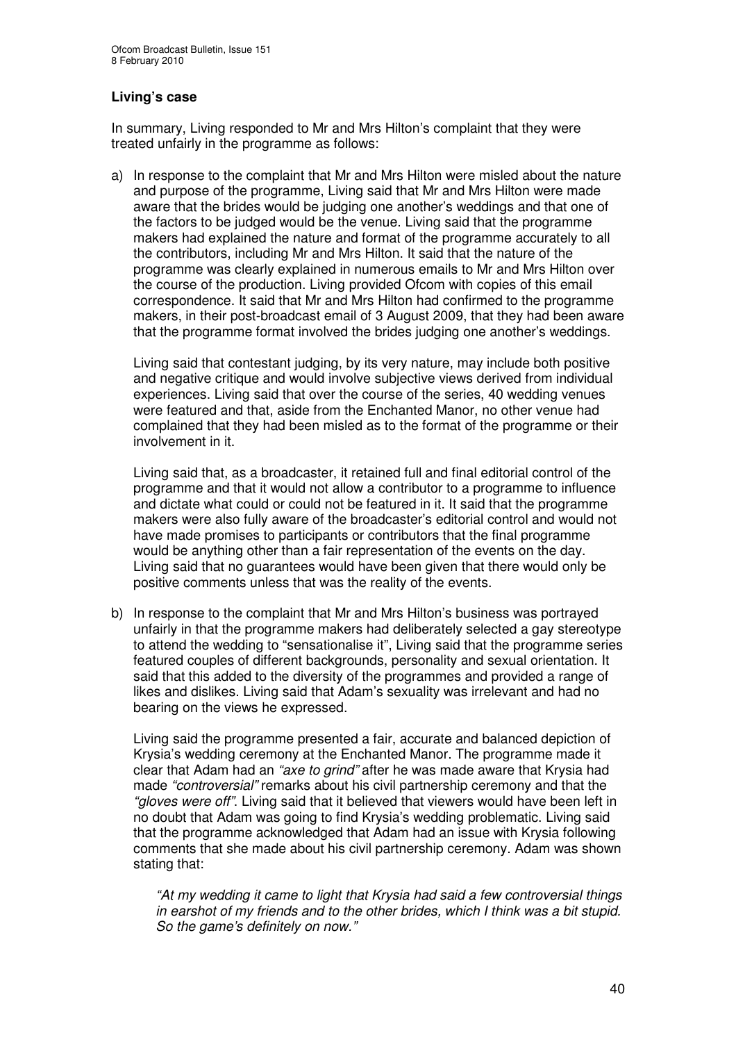### Living's case

In summary, Living responded to Mr and Mrs Hilton's complaint that they were treated unfairly in the programme as follows:

a) In response to the complaint that Mr and Mrs Hilton were misled about the nature and purpose of the programme, Living said that Mr and Mrs Hilton were made aware that the brides would be judging one another's weddings and that one of the factors to be judged would be the venue. Living said that the programme makers had explained the nature and format of the programme accurately to all the contributors, including Mr and Mrs Hilton. It said that the nature of the programme was clearly explained in numerous emails to Mr and Mrs Hilton over the course of the production. Living provided Ofcom with copies of this email correspondence. It said that Mr and Mrs Hilton had confirmed to the programme makers, in their post-broadcast email of 3 August 2009, that they had been aware that the programme format involved the brides judging one another's weddings.

   Living said that contestant judging, by its very nature, may include both positive and negative critique and would involve subjective views derived from individual experiences. Living said that over the course of the series, 40 wedding venues were featured and that, aside from the Enchanted Manor, no other venue had complained that they had been misled as to the format of the programme or their involvement in it.

   Living said that, as a broadcaster, it retained full and final editorial control of the programme and that it would not allow a contributor to a programme to influence and dictate what could or could not be featured in it. It said that the programme makers were also fully aware of the broadcaster's editorial control and would not have made promises to participants or contributors that the final programme would be anything other than a fair representation of the events on the day. Living said that no guarantees would have been given that there would only be positive comments unless that was the reality of the events.

b) In response to the complaint that Mr and Mrs Hilton's business was portrayed unfairly in that the programme makers had deliberately selected a gay stereotype to attend the wedding to "sensationalise it", Living said that the programme series featured couples of different backgrounds, personality and sexual orientation. It said that this added to the diversity of the programmes and provided a range of likes and dislikes. Living said that Adam's sexuality was irrelevant and had no bearing on the views he expressed.

   Living said the programme presented a fair, accurate and balanced depiction of Krysia's wedding ceremony at the Enchanted Manor. The programme made it clear that Adam had an *"axe to grind"* after he was made aware that Krysia had made *"controversial"* remarks about his civil partnership ceremony and that the *"gloves were off"*. Living said that it believed that viewers would have been left in no doubt that Adam was going to find Krysia's wedding problematic. Living said that the programme acknowledged that Adam had an issue with Krysia following comments that she made about his civil partnership ceremony. Adam was shown stating that:

   > *"At my wedding it came to light that Krysia had said a few controversial things in earshot of my friends and to the other brides, which I think was a bit stupid. So the game's definitely on now."*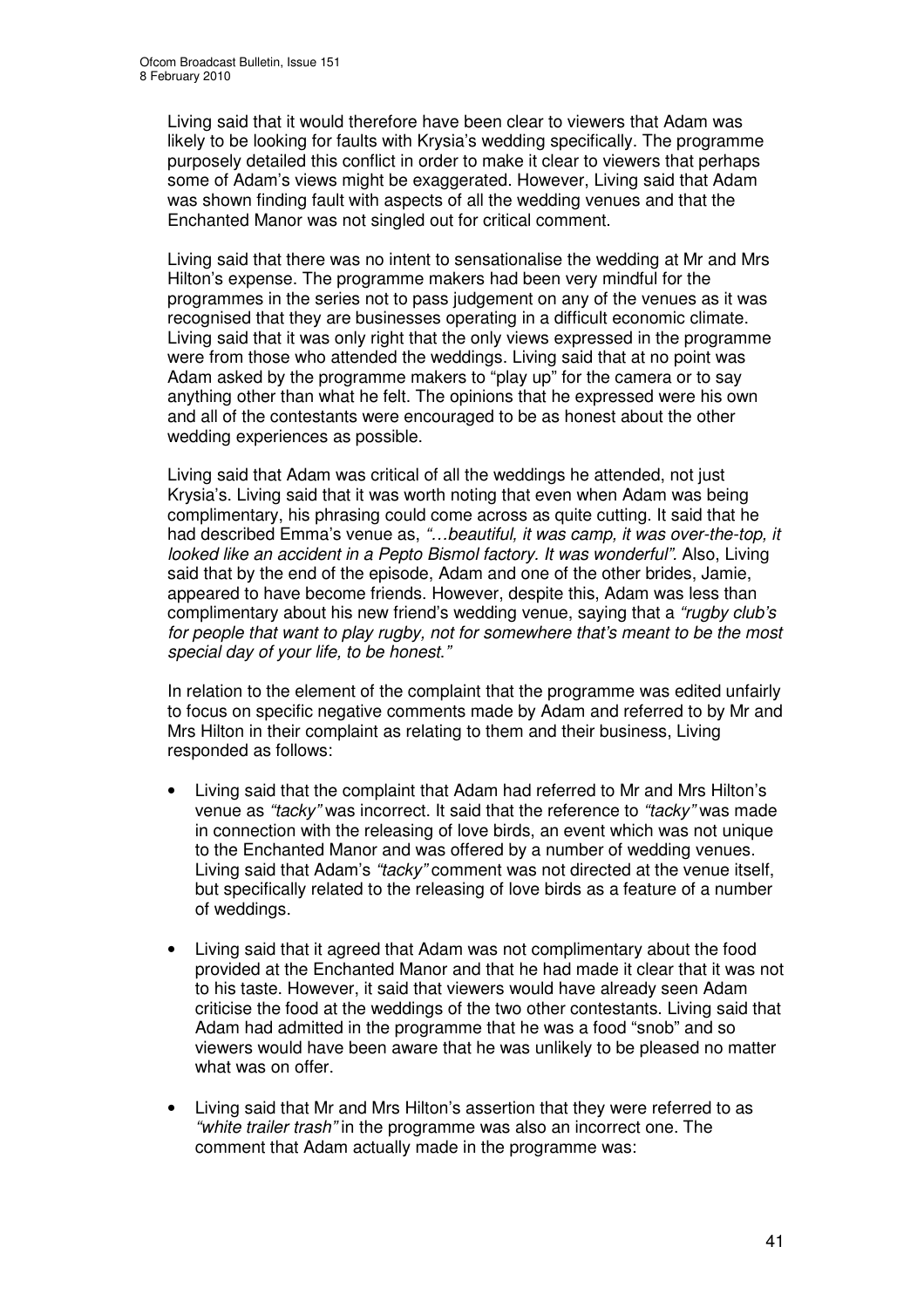Living said that it would therefore have been clear to viewers that Adam was likely to be looking for faults with Krysia's wedding specifically. The programme purposely detailed this conflict in order to make it clear to viewers that perhaps some of Adam's views might be exaggerated. However, Living said that Adam was shown finding fault with aspects of all the wedding venues and that the Enchanted Manor was not singled out for critical comment.

Living said that there was no intent to sensationalise the wedding at Mr and Mrs Hilton's expense. The programme makers had been very mindful for the programmes in the series not to pass judgement on any of the venues as it was recognised that they are businesses operating in a difficult economic climate. Living said that it was only right that the only views expressed in the programme were from those who attended the weddings. Living said that at no point was Adam asked by the programme makers to "play up" for the camera or to say anything other than what he felt. The opinions that he expressed were his own and all of the contestants were encouraged to be as honest about the other wedding experiences as possible.

Living said that Adam was critical of all the weddings he attended, not just Krysia's. Living said that it was worth noting that even when Adam was being complimentary, his phrasing could come across as quite cutting. It said that he had described Emma's venue as, *"…beautiful, it was camp, it was over-the-top, it looked like an accident in a Pepto Bismol factory. It was wonderful".* Also, Living said that by the end of the episode, Adam and one of the other brides, Jamie, appeared to have become friends. However, despite this, Adam was less than complimentary about his new friend's wedding venue, saying that a *"rugby club's for people that want to play rugby, not for somewhere that's meant to be the most special day of your life, to be honest."*

In relation to the element of the complaint that the programme was edited unfairly to focus on specific negative comments made by Adam and referred to by Mr and Mrs Hilton in their complaint as relating to them and their business, Living responded as follows:

- Living said that the complaint that Adam had referred to Mr and Mrs Hilton's venue as *"tacky"* was incorrect. It said that the reference to *"tacky"* was made in connection with the releasing of love birds, an event which was not unique to the Enchanted Manor and was offered by a number of wedding venues. Living said that Adam's *"tacky"* comment was not directed at the venue itself, but specifically related to the releasing of love birds as a feature of a number of weddings.

- Living said that it agreed that Adam was not complimentary about the food provided at the Enchanted Manor and that he had made it clear that it was not to his taste. However, it said that viewers would have already seen Adam criticise the food at the weddings of the two other contestants. Living said that Adam had admitted in the programme that he was a food "snob" and so viewers would have been aware that he was unlikely to be pleased no matter what was on offer.

- Living said that Mr and Mrs Hilton's assertion that they were referred to as *"white trailer trash"* in the programme was also an incorrect one. The comment that Adam actually made in the programme was: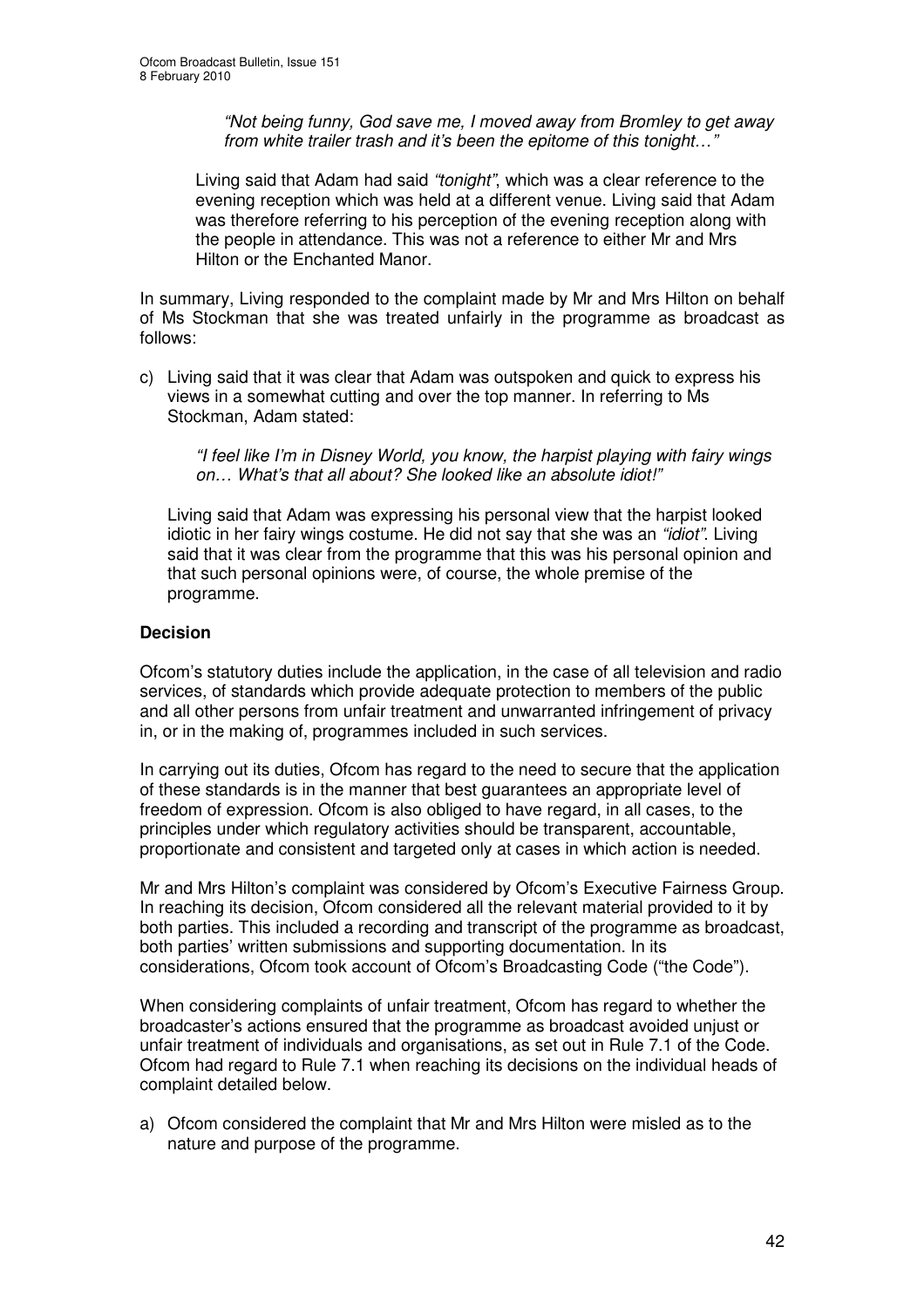> *"Not being funny, God save me, I moved away from Bromley to get away from white trailer trash and it's been the epitome of this tonight…"*

Living said that Adam had said *"tonight"*, which was a clear reference to the evening reception which was held at a different venue. Living said that Adam was therefore referring to his perception of the evening reception along with the people in attendance. This was not a reference to either Mr and Mrs Hilton or the Enchanted Manor.

In summary, Living responded to the complaint made by Mr and Mrs Hilton on behalf of Ms Stockman that she was treated unfairly in the programme as broadcast as follows:

c) Living said that it was clear that Adam was outspoken and quick to express his views in a somewhat cutting and over the top manner. In referring to Ms Stockman, Adam stated:

> *"I feel like I'm in Disney World, you know, the harpist playing with fairy wings on… What's that all about? She looked like an absolute idiot!"*

Living said that Adam was expressing his personal view that the harpist looked idiotic in her fairy wings costume. He did not say that she was an *"idiot"*. Living said that it was clear from the programme that this was his personal opinion and that such personal opinions were, of course, the whole premise of the programme.

**Decision**

Ofcom's statutory duties include the application, in the case of all television and radio services, of standards which provide adequate protection to members of the public and all other persons from unfair treatment and unwarranted infringement of privacy in, or in the making of, programmes included in such services.

In carrying out its duties, Ofcom has regard to the need to secure that the application of these standards is in the manner that best guarantees an appropriate level of freedom of expression. Ofcom is also obliged to have regard, in all cases, to the principles under which regulatory activities should be transparent, accountable, proportionate and consistent and targeted only at cases in which action is needed.

Mr and Mrs Hilton's complaint was considered by Ofcom's Executive Fairness Group. In reaching its decision, Ofcom considered all the relevant material provided to it by both parties. This included a recording and transcript of the programme as broadcast, both parties' written submissions and supporting documentation. In its considerations, Ofcom took account of Ofcom's Broadcasting Code ("the Code").

When considering complaints of unfair treatment, Ofcom has regard to whether the broadcaster's actions ensured that the programme as broadcast avoided unjust or unfair treatment of individuals and organisations, as set out in Rule 7.1 of the Code. Ofcom had regard to Rule 7.1 when reaching its decisions on the individual heads of complaint detailed below.

a) Ofcom considered the complaint that Mr and Mrs Hilton were misled as to the nature and purpose of the programme.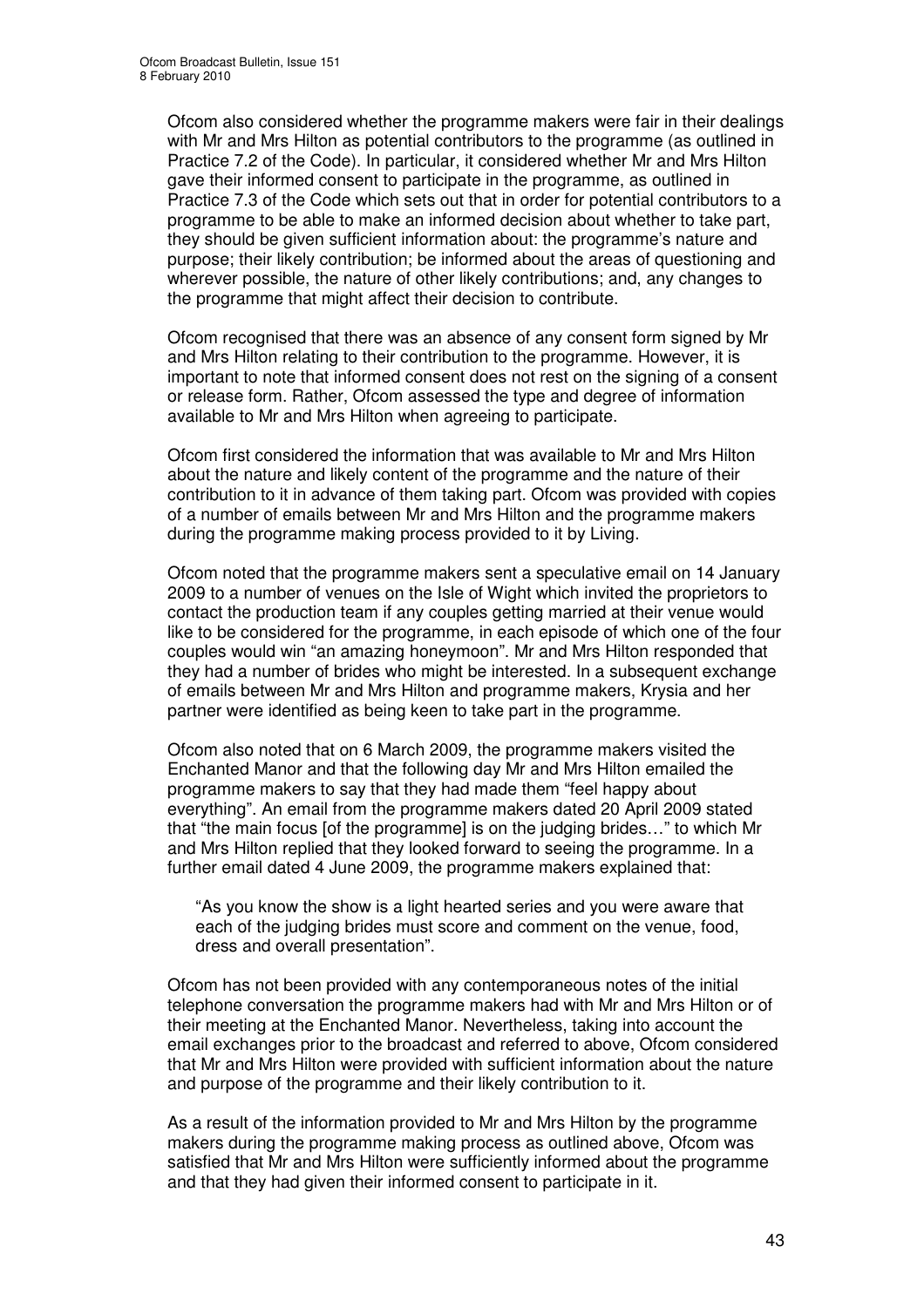Ofcom also considered whether the programme makers were fair in their dealings with Mr and Mrs Hilton as potential contributors to the programme (as outlined in Practice 7.2 of the Code). In particular, it considered whether Mr and Mrs Hilton gave their informed consent to participate in the programme, as outlined in Practice 7.3 of the Code which sets out that in order for potential contributors to a programme to be able to make an informed decision about whether to take part, they should be given sufficient information about: the programme's nature and purpose; their likely contribution; be informed about the areas of questioning and wherever possible, the nature of other likely contributions; and, any changes to the programme that might affect their decision to contribute.

Ofcom recognised that there was an absence of any consent form signed by Mr and Mrs Hilton relating to their contribution to the programme. However, it is important to note that informed consent does not rest on the signing of a consent or release form. Rather, Ofcom assessed the type and degree of information available to Mr and Mrs Hilton when agreeing to participate.

Ofcom first considered the information that was available to Mr and Mrs Hilton about the nature and likely content of the programme and the nature of their contribution to it in advance of them taking part. Ofcom was provided with copies of a number of emails between Mr and Mrs Hilton and the programme makers during the programme making process provided to it by Living.

Ofcom noted that the programme makers sent a speculative email on 14 January 2009 to a number of venues on the Isle of Wight which invited the proprietors to contact the production team if any couples getting married at their venue would like to be considered for the programme, in each episode of which one of the four couples would win "an amazing honeymoon". Mr and Mrs Hilton responded that they had a number of brides who might be interested. In a subsequent exchange of emails between Mr and Mrs Hilton and programme makers, Krysia and her partner were identified as being keen to take part in the programme.

Ofcom also noted that on 6 March 2009, the programme makers visited the Enchanted Manor and that the following day Mr and Mrs Hilton emailed the programme makers to say that they had made them "feel happy about everything". An email from the programme makers dated 20 April 2009 stated that "the main focus [of the programme] is on the judging brides…" to which Mr and Mrs Hilton replied that they looked forward to seeing the programme. In a further email dated 4 June 2009, the programme makers explained that:

> "As you know the show is a light hearted series and you were aware that each of the judging brides must score and comment on the venue, food, dress and overall presentation".

Ofcom has not been provided with any contemporaneous notes of the initial telephone conversation the programme makers had with Mr and Mrs Hilton or of their meeting at the Enchanted Manor. Nevertheless, taking into account the email exchanges prior to the broadcast and referred to above, Ofcom considered that Mr and Mrs Hilton were provided with sufficient information about the nature and purpose of the programme and their likely contribution to it.

As a result of the information provided to Mr and Mrs Hilton by the programme makers during the programme making process as outlined above, Ofcom was satisfied that Mr and Mrs Hilton were sufficiently informed about the programme and that they had given their informed consent to participate in it.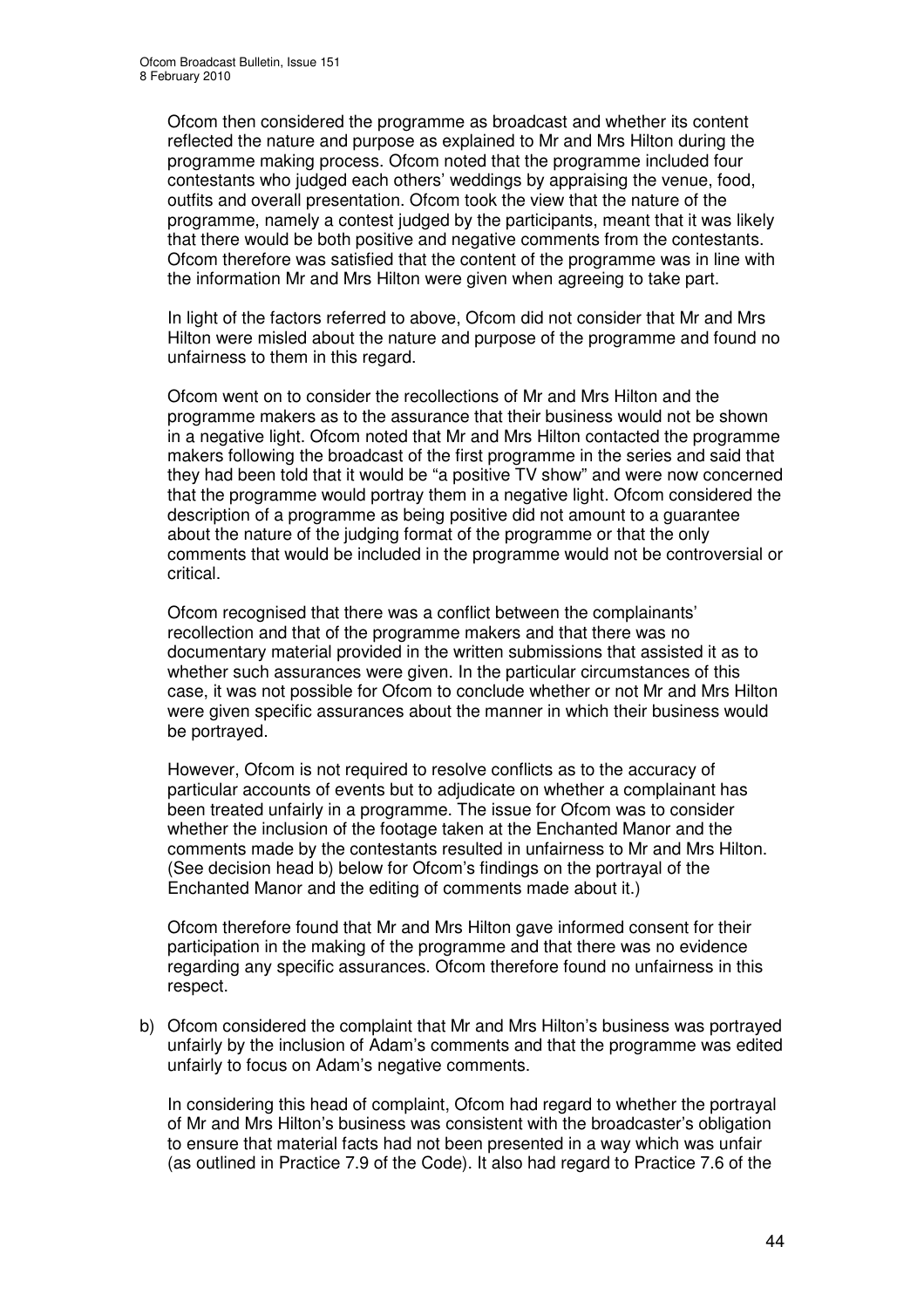Ofcom then considered the programme as broadcast and whether its content reflected the nature and purpose as explained to Mr and Mrs Hilton during the programme making process. Ofcom noted that the programme included four contestants who judged each others' weddings by appraising the venue, food, outfits and overall presentation. Ofcom took the view that the nature of the programme, namely a contest judged by the participants, meant that it was likely that there would be both positive and negative comments from the contestants. Ofcom therefore was satisfied that the content of the programme was in line with the information Mr and Mrs Hilton were given when agreeing to take part.

In light of the factors referred to above, Ofcom did not consider that Mr and Mrs Hilton were misled about the nature and purpose of the programme and found no unfairness to them in this regard.

Ofcom went on to consider the recollections of Mr and Mrs Hilton and the programme makers as to the assurance that their business would not be shown in a negative light. Ofcom noted that Mr and Mrs Hilton contacted the programme makers following the broadcast of the first programme in the series and said that they had been told that it would be "a positive TV show" and were now concerned that the programme would portray them in a negative light. Ofcom considered the description of a programme as being positive did not amount to a guarantee about the nature of the judging format of the programme or that the only comments that would be included in the programme would not be controversial or critical.

Ofcom recognised that there was a conflict between the complainants' recollection and that of the programme makers and that there was no documentary material provided in the written submissions that assisted it as to whether such assurances were given. In the particular circumstances of this case, it was not possible for Ofcom to conclude whether or not Mr and Mrs Hilton were given specific assurances about the manner in which their business would be portrayed.

However, Ofcom is not required to resolve conflicts as to the accuracy of particular accounts of events but to adjudicate on whether a complainant has been treated unfairly in a programme. The issue for Ofcom was to consider whether the inclusion of the footage taken at the Enchanted Manor and the comments made by the contestants resulted in unfairness to Mr and Mrs Hilton. (See decision head b) below for Ofcom's findings on the portrayal of the Enchanted Manor and the editing of comments made about it.)

Ofcom therefore found that Mr and Mrs Hilton gave informed consent for their participation in the making of the programme and that there was no evidence regarding any specific assurances. Ofcom therefore found no unfairness in this respect.

b) Ofcom considered the complaint that Mr and Mrs Hilton's business was portrayed unfairly by the inclusion of Adam's comments and that the programme was edited unfairly to focus on Adam's negative comments.

   In considering this head of complaint, Ofcom had regard to whether the portrayal of Mr and Mrs Hilton's business was consistent with the broadcaster's obligation to ensure that material facts had not been presented in a way which was unfair (as outlined in Practice 7.9 of the Code). It also had regard to Practice 7.6 of the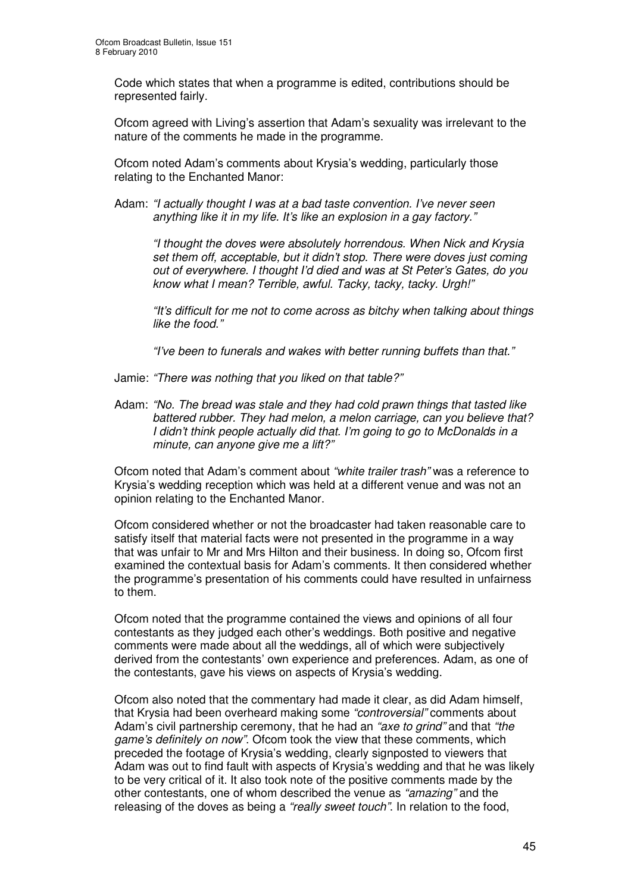Code which states that when a programme is edited, contributions should be represented fairly.

Ofcom agreed with Living's assertion that Adam's sexuality was irrelevant to the nature of the comments he made in the programme.

Ofcom noted Adam's comments about Krysia's wedding, particularly those relating to the Enchanted Manor:

Adam: *"I actually thought I was at a bad taste convention. I've never seen anything like it in my life. It's like an explosion in a gay factory."*

*"I thought the doves were absolutely horrendous. When Nick and Krysia set them off, acceptable, but it didn't stop. There were doves just coming out of everywhere. I thought I'd died and was at St Peter's Gates, do you know what I mean? Terrible, awful. Tacky, tacky, tacky. Urgh!"*

*"It's difficult for me not to come across as bitchy when talking about things like the food."*

*"I've been to funerals and wakes with better running buffets than that."*

Jamie: *"There was nothing that you liked on that table?"*

Adam: *"No. The bread was stale and they had cold prawn things that tasted like battered rubber. They had melon, a melon carriage, can you believe that? I didn't think people actually did that. I'm going to go to McDonalds in a minute, can anyone give me a lift?"*

Ofcom noted that Adam's comment about *"white trailer trash"* was a reference to Krysia's wedding reception which was held at a different venue and was not an opinion relating to the Enchanted Manor.

Ofcom considered whether or not the broadcaster had taken reasonable care to satisfy itself that material facts were not presented in the programme in a way that was unfair to Mr and Mrs Hilton and their business. In doing so, Ofcom first examined the contextual basis for Adam's comments. It then considered whether the programme's presentation of his comments could have resulted in unfairness to them.

Ofcom noted that the programme contained the views and opinions of all four contestants as they judged each other's weddings. Both positive and negative comments were made about all the weddings, all of which were subjectively derived from the contestants' own experience and preferences. Adam, as one of the contestants, gave his views on aspects of Krysia's wedding.

Ofcom also noted that the commentary had made it clear, as did Adam himself, that Krysia had been overheard making some *"controversial"* comments about Adam's civil partnership ceremony, that he had an *"axe to grind"* and that *"the game's definitely on now"*. Ofcom took the view that these comments, which preceded the footage of Krysia's wedding, clearly signposted to viewers that Adam was out to find fault with aspects of Krysia's wedding and that he was likely to be very critical of it. It also took note of the positive comments made by the other contestants, one of whom described the venue as *"amazing"* and the releasing of the doves as being a *"really sweet touch"*. In relation to the food,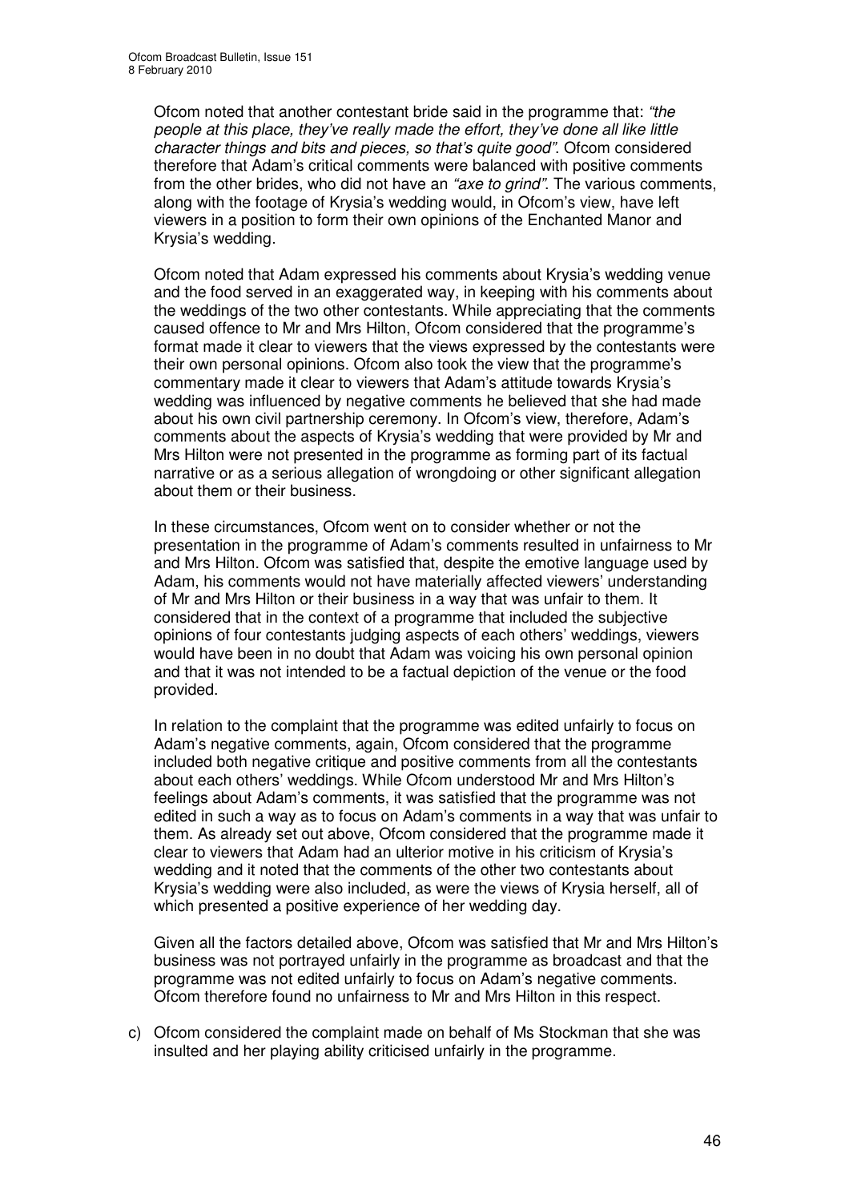Ofcom noted that another contestant bride said in the programme that: *"the people at this place, they've really made the effort, they've done all like little character things and bits and pieces, so that's quite good"*. Ofcom considered therefore that Adam's critical comments were balanced with positive comments from the other brides, who did not have an *"axe to grind"*. The various comments, along with the footage of Krysia's wedding would, in Ofcom's view, have left viewers in a position to form their own opinions of the Enchanted Manor and Krysia's wedding.

Ofcom noted that Adam expressed his comments about Krysia's wedding venue and the food served in an exaggerated way, in keeping with his comments about the weddings of the two other contestants. While appreciating that the comments caused offence to Mr and Mrs Hilton, Ofcom considered that the programme's format made it clear to viewers that the views expressed by the contestants were their own personal opinions. Ofcom also took the view that the programme's commentary made it clear to viewers that Adam's attitude towards Krysia's wedding was influenced by negative comments he believed that she had made about his own civil partnership ceremony. In Ofcom's view, therefore, Adam's comments about the aspects of Krysia's wedding that were provided by Mr and Mrs Hilton were not presented in the programme as forming part of its factual narrative or as a serious allegation of wrongdoing or other significant allegation about them or their business.

In these circumstances, Ofcom went on to consider whether or not the presentation in the programme of Adam's comments resulted in unfairness to Mr and Mrs Hilton. Ofcom was satisfied that, despite the emotive language used by Adam, his comments would not have materially affected viewers' understanding of Mr and Mrs Hilton or their business in a way that was unfair to them. It considered that in the context of a programme that included the subjective opinions of four contestants judging aspects of each others' weddings, viewers would have been in no doubt that Adam was voicing his own personal opinion and that it was not intended to be a factual depiction of the venue or the food provided.

In relation to the complaint that the programme was edited unfairly to focus on Adam's negative comments, again, Ofcom considered that the programme included both negative critique and positive comments from all the contestants about each others' weddings. While Ofcom understood Mr and Mrs Hilton's feelings about Adam's comments, it was satisfied that the programme was not edited in such a way as to focus on Adam's comments in a way that was unfair to them. As already set out above, Ofcom considered that the programme made it clear to viewers that Adam had an ulterior motive in his criticism of Krysia's wedding and it noted that the comments of the other two contestants about Krysia's wedding were also included, as were the views of Krysia herself, all of which presented a positive experience of her wedding day.

Given all the factors detailed above, Ofcom was satisfied that Mr and Mrs Hilton's business was not portrayed unfairly in the programme as broadcast and that the programme was not edited unfairly to focus on Adam's negative comments. Ofcom therefore found no unfairness to Mr and Mrs Hilton in this respect.

c) Ofcom considered the complaint made on behalf of Ms Stockman that she was insulted and her playing ability criticised unfairly in the programme.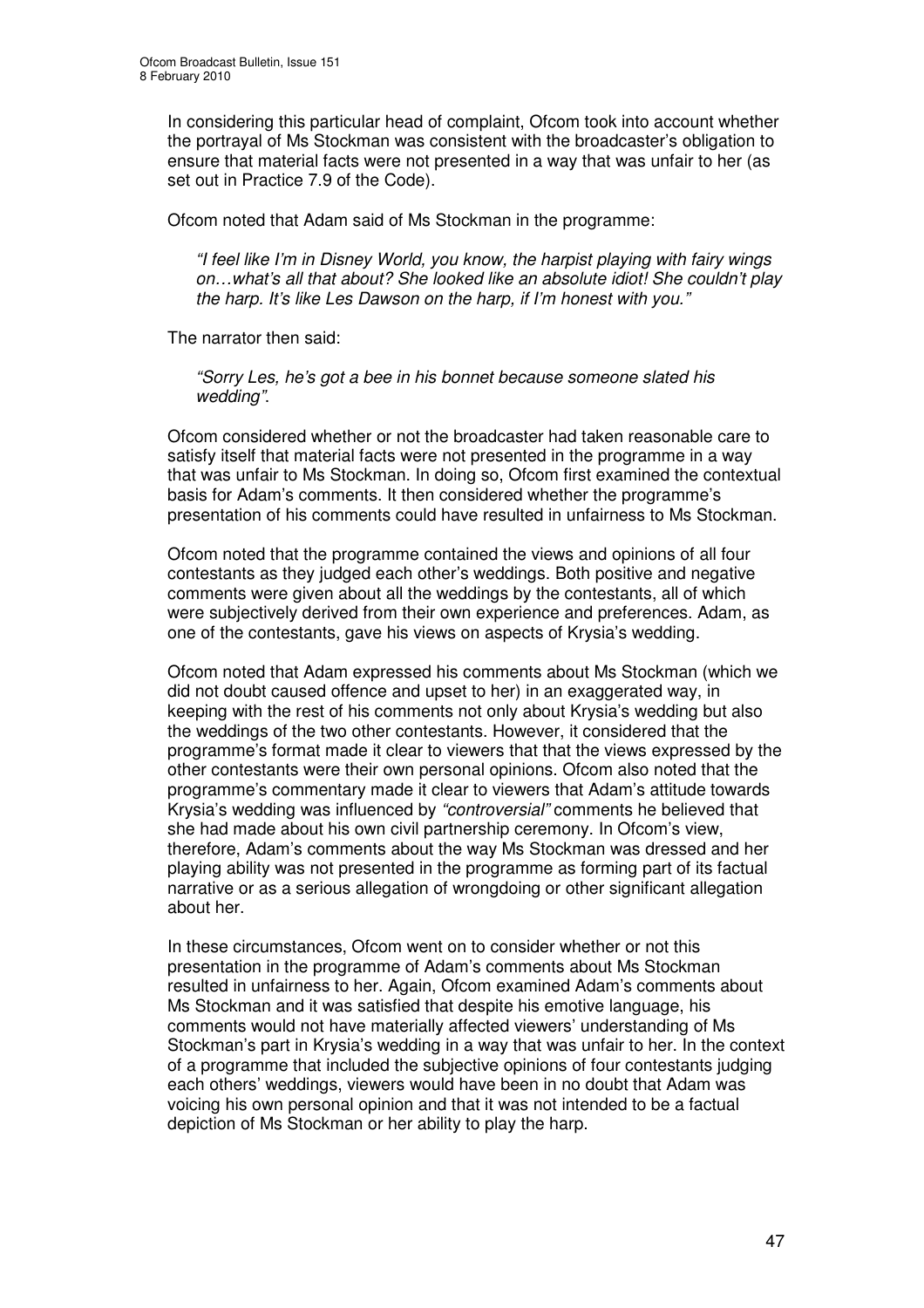In considering this particular head of complaint, Ofcom took into account whether the portrayal of Ms Stockman was consistent with the broadcaster's obligation to ensure that material facts were not presented in a way that was unfair to her (as set out in Practice 7.9 of the Code).

Ofcom noted that Adam said of Ms Stockman in the programme:

> *"I feel like I'm in Disney World, you know, the harpist playing with fairy wings on…what's all that about? She looked like an absolute idiot! She couldn't play the harp. It's like Les Dawson on the harp, if I'm honest with you."*

The narrator then said:

> *"Sorry Les, he's got a bee in his bonnet because someone slated his wedding".*

Ofcom considered whether or not the broadcaster had taken reasonable care to satisfy itself that material facts were not presented in the programme in a way that was unfair to Ms Stockman. In doing so, Ofcom first examined the contextual basis for Adam's comments. It then considered whether the programme's presentation of his comments could have resulted in unfairness to Ms Stockman.

Ofcom noted that the programme contained the views and opinions of all four contestants as they judged each other's weddings. Both positive and negative comments were given about all the weddings by the contestants, all of which were subjectively derived from their own experience and preferences. Adam, as one of the contestants, gave his views on aspects of Krysia's wedding.

Ofcom noted that Adam expressed his comments about Ms Stockman (which we did not doubt caused offence and upset to her) in an exaggerated way, in keeping with the rest of his comments not only about Krysia's wedding but also the weddings of the two other contestants. However, it considered that the programme's format made it clear to viewers that that the views expressed by the other contestants were their own personal opinions. Ofcom also noted that the programme's commentary made it clear to viewers that Adam's attitude towards Krysia's wedding was influenced by *"controversial"* comments he believed that she had made about his own civil partnership ceremony. In Ofcom's view, therefore, Adam's comments about the way Ms Stockman was dressed and her playing ability was not presented in the programme as forming part of its factual narrative or as a serious allegation of wrongdoing or other significant allegation about her.

In these circumstances, Ofcom went on to consider whether or not this presentation in the programme of Adam's comments about Ms Stockman resulted in unfairness to her. Again, Ofcom examined Adam's comments about Ms Stockman and it was satisfied that despite his emotive language, his comments would not have materially affected viewers' understanding of Ms Stockman's part in Krysia's wedding in a way that was unfair to her. In the context of a programme that included the subjective opinions of four contestants judging each others' weddings, viewers would have been in no doubt that Adam was voicing his own personal opinion and that it was not intended to be a factual depiction of Ms Stockman or her ability to play the harp.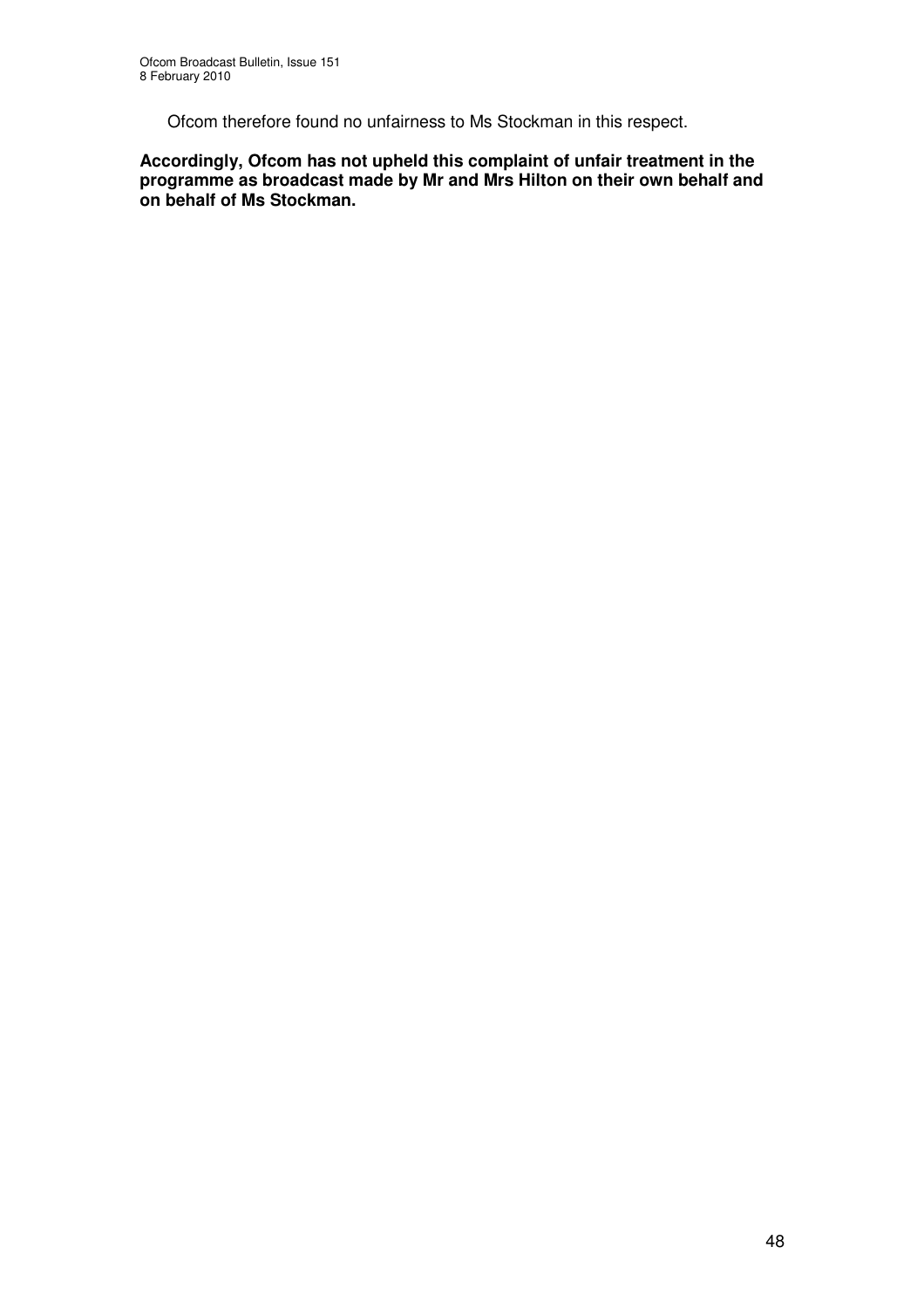Ofcom therefore found no unfairness to Ms Stockman in this respect.

**Accordingly, Ofcom has not upheld this complaint of unfair treatment in the programme as broadcast made by Mr and Mrs Hilton on their own behalf and on behalf of Ms Stockman.**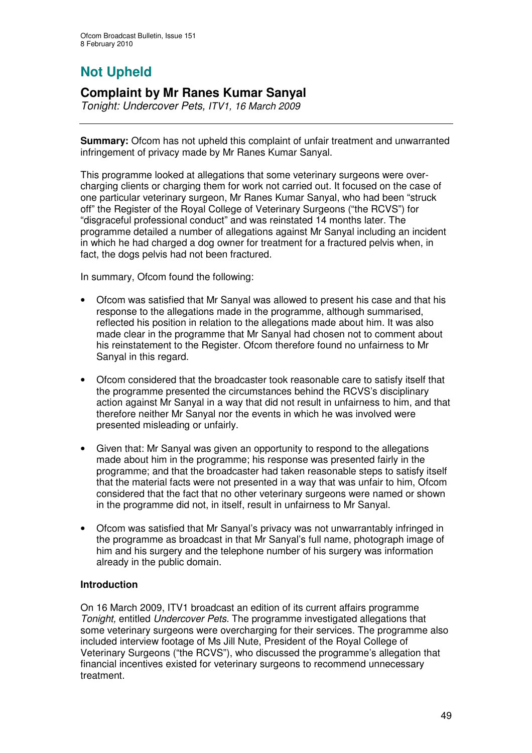# Not Upheld

## Complaint by Mr Ranes Kumar Sanyal

*Tonight: Undercover Pets, ITV1, 16 March 2009*

**Summary:** Ofcom has not upheld this complaint of unfair treatment and unwarranted infringement of privacy made by Mr Ranes Kumar Sanyal.

This programme looked at allegations that some veterinary surgeons were over-charging clients or charging them for work not carried out. It focused on the case of one particular veterinary surgeon, Mr Ranes Kumar Sanyal, who had been "struck off" the Register of the Royal College of Veterinary Surgeons ("the RCVS") for "disgraceful professional conduct" and was reinstated 14 months later. The programme detailed a number of allegations against Mr Sanyal including an incident in which he had charged a dog owner for treatment for a fractured pelvis when, in fact, the dogs pelvis had not been fractured.

In summary, Ofcom found the following:

- Ofcom was satisfied that Mr Sanyal was allowed to present his case and that his response to the allegations made in the programme, although summarised, reflected his position in relation to the allegations made about him. It was also made clear in the programme that Mr Sanyal had chosen not to comment about his reinstatement to the Register. Ofcom therefore found no unfairness to Mr Sanyal in this regard.
- Ofcom considered that the broadcaster took reasonable care to satisfy itself that the programme presented the circumstances behind the RCVS's disciplinary action against Mr Sanyal in a way that did not result in unfairness to him, and that therefore neither Mr Sanyal nor the events in which he was involved were presented misleading or unfairly.
- Given that: Mr Sanyal was given an opportunity to respond to the allegations made about him in the programme; his response was presented fairly in the programme; and that the broadcaster had taken reasonable steps to satisfy itself that the material facts were not presented in a way that was unfair to him, Ofcom considered that the fact that no other veterinary surgeons were named or shown in the programme did not, in itself, result in unfairness to Mr Sanyal.
- Ofcom was satisfied that Mr Sanyal's privacy was not unwarrantably infringed in the programme as broadcast in that Mr Sanyal's full name, photograph image of him and his surgery and the telephone number of his surgery was information already in the public domain.

### Introduction

On 16 March 2009, ITV1 broadcast an edition of its current affairs programme *Tonight,* entitled *Undercover Pets*. The programme investigated allegations that some veterinary surgeons were overcharging for their services. The programme also included interview footage of Ms Jill Nute, President of the Royal College of Veterinary Surgeons ("the RCVS"), who discussed the programme's allegation that financial incentives existed for veterinary surgeons to recommend unnecessary treatment.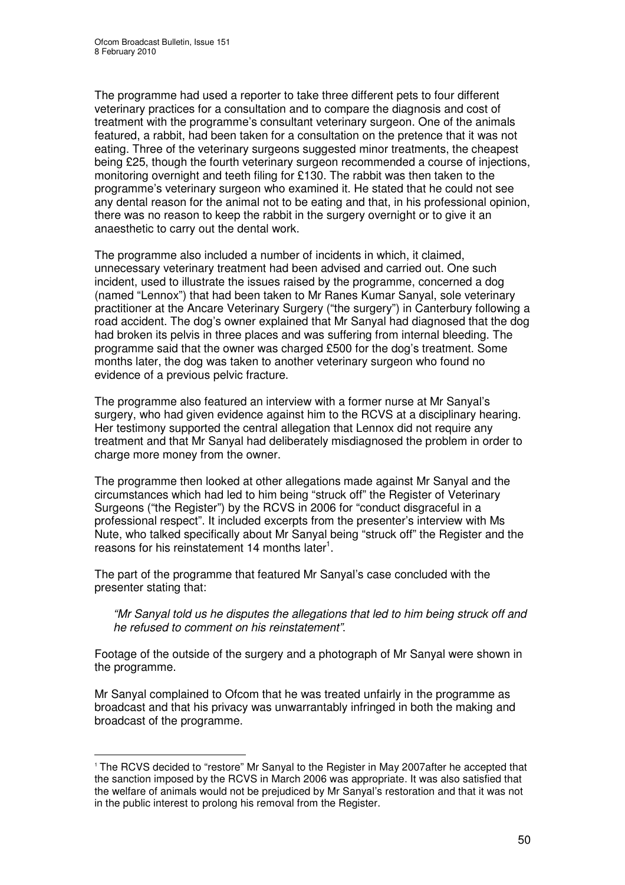The programme had used a reporter to take three different pets to four different veterinary practices for a consultation and to compare the diagnosis and cost of treatment with the programme's consultant veterinary surgeon. One of the animals featured, a rabbit, had been taken for a consultation on the pretence that it was not eating. Three of the veterinary surgeons suggested minor treatments, the cheapest being £25, though the fourth veterinary surgeon recommended a course of injections, monitoring overnight and teeth filing for £130. The rabbit was then taken to the programme's veterinary surgeon who examined it. He stated that he could not see any dental reason for the animal not to be eating and that, in his professional opinion, there was no reason to keep the rabbit in the surgery overnight or to give it an anaesthetic to carry out the dental work.

The programme also included a number of incidents in which, it claimed, unnecessary veterinary treatment had been advised and carried out. One such incident, used to illustrate the issues raised by the programme, concerned a dog (named "Lennox") that had been taken to Mr Ranes Kumar Sanyal, sole veterinary practitioner at the Ancare Veterinary Surgery ("the surgery") in Canterbury following a road accident. The dog's owner explained that Mr Sanyal had diagnosed that the dog had broken its pelvis in three places and was suffering from internal bleeding. The programme said that the owner was charged £500 for the dog's treatment. Some months later, the dog was taken to another veterinary surgeon who found no evidence of a previous pelvic fracture.

The programme also featured an interview with a former nurse at Mr Sanyal's surgery, who had given evidence against him to the RCVS at a disciplinary hearing. Her testimony supported the central allegation that Lennox did not require any treatment and that Mr Sanyal had deliberately misdiagnosed the problem in order to charge more money from the owner.

The programme then looked at other allegations made against Mr Sanyal and the circumstances which had led to him being "struck off" the Register of Veterinary Surgeons ("the Register") by the RCVS in 2006 for "conduct disgraceful in a professional respect". It included excerpts from the presenter's interview with Ms Nute, who talked specifically about Mr Sanyal being "struck off" the Register and the reasons for his reinstatement 14 months later[1].

The part of the programme that featured Mr Sanyal's case concluded with the presenter stating that:

> *"Mr Sanyal told us he disputes the allegations that led to him being struck off and he refused to comment on his reinstatement".*

Footage of the outside of the surgery and a photograph of Mr Sanyal were shown in the programme.

Mr Sanyal complained to Ofcom that he was treated unfairly in the programme as broadcast and that his privacy was unwarrantably infringed in both the making and broadcast of the programme.

---

[1] The RCVS decided to "restore" Mr Sanyal to the Register in May 2007after he accepted that the sanction imposed by the RCVS in March 2006 was appropriate. It was also satisfied that the welfare of animals would not be prejudiced by Mr Sanyal's restoration and that it was not in the public interest to prolong his removal from the Register.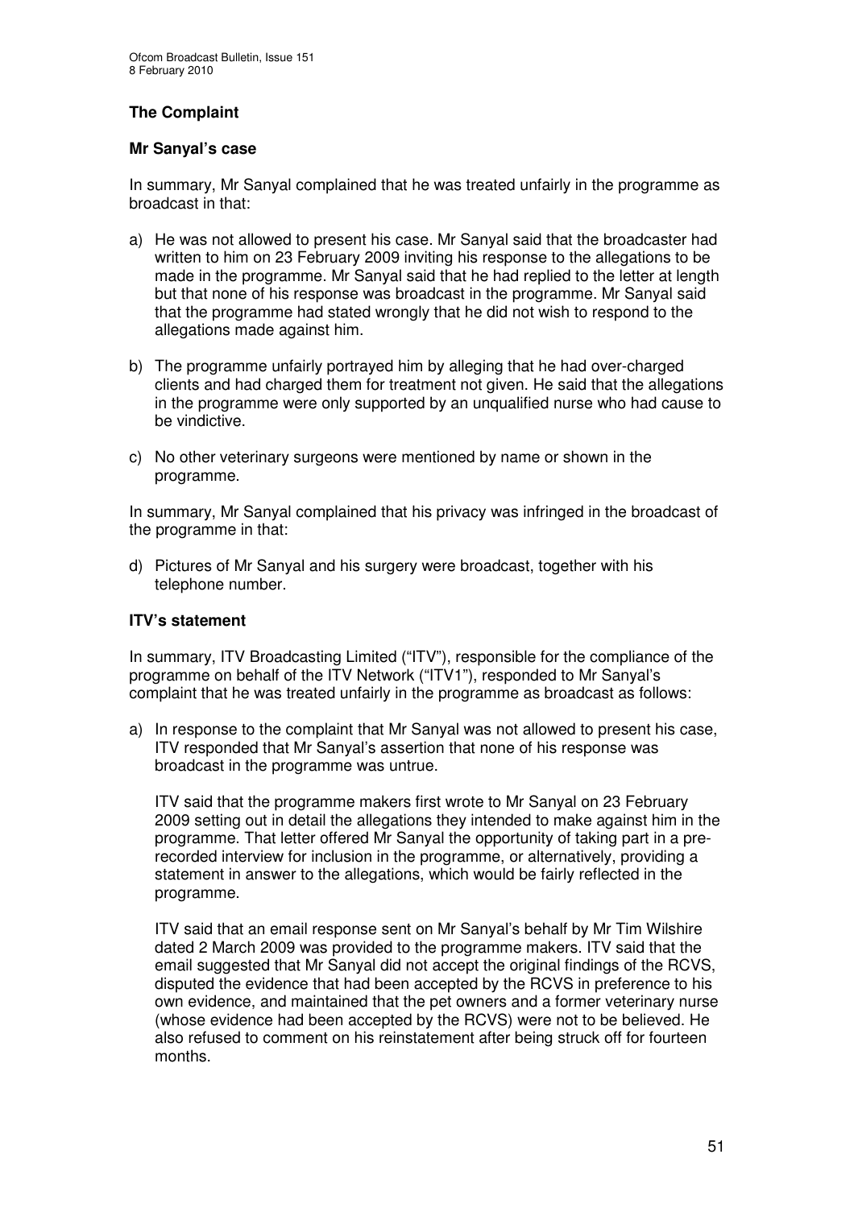### The Complaint

#### Mr Sanyal's case

In summary, Mr Sanyal complained that he was treated unfairly in the programme as broadcast in that:

a) He was not allowed to present his case. Mr Sanyal said that the broadcaster had written to him on 23 February 2009 inviting his response to the allegations to be made in the programme. Mr Sanyal said that he had replied to the letter at length but that none of his response was broadcast in the programme. Mr Sanyal said that the programme had stated wrongly that he did not wish to respond to the allegations made against him.

b) The programme unfairly portrayed him by alleging that he had over-charged clients and had charged them for treatment not given. He said that the allegations in the programme were only supported by an unqualified nurse who had cause to be vindictive.

c) No other veterinary surgeons were mentioned by name or shown in the programme.

In summary, Mr Sanyal complained that his privacy was infringed in the broadcast of the programme in that:

d) Pictures of Mr Sanyal and his surgery were broadcast, together with his telephone number.

#### ITV's statement

In summary, ITV Broadcasting Limited ("ITV"), responsible for the compliance of the programme on behalf of the ITV Network ("ITV1"), responded to Mr Sanyal's complaint that he was treated unfairly in the programme as broadcast as follows:

a) In response to the complaint that Mr Sanyal was not allowed to present his case, ITV responded that Mr Sanyal's assertion that none of his response was broadcast in the programme was untrue.

   ITV said that the programme makers first wrote to Mr Sanyal on 23 February 2009 setting out in detail the allegations they intended to make against him in the programme. That letter offered Mr Sanyal the opportunity of taking part in a pre-recorded interview for inclusion in the programme, or alternatively, providing a statement in answer to the allegations, which would be fairly reflected in the programme.

   ITV said that an email response sent on Mr Sanyal's behalf by Mr Tim Wilshire dated 2 March 2009 was provided to the programme makers. ITV said that the email suggested that Mr Sanyal did not accept the original findings of the RCVS, disputed the evidence that had been accepted by the RCVS in preference to his own evidence, and maintained that the pet owners and a former veterinary nurse (whose evidence had been accepted by the RCVS) were not to be believed. He also refused to comment on his reinstatement after being struck off for fourteen months.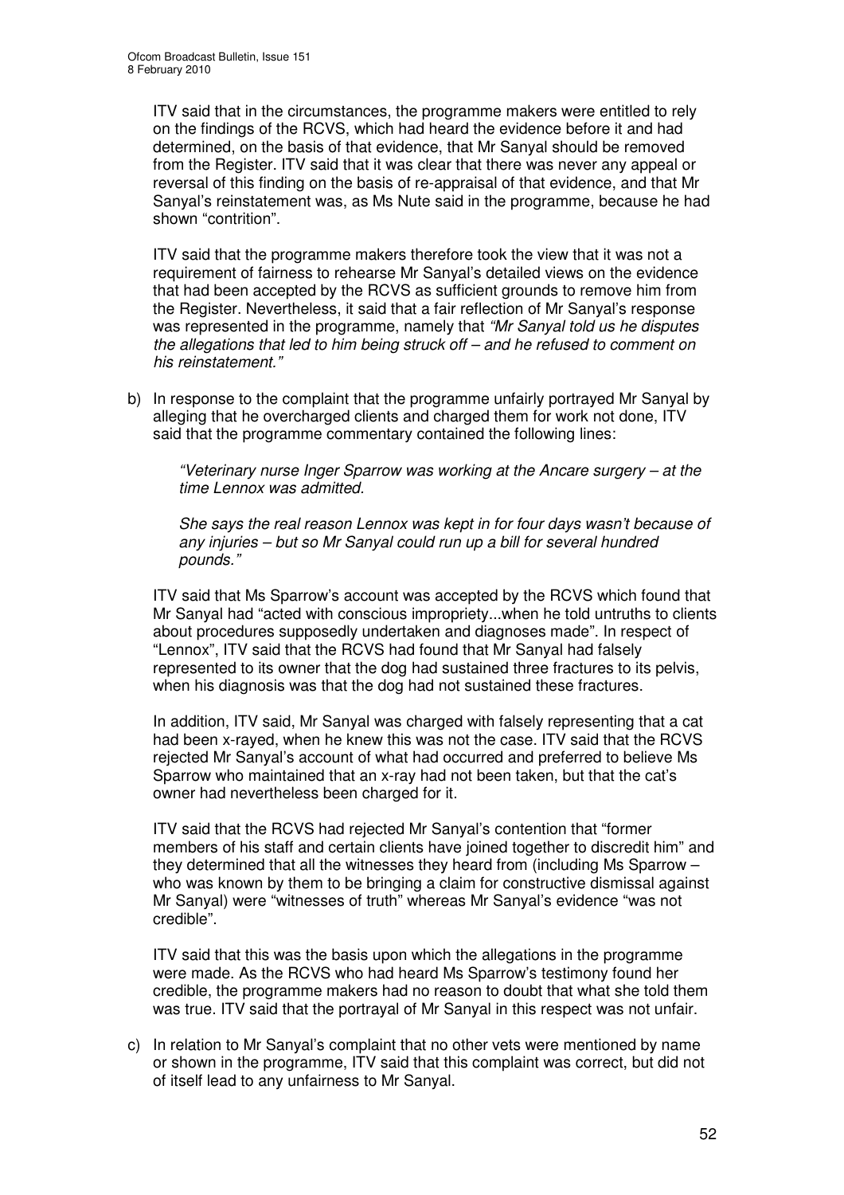ITV said that in the circumstances, the programme makers were entitled to rely on the findings of the RCVS, which had heard the evidence before it and had determined, on the basis of that evidence, that Mr Sanyal should be removed from the Register. ITV said that it was clear that there was never any appeal or reversal of this finding on the basis of re-appraisal of that evidence, and that Mr Sanyal's reinstatement was, as Ms Nute said in the programme, because he had shown "contrition".

ITV said that the programme makers therefore took the view that it was not a requirement of fairness to rehearse Mr Sanyal's detailed views on the evidence that had been accepted by the RCVS as sufficient grounds to remove him from the Register. Nevertheless, it said that a fair reflection of Mr Sanyal's response was represented in the programme, namely that *"Mr Sanyal told us he disputes the allegations that led to him being struck off – and he refused to comment on his reinstatement."*

b) In response to the complaint that the programme unfairly portrayed Mr Sanyal by alleging that he overcharged clients and charged them for work not done, ITV said that the programme commentary contained the following lines:

   *"Veterinary nurse Inger Sparrow was working at the Ancare surgery – at the time Lennox was admitted.*

   *She says the real reason Lennox was kept in for four days wasn't because of any injuries – but so Mr Sanyal could run up a bill for several hundred pounds."*

   ITV said that Ms Sparrow's account was accepted by the RCVS which found that Mr Sanyal had "acted with conscious impropriety...when he told untruths to clients about procedures supposedly undertaken and diagnoses made". In respect of "Lennox", ITV said that the RCVS had found that Mr Sanyal had falsely represented to its owner that the dog had sustained three fractures to its pelvis, when his diagnosis was that the dog had not sustained these fractures.

   In addition, ITV said, Mr Sanyal was charged with falsely representing that a cat had been x-rayed, when he knew this was not the case. ITV said that the RCVS rejected Mr Sanyal's account of what had occurred and preferred to believe Ms Sparrow who maintained that an x-ray had not been taken, but that the cat's owner had nevertheless been charged for it.

   ITV said that the RCVS had rejected Mr Sanyal's contention that "former members of his staff and certain clients have joined together to discredit him" and they determined that all the witnesses they heard from (including Ms Sparrow – who was known by them to be bringing a claim for constructive dismissal against Mr Sanyal) were "witnesses of truth" whereas Mr Sanyal's evidence "was not credible".

   ITV said that this was the basis upon which the allegations in the programme were made. As the RCVS who had heard Ms Sparrow's testimony found her credible, the programme makers had no reason to doubt that what she told them was true. ITV said that the portrayal of Mr Sanyal in this respect was not unfair.

c) In relation to Mr Sanyal's complaint that no other vets were mentioned by name or shown in the programme, ITV said that this complaint was correct, but did not of itself lead to any unfairness to Mr Sanyal.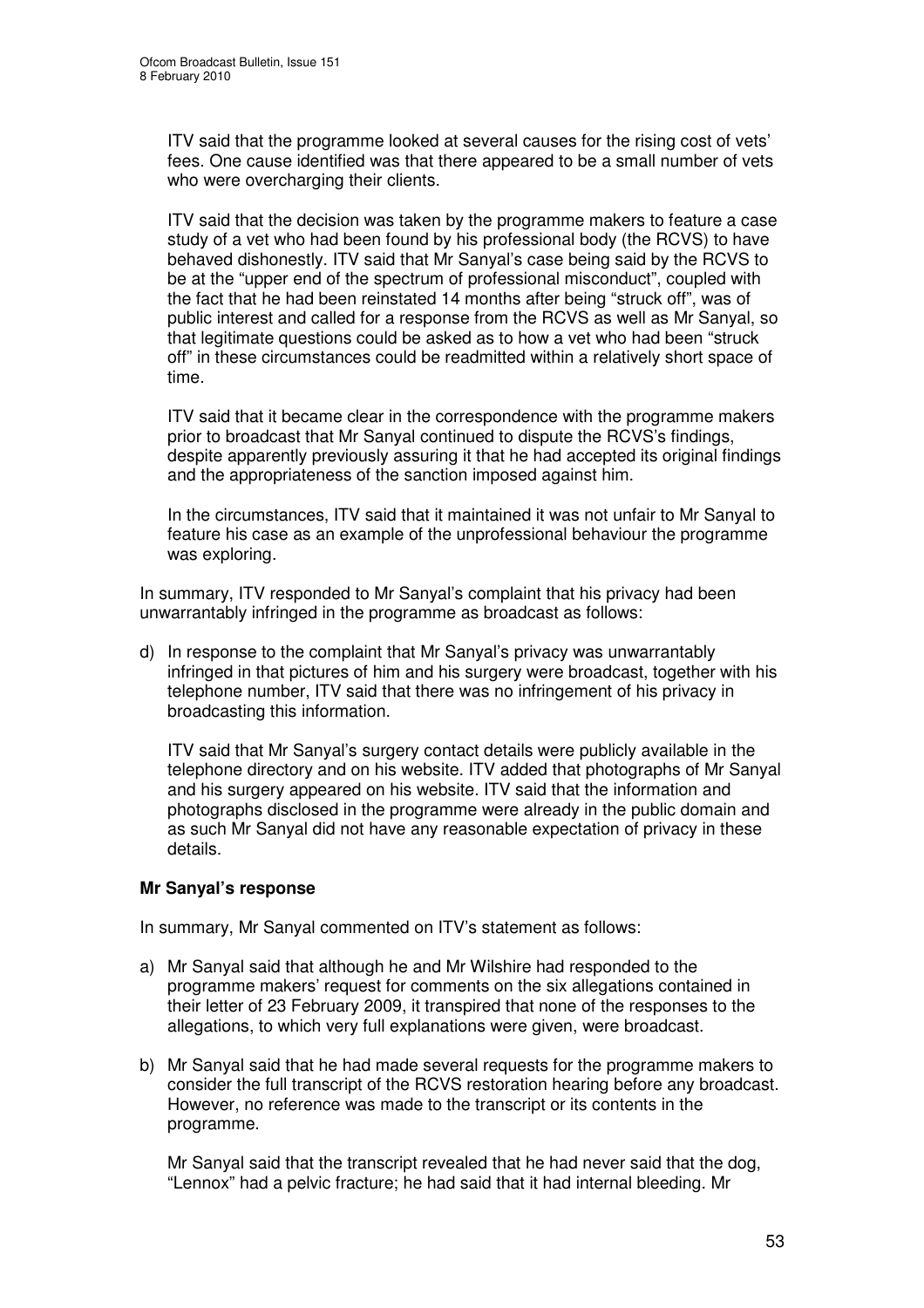ITV said that the programme looked at several causes for the rising cost of vets' fees. One cause identified was that there appeared to be a small number of vets who were overcharging their clients.

ITV said that the decision was taken by the programme makers to feature a case study of a vet who had been found by his professional body (the RCVS) to have behaved dishonestly. ITV said that Mr Sanyal's case being said by the RCVS to be at the "upper end of the spectrum of professional misconduct", coupled with the fact that he had been reinstated 14 months after being "struck off", was of public interest and called for a response from the RCVS as well as Mr Sanyal, so that legitimate questions could be asked as to how a vet who had been "struck off" in these circumstances could be readmitted within a relatively short space of time.

ITV said that it became clear in the correspondence with the programme makers prior to broadcast that Mr Sanyal continued to dispute the RCVS's findings, despite apparently previously assuring it that he had accepted its original findings and the appropriateness of the sanction imposed against him.

In the circumstances, ITV said that it maintained it was not unfair to Mr Sanyal to feature his case as an example of the unprofessional behaviour the programme was exploring.

In summary, ITV responded to Mr Sanyal's complaint that his privacy had been unwarrantably infringed in the programme as broadcast as follows:

d) In response to the complaint that Mr Sanyal's privacy was unwarrantably infringed in that pictures of him and his surgery were broadcast, together with his telephone number, ITV said that there was no infringement of his privacy in broadcasting this information.

   ITV said that Mr Sanyal's surgery contact details were publicly available in the telephone directory and on his website. ITV added that photographs of Mr Sanyal and his surgery appeared on his website. ITV said that the information and photographs disclosed in the programme were already in the public domain and as such Mr Sanyal did not have any reasonable expectation of privacy in these details.

**Mr Sanyal's response**

In summary, Mr Sanyal commented on ITV's statement as follows:

a) Mr Sanyal said that although he and Mr Wilshire had responded to the programme makers' request for comments on the six allegations contained in their letter of 23 February 2009, it transpired that none of the responses to the allegations, to which very full explanations were given, were broadcast.

b) Mr Sanyal said that he had made several requests for the programme makers to consider the full transcript of the RCVS restoration hearing before any broadcast. However, no reference was made to the transcript or its contents in the programme.

   Mr Sanyal said that the transcript revealed that he had never said that the dog, "Lennox" had a pelvic fracture; he had said that it had internal bleeding. Mr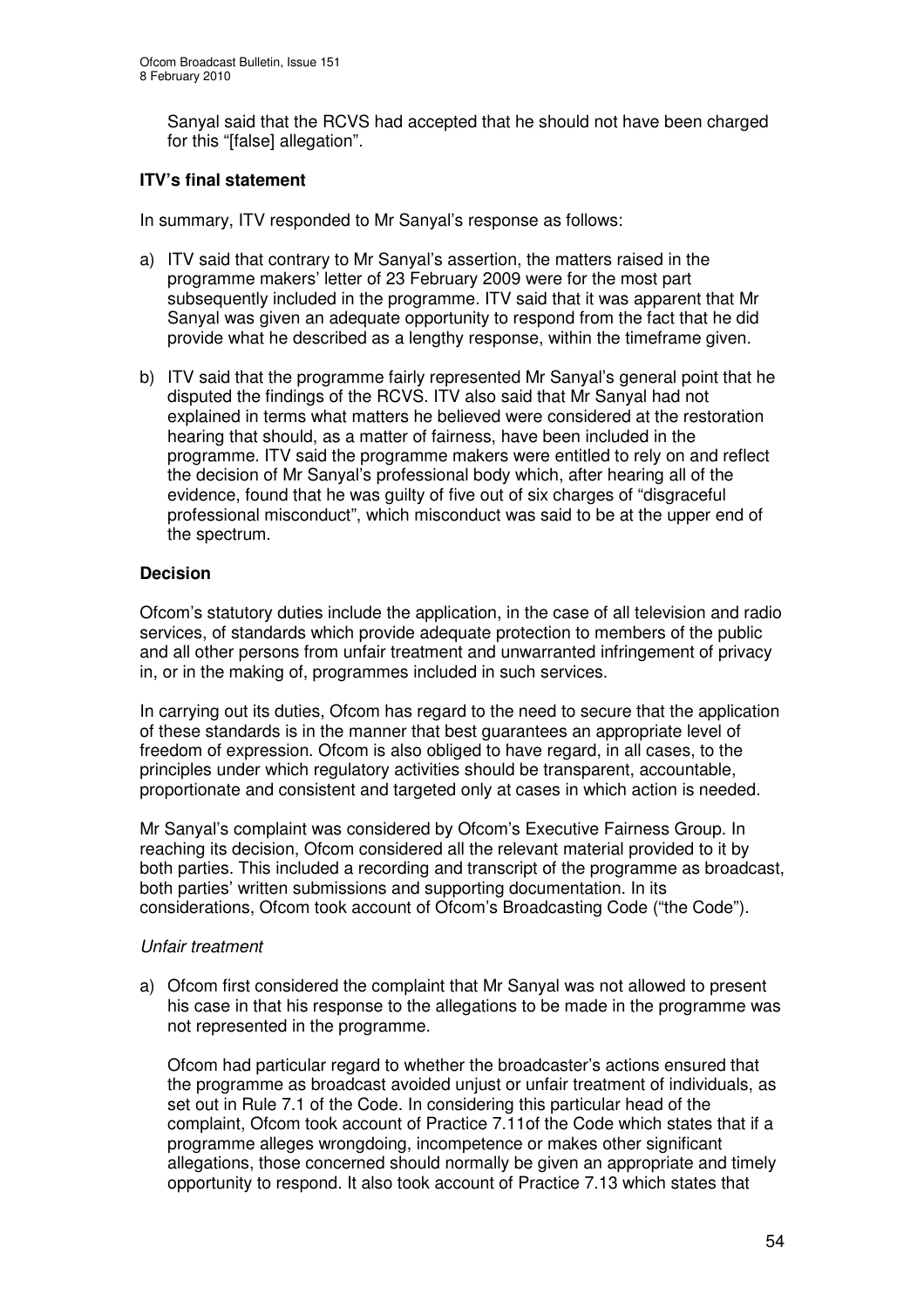Sanyal said that the RCVS had accepted that he should not have been charged for this "[false] allegation".

**ITV's final statement**

In summary, ITV responded to Mr Sanyal's response as follows:

a) ITV said that contrary to Mr Sanyal's assertion, the matters raised in the programme makers' letter of 23 February 2009 were for the most part subsequently included in the programme. ITV said that it was apparent that Mr Sanyal was given an adequate opportunity to respond from the fact that he did provide what he described as a lengthy response, within the timeframe given.

b) ITV said that the programme fairly represented Mr Sanyal's general point that he disputed the findings of the RCVS. ITV also said that Mr Sanyal had not explained in terms what matters he believed were considered at the restoration hearing that should, as a matter of fairness, have been included in the programme. ITV said the programme makers were entitled to rely on and reflect the decision of Mr Sanyal's professional body which, after hearing all of the evidence, found that he was guilty of five out of six charges of "disgraceful professional misconduct", which misconduct was said to be at the upper end of the spectrum.

**Decision**

Ofcom's statutory duties include the application, in the case of all television and radio services, of standards which provide adequate protection to members of the public and all other persons from unfair treatment and unwarranted infringement of privacy in, or in the making of, programmes included in such services.

In carrying out its duties, Ofcom has regard to the need to secure that the application of these standards is in the manner that best guarantees an appropriate level of freedom of expression. Ofcom is also obliged to have regard, in all cases, to the principles under which regulatory activities should be transparent, accountable, proportionate and consistent and targeted only at cases in which action is needed.

Mr Sanyal's complaint was considered by Ofcom's Executive Fairness Group. In reaching its decision, Ofcom considered all the relevant material provided to it by both parties. This included a recording and transcript of the programme as broadcast, both parties' written submissions and supporting documentation. In its considerations, Ofcom took account of Ofcom's Broadcasting Code ("the Code").

*Unfair treatment*

a) Ofcom first considered the complaint that Mr Sanyal was not allowed to present his case in that his response to the allegations to be made in the programme was not represented in the programme.

   Ofcom had particular regard to whether the broadcaster's actions ensured that the programme as broadcast avoided unjust or unfair treatment of individuals, as set out in Rule 7.1 of the Code. In considering this particular head of the complaint, Ofcom took account of Practice 7.11of the Code which states that if a programme alleges wrongdoing, incompetence or makes other significant allegations, those concerned should normally be given an appropriate and timely opportunity to respond. It also took account of Practice 7.13 which states that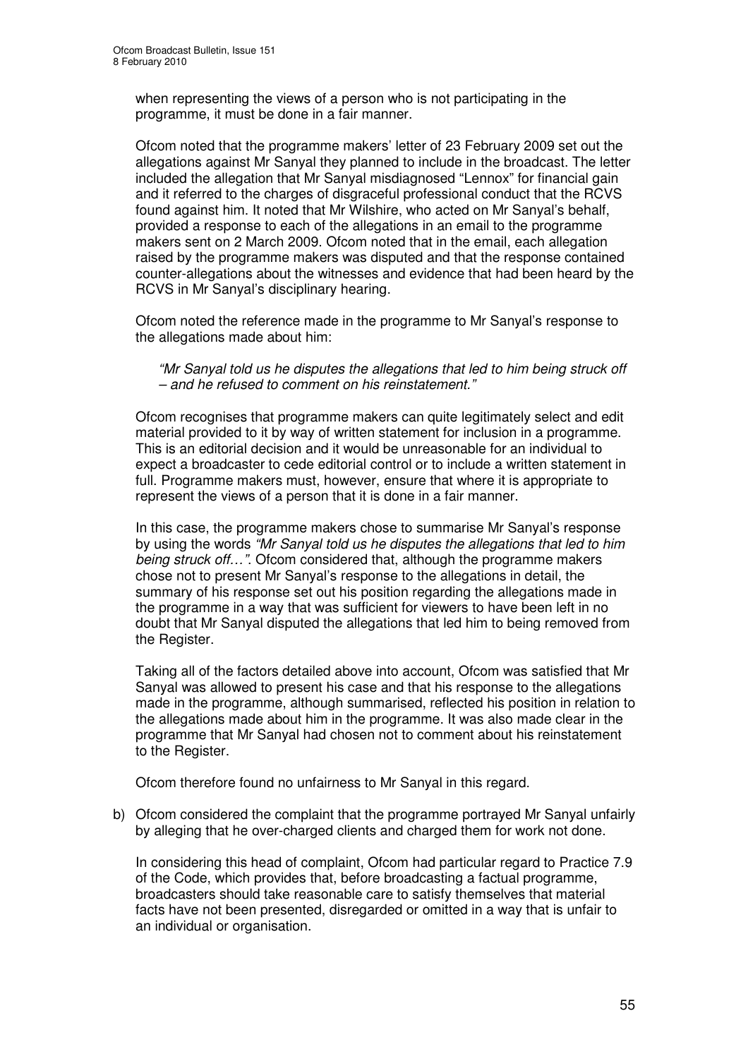when representing the views of a person who is not participating in the programme, it must be done in a fair manner.

Ofcom noted that the programme makers' letter of 23 February 2009 set out the allegations against Mr Sanyal they planned to include in the broadcast. The letter included the allegation that Mr Sanyal misdiagnosed "Lennox" for financial gain and it referred to the charges of disgraceful professional conduct that the RCVS found against him. It noted that Mr Wilshire, who acted on Mr Sanyal's behalf, provided a response to each of the allegations in an email to the programme makers sent on 2 March 2009. Ofcom noted that in the email, each allegation raised by the programme makers was disputed and that the response contained counter-allegations about the witnesses and evidence that had been heard by the RCVS in Mr Sanyal's disciplinary hearing.

Ofcom noted the reference made in the programme to Mr Sanyal's response to the allegations made about him:

> *"Mr Sanyal told us he disputes the allegations that led to him being struck off – and he refused to comment on his reinstatement."*

Ofcom recognises that programme makers can quite legitimately select and edit material provided to it by way of written statement for inclusion in a programme. This is an editorial decision and it would be unreasonable for an individual to expect a broadcaster to cede editorial control or to include a written statement in full. Programme makers must, however, ensure that where it is appropriate to represent the views of a person that it is done in a fair manner.

In this case, the programme makers chose to summarise Mr Sanyal's response by using the words *"Mr Sanyal told us he disputes the allegations that led to him being struck off…"*. Ofcom considered that, although the programme makers chose not to present Mr Sanyal's response to the allegations in detail, the summary of his response set out his position regarding the allegations made in the programme in a way that was sufficient for viewers to have been left in no doubt that Mr Sanyal disputed the allegations that led him to being removed from the Register.

Taking all of the factors detailed above into account, Ofcom was satisfied that Mr Sanyal was allowed to present his case and that his response to the allegations made in the programme, although summarised, reflected his position in relation to the allegations made about him in the programme. It was also made clear in the programme that Mr Sanyal had chosen not to comment about his reinstatement to the Register.

Ofcom therefore found no unfairness to Mr Sanyal in this regard.

b) Ofcom considered the complaint that the programme portrayed Mr Sanyal unfairly by alleging that he over-charged clients and charged them for work not done.

   In considering this head of complaint, Ofcom had particular regard to Practice 7.9 of the Code, which provides that, before broadcasting a factual programme, broadcasters should take reasonable care to satisfy themselves that material facts have not been presented, disregarded or omitted in a way that is unfair to an individual or organisation.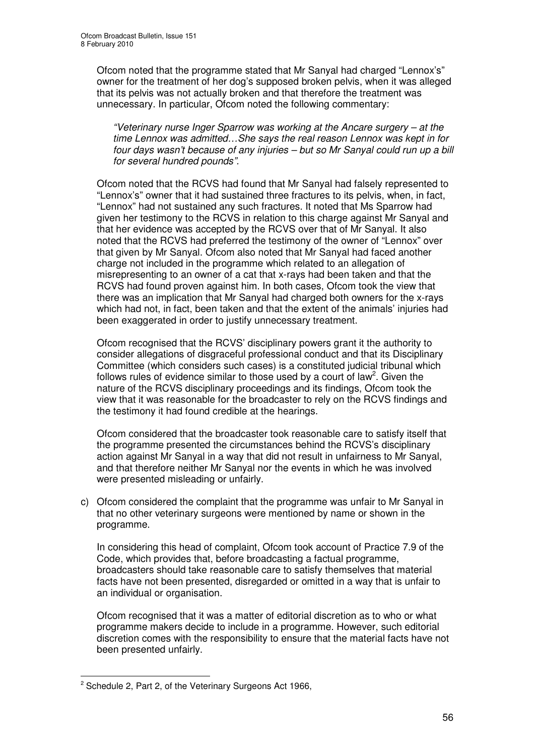Ofcom noted that the programme stated that Mr Sanyal had charged "Lennox's" owner for the treatment of her dog's supposed broken pelvis, when it was alleged that its pelvis was not actually broken and that therefore the treatment was unnecessary. In particular, Ofcom noted the following commentary:

> *"Veterinary nurse Inger Sparrow was working at the Ancare surgery – at the time Lennox was admitted…She says the real reason Lennox was kept in for four days wasn't because of any injuries – but so Mr Sanyal could run up a bill for several hundred pounds".*

Ofcom noted that the RCVS had found that Mr Sanyal had falsely represented to "Lennox's" owner that it had sustained three fractures to its pelvis, when, in fact, "Lennox" had not sustained any such fractures. It noted that Ms Sparrow had given her testimony to the RCVS in relation to this charge against Mr Sanyal and that her evidence was accepted by the RCVS over that of Mr Sanyal. It also noted that the RCVS had preferred the testimony of the owner of "Lennox" over that given by Mr Sanyal. Ofcom also noted that Mr Sanyal had faced another charge not included in the programme which related to an allegation of misrepresenting to an owner of a cat that x-rays had been taken and that the RCVS had found proven against him. In both cases, Ofcom took the view that there was an implication that Mr Sanyal had charged both owners for the x-rays which had not, in fact, been taken and that the extent of the animals' injuries had been exaggerated in order to justify unnecessary treatment.

Ofcom recognised that the RCVS' disciplinary powers grant it the authority to consider allegations of disgraceful professional conduct and that its Disciplinary Committee (which considers such cases) is a constituted judicial tribunal which follows rules of evidence similar to those used by a court of law[2]. Given the nature of the RCVS disciplinary proceedings and its findings, Ofcom took the view that it was reasonable for the broadcaster to rely on the RCVS findings and the testimony it had found credible at the hearings.

Ofcom considered that the broadcaster took reasonable care to satisfy itself that the programme presented the circumstances behind the RCVS's disciplinary action against Mr Sanyal in a way that did not result in unfairness to Mr Sanyal, and that therefore neither Mr Sanyal nor the events in which he was involved were presented misleading or unfairly.

c) Ofcom considered the complaint that the programme was unfair to Mr Sanyal in that no other veterinary surgeons were mentioned by name or shown in the programme.

   In considering this head of complaint, Ofcom took account of Practice 7.9 of the Code, which provides that, before broadcasting a factual programme, broadcasters should take reasonable care to satisfy themselves that material facts have not been presented, disregarded or omitted in a way that is unfair to an individual or organisation.

   Ofcom recognised that it was a matter of editorial discretion as to who or what programme makers decide to include in a programme. However, such editorial discretion comes with the responsibility to ensure that the material facts have not been presented unfairly.

---

[2] Schedule 2, Part 2, of the Veterinary Surgeons Act 1966,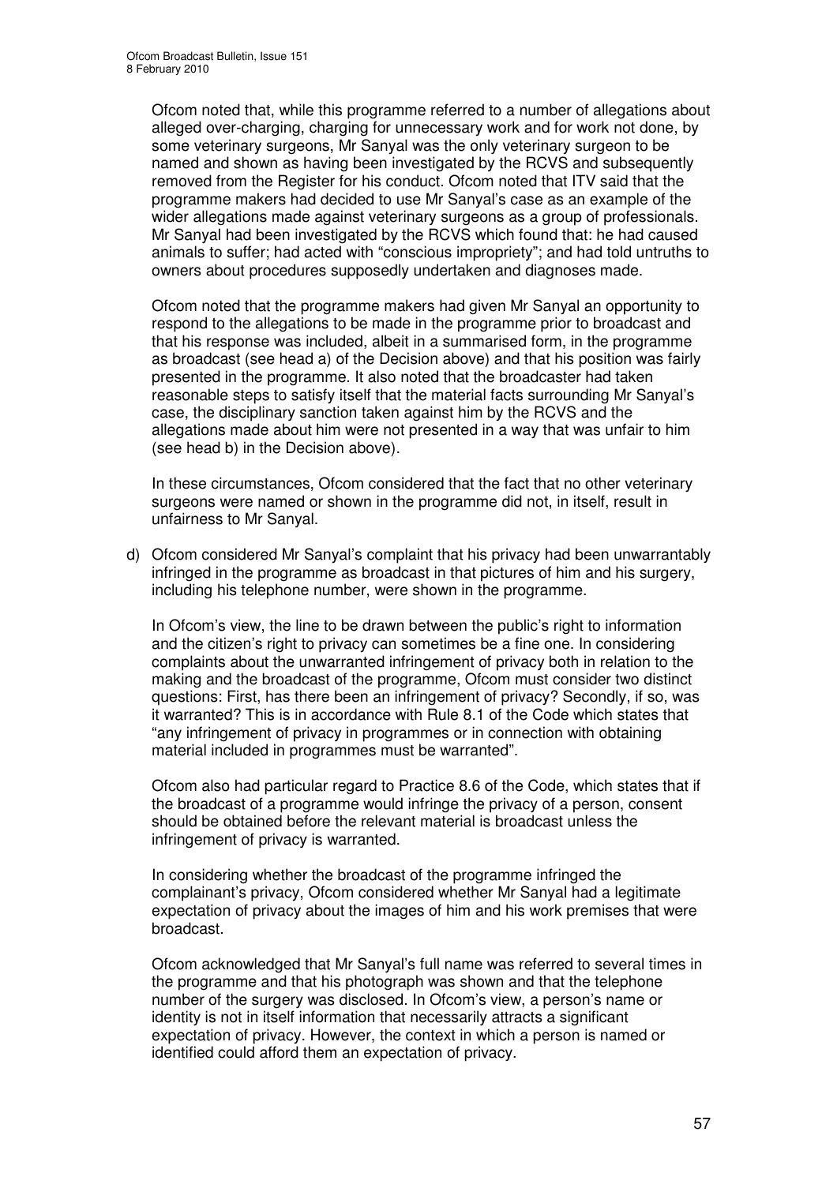Ofcom noted that, while this programme referred to a number of allegations about alleged over-charging, charging for unnecessary work and for work not done, by some veterinary surgeons, Mr Sanyal was the only veterinary surgeon to be named and shown as having been investigated by the RCVS and subsequently removed from the Register for his conduct. Ofcom noted that ITV said that the programme makers had decided to use Mr Sanyal's case as an example of the wider allegations made against veterinary surgeons as a group of professionals. Mr Sanyal had been investigated by the RCVS which found that: he had caused animals to suffer; had acted with "conscious impropriety"; and had told untruths to owners about procedures supposedly undertaken and diagnoses made.

Ofcom noted that the programme makers had given Mr Sanyal an opportunity to respond to the allegations to be made in the programme prior to broadcast and that his response was included, albeit in a summarised form, in the programme as broadcast (see head a) of the Decision above) and that his position was fairly presented in the programme. It also noted that the broadcaster had taken reasonable steps to satisfy itself that the material facts surrounding Mr Sanyal's case, the disciplinary sanction taken against him by the RCVS and the allegations made about him were not presented in a way that was unfair to him (see head b) in the Decision above).

In these circumstances, Ofcom considered that the fact that no other veterinary surgeons were named or shown in the programme did not, in itself, result in unfairness to Mr Sanyal.

d) Ofcom considered Mr Sanyal's complaint that his privacy had been unwarrantably infringed in the programme as broadcast in that pictures of him and his surgery, including his telephone number, were shown in the programme.

In Ofcom's view, the line to be drawn between the public's right to information and the citizen's right to privacy can sometimes be a fine one. In considering complaints about the unwarranted infringement of privacy both in relation to the making and the broadcast of the programme, Ofcom must consider two distinct questions: First, has there been an infringement of privacy? Secondly, if so, was it warranted? This is in accordance with Rule 8.1 of the Code which states that "any infringement of privacy in programmes or in connection with obtaining material included in programmes must be warranted".

Ofcom also had particular regard to Practice 8.6 of the Code, which states that if the broadcast of a programme would infringe the privacy of a person, consent should be obtained before the relevant material is broadcast unless the infringement of privacy is warranted.

In considering whether the broadcast of the programme infringed the complainant's privacy, Ofcom considered whether Mr Sanyal had a legitimate expectation of privacy about the images of him and his work premises that were broadcast.

Ofcom acknowledged that Mr Sanyal's full name was referred to several times in the programme and that his photograph was shown and that the telephone number of the surgery was disclosed. In Ofcom's view, a person's name or identity is not in itself information that necessarily attracts a significant expectation of privacy. However, the context in which a person is named or identified could afford them an expectation of privacy.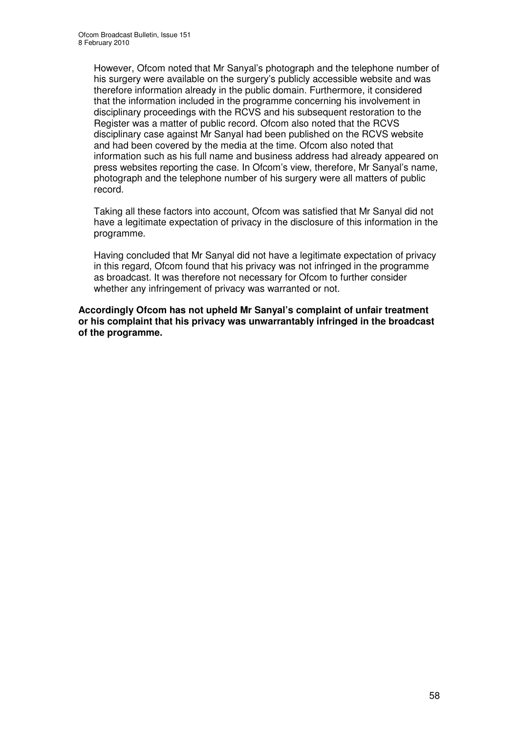However, Ofcom noted that Mr Sanyal's photograph and the telephone number of his surgery were available on the surgery's publicly accessible website and was therefore information already in the public domain. Furthermore, it considered that the information included in the programme concerning his involvement in disciplinary proceedings with the RCVS and his subsequent restoration to the Register was a matter of public record. Ofcom also noted that the RCVS disciplinary case against Mr Sanyal had been published on the RCVS website and had been covered by the media at the time. Ofcom also noted that information such as his full name and business address had already appeared on press websites reporting the case. In Ofcom's view, therefore, Mr Sanyal's name, photograph and the telephone number of his surgery were all matters of public record.

Taking all these factors into account, Ofcom was satisfied that Mr Sanyal did not have a legitimate expectation of privacy in the disclosure of this information in the programme.

Having concluded that Mr Sanyal did not have a legitimate expectation of privacy in this regard, Ofcom found that his privacy was not infringed in the programme as broadcast. It was therefore not necessary for Ofcom to further consider whether any infringement of privacy was warranted or not.

**Accordingly Ofcom has not upheld Mr Sanyal's complaint of unfair treatment or his complaint that his privacy was unwarrantably infringed in the broadcast of the programme.**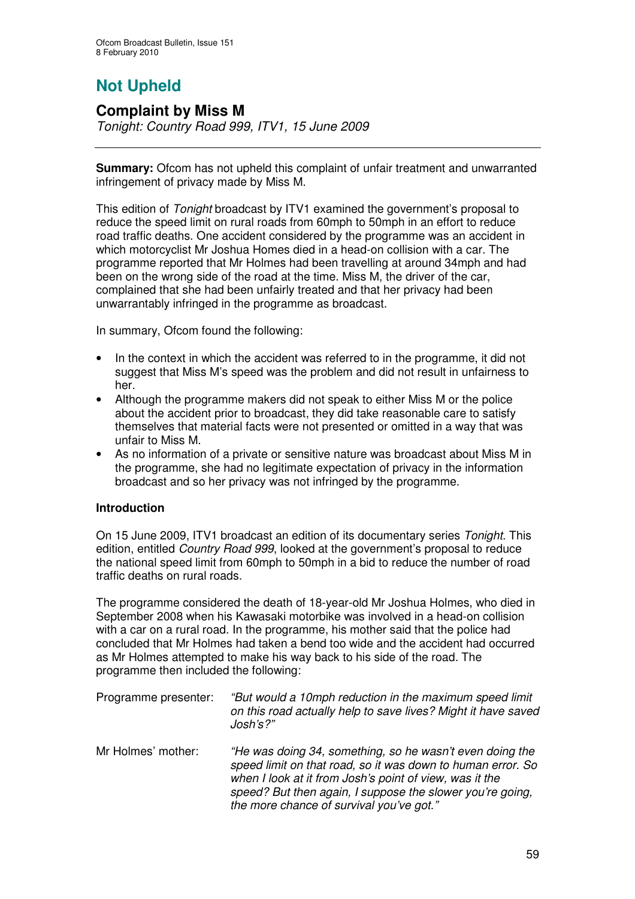# Not Upheld

## Complaint by Miss M

*Tonight: Country Road 999, ITV1, 15 June 2009*

---

**Summary:** Ofcom has not upheld this complaint of unfair treatment and unwarranted infringement of privacy made by Miss M.

This edition of *Tonight* broadcast by ITV1 examined the government's proposal to reduce the speed limit on rural roads from 60mph to 50mph in an effort to reduce road traffic deaths. One accident considered by the programme was an accident in which motorcyclist Mr Joshua Homes died in a head-on collision with a car. The programme reported that Mr Holmes had been travelling at around 34mph and had been on the wrong side of the road at the time. Miss M, the driver of the car, complained that she had been unfairly treated and that her privacy had been unwarrantably infringed in the programme as broadcast.

In summary, Ofcom found the following:

- In the context in which the accident was referred to in the programme, it did not suggest that Miss M's speed was the problem and did not result in unfairness to her.
- Although the programme makers did not speak to either Miss M or the police about the accident prior to broadcast, they did take reasonable care to satisfy themselves that material facts were not presented or omitted in a way that was unfair to Miss M.
- As no information of a private or sensitive nature was broadcast about Miss M in the programme, she had no legitimate expectation of privacy in the information broadcast and so her privacy was not infringed by the programme.

**Introduction**

On 15 June 2009, ITV1 broadcast an edition of its documentary series *Tonight*. This edition, entitled *Country Road 999*, looked at the government's proposal to reduce the national speed limit from 60mph to 50mph in a bid to reduce the number of road traffic deaths on rural roads.

The programme considered the death of 18-year-old Mr Joshua Holmes, who died in September 2008 when his Kawasaki motorbike was involved in a head-on collision with a car on a rural road. In the programme, his mother said that the police had concluded that Mr Holmes had taken a bend too wide and the accident had occurred as Mr Holmes attempted to make his way back to his side of the road. The programme then included the following:

Programme presenter: *"But would a 10mph reduction in the maximum speed limit on this road actually help to save lives? Might it have saved Josh's?"*

Mr Holmes' mother: *"He was doing 34, something, so he wasn't even doing the speed limit on that road, so it was down to human error. So when I look at it from Josh's point of view, was it the speed? But then again, I suppose the slower you're going, the more chance of survival you've got."*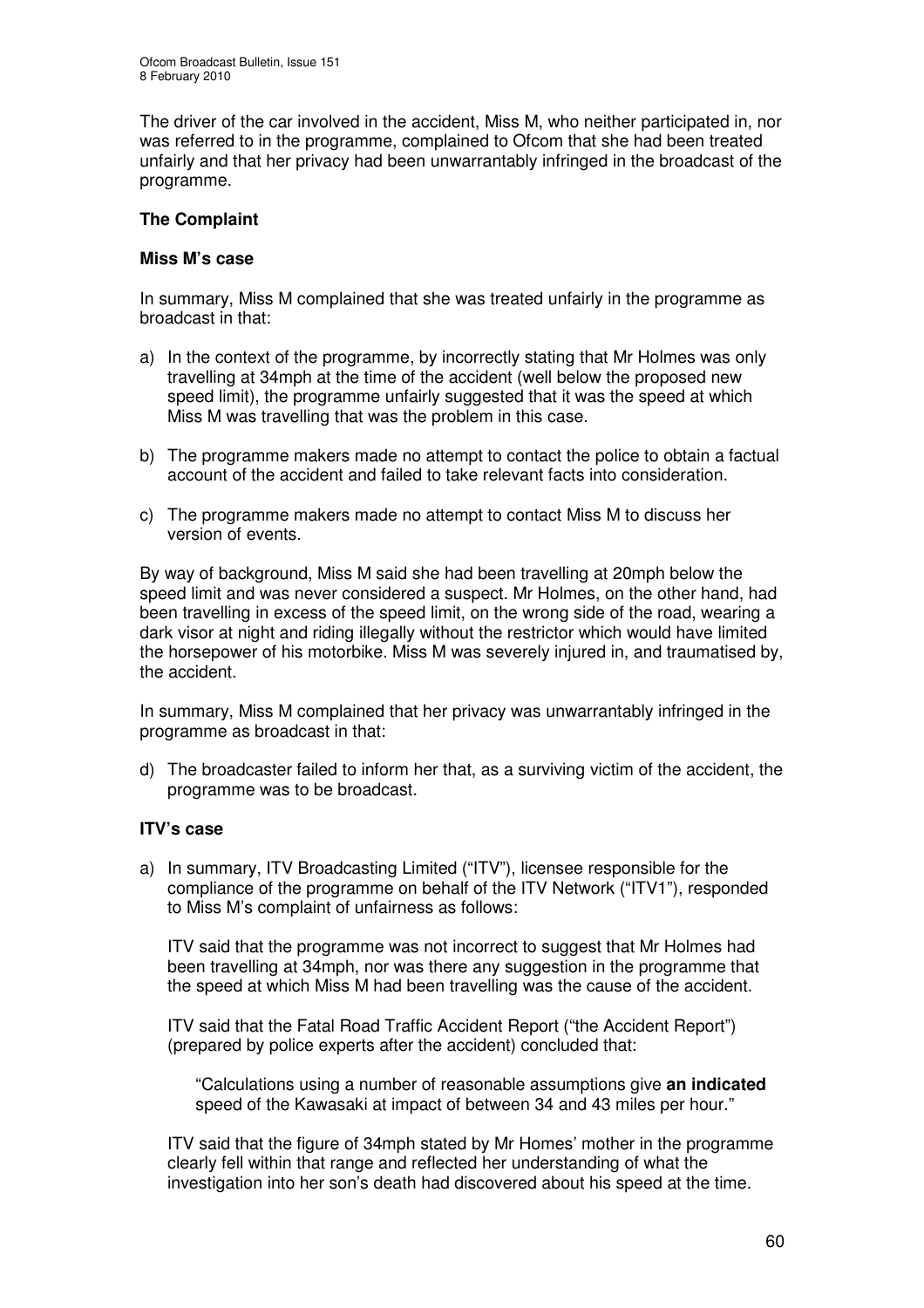The driver of the car involved in the accident, Miss M, who neither participated in, nor was referred to in the programme, complained to Ofcom that she had been treated unfairly and that her privacy had been unwarrantably infringed in the broadcast of the programme.

**The Complaint**

**Miss M's case**

In summary, Miss M complained that she was treated unfairly in the programme as broadcast in that:

a) In the context of the programme, by incorrectly stating that Mr Holmes was only travelling at 34mph at the time of the accident (well below the proposed new speed limit), the programme unfairly suggested that it was the speed at which Miss M was travelling that was the problem in this case.

b) The programme makers made no attempt to contact the police to obtain a factual account of the accident and failed to take relevant facts into consideration.

c) The programme makers made no attempt to contact Miss M to discuss her version of events.

By way of background, Miss M said she had been travelling at 20mph below the speed limit and was never considered a suspect. Mr Holmes, on the other hand, had been travelling in excess of the speed limit, on the wrong side of the road, wearing a dark visor at night and riding illegally without the restrictor which would have limited the horsepower of his motorbike. Miss M was severely injured in, and traumatised by, the accident.

In summary, Miss M complained that her privacy was unwarrantably infringed in the programme as broadcast in that:

d) The broadcaster failed to inform her that, as a surviving victim of the accident, the programme was to be broadcast.

**ITV's case**

a) In summary, ITV Broadcasting Limited ("ITV"), licensee responsible for the compliance of the programme on behalf of the ITV Network ("ITV1"), responded to Miss M's complaint of unfairness as follows:

   ITV said that the programme was not incorrect to suggest that Mr Holmes had been travelling at 34mph, nor was there any suggestion in the programme that the speed at which Miss M had been travelling was the cause of the accident.

   ITV said that the Fatal Road Traffic Accident Report ("the Accident Report") (prepared by police experts after the accident) concluded that:

   > "Calculations using a number of reasonable assumptions give **an indicated** speed of the Kawasaki at impact of between 34 and 43 miles per hour."

   ITV said that the figure of 34mph stated by Mr Homes' mother in the programme clearly fell within that range and reflected her understanding of what the investigation into her son's death had discovered about his speed at the time.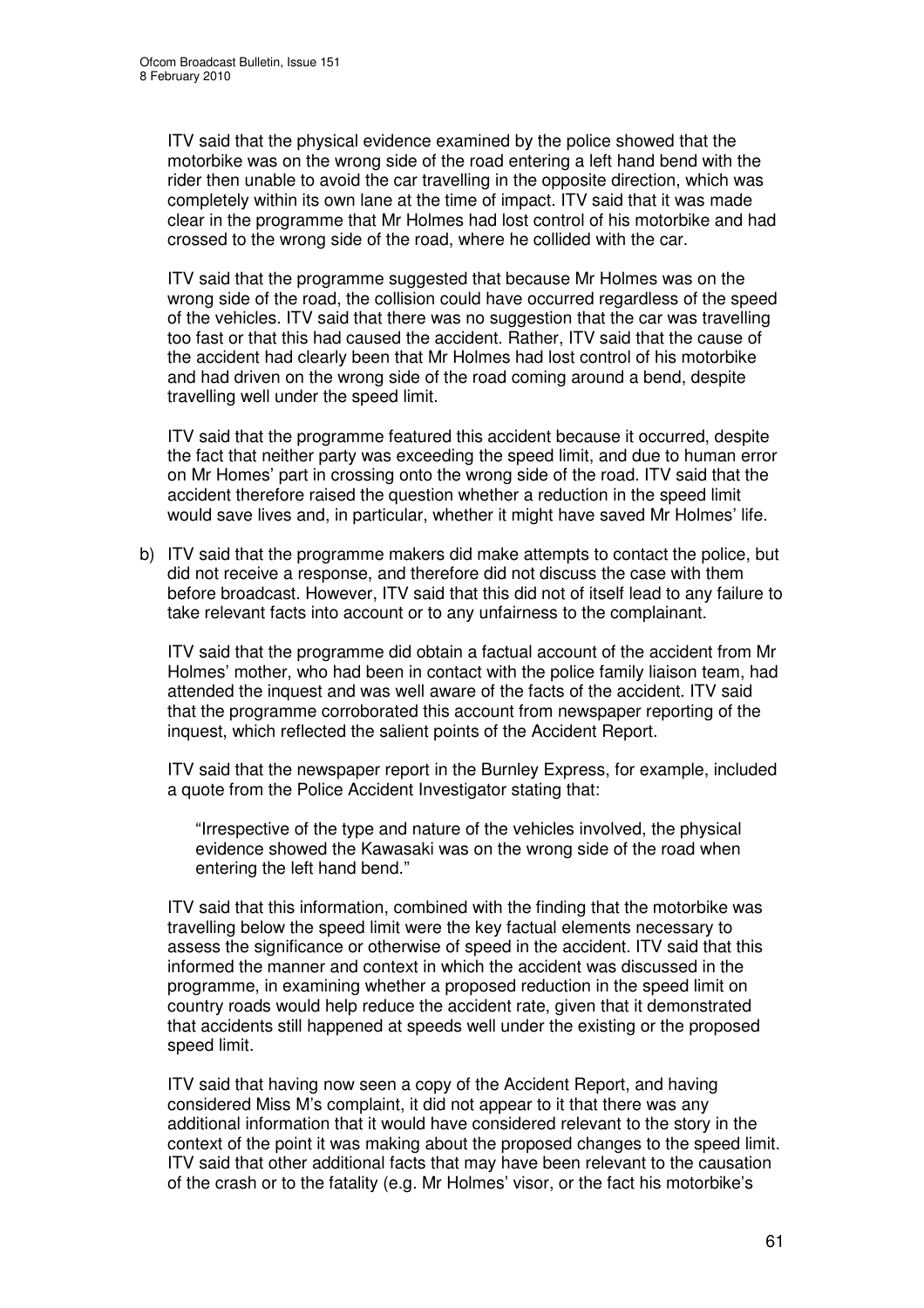ITV said that the physical evidence examined by the police showed that the motorbike was on the wrong side of the road entering a left hand bend with the rider then unable to avoid the car travelling in the opposite direction, which was completely within its own lane at the time of impact. ITV said that it was made clear in the programme that Mr Holmes had lost control of his motorbike and had crossed to the wrong side of the road, where he collided with the car.

ITV said that the programme suggested that because Mr Holmes was on the wrong side of the road, the collision could have occurred regardless of the speed of the vehicles. ITV said that there was no suggestion that the car was travelling too fast or that this had caused the accident. Rather, ITV said that the cause of the accident had clearly been that Mr Holmes had lost control of his motorbike and had driven on the wrong side of the road coming around a bend, despite travelling well under the speed limit.

ITV said that the programme featured this accident because it occurred, despite the fact that neither party was exceeding the speed limit, and due to human error on Mr Homes' part in crossing onto the wrong side of the road. ITV said that the accident therefore raised the question whether a reduction in the speed limit would save lives and, in particular, whether it might have saved Mr Holmes' life.

b) ITV said that the programme makers did make attempts to contact the police, but did not receive a response, and therefore did not discuss the case with them before broadcast. However, ITV said that this did not of itself lead to any failure to take relevant facts into account or to any unfairness to the complainant.

ITV said that the programme did obtain a factual account of the accident from Mr Holmes' mother, who had been in contact with the police family liaison team, had attended the inquest and was well aware of the facts of the accident. ITV said that the programme corroborated this account from newspaper reporting of the inquest, which reflected the salient points of the Accident Report.

ITV said that the newspaper report in the Burnley Express, for example, included a quote from the Police Accident Investigator stating that:

> "Irrespective of the type and nature of the vehicles involved, the physical evidence showed the Kawasaki was on the wrong side of the road when entering the left hand bend."

ITV said that this information, combined with the finding that the motorbike was travelling below the speed limit were the key factual elements necessary to assess the significance or otherwise of speed in the accident. ITV said that this informed the manner and context in which the accident was discussed in the programme, in examining whether a proposed reduction in the speed limit on country roads would help reduce the accident rate, given that it demonstrated that accidents still happened at speeds well under the existing or the proposed speed limit.

ITV said that having now seen a copy of the Accident Report, and having considered Miss M's complaint, it did not appear to it that there was any additional information that it would have considered relevant to the story in the context of the point it was making about the proposed changes to the speed limit. ITV said that other additional facts that may have been relevant to the causation of the crash or to the fatality (e.g. Mr Holmes' visor, or the fact his motorbike's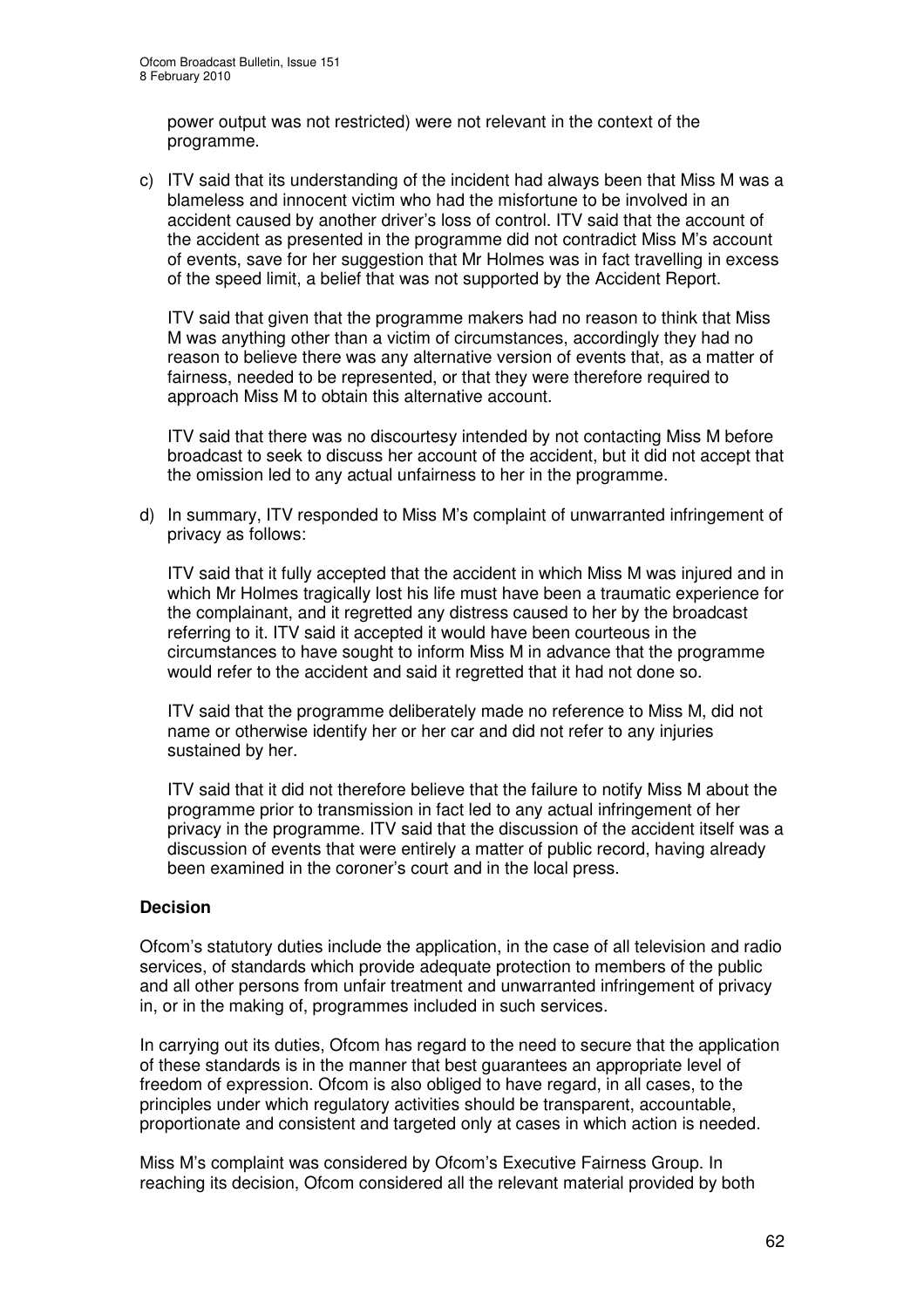power output was not restricted) were not relevant in the context of the programme.

c) ITV said that its understanding of the incident had always been that Miss M was a blameless and innocent victim who had the misfortune to be involved in an accident caused by another driver's loss of control. ITV said that the account of the accident as presented in the programme did not contradict Miss M's account of events, save for her suggestion that Mr Holmes was in fact travelling in excess of the speed limit, a belief that was not supported by the Accident Report.

   ITV said that given that the programme makers had no reason to think that Miss M was anything other than a victim of circumstances, accordingly they had no reason to believe there was any alternative version of events that, as a matter of fairness, needed to be represented, or that they were therefore required to approach Miss M to obtain this alternative account.

   ITV said that there was no discourtesy intended by not contacting Miss M before broadcast to seek to discuss her account of the accident, but it did not accept that the omission led to any actual unfairness to her in the programme.

d) In summary, ITV responded to Miss M's complaint of unwarranted infringement of privacy as follows:

   ITV said that it fully accepted that the accident in which Miss M was injured and in which Mr Holmes tragically lost his life must have been a traumatic experience for the complainant, and it regretted any distress caused to her by the broadcast referring to it. ITV said it accepted it would have been courteous in the circumstances to have sought to inform Miss M in advance that the programme would refer to the accident and said it regretted that it had not done so.

   ITV said that the programme deliberately made no reference to Miss M, did not name or otherwise identify her or her car and did not refer to any injuries sustained by her.

   ITV said that it did not therefore believe that the failure to notify Miss M about the programme prior to transmission in fact led to any actual infringement of her privacy in the programme. ITV said that the discussion of the accident itself was a discussion of events that were entirely a matter of public record, having already been examined in the coroner's court and in the local press.

**Decision**

Ofcom's statutory duties include the application, in the case of all television and radio services, of standards which provide adequate protection to members of the public and all other persons from unfair treatment and unwarranted infringement of privacy in, or in the making of, programmes included in such services.

In carrying out its duties, Ofcom has regard to the need to secure that the application of these standards is in the manner that best guarantees an appropriate level of freedom of expression. Ofcom is also obliged to have regard, in all cases, to the principles under which regulatory activities should be transparent, accountable, proportionate and consistent and targeted only at cases in which action is needed.

Miss M's complaint was considered by Ofcom's Executive Fairness Group. In reaching its decision, Ofcom considered all the relevant material provided by both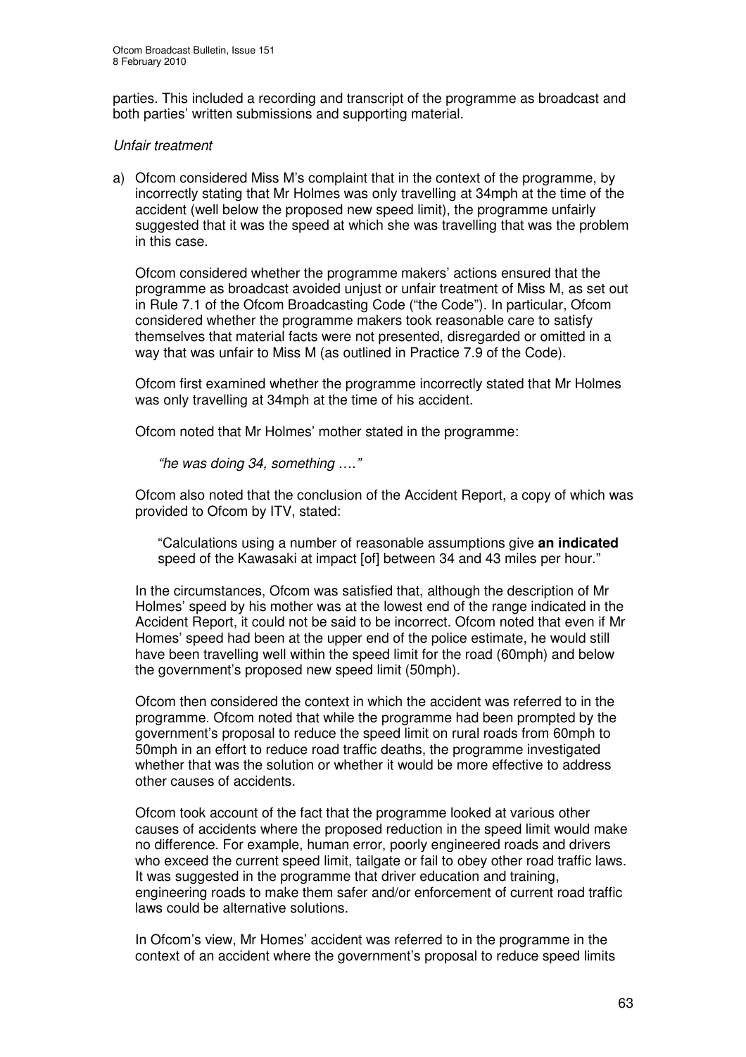parties. This included a recording and transcript of the programme as broadcast and both parties' written submissions and supporting material.

*Unfair treatment*

a) Ofcom considered Miss M's complaint that in the context of the programme, by incorrectly stating that Mr Holmes was only travelling at 34mph at the time of the accident (well below the proposed new speed limit), the programme unfairly suggested that it was the speed at which she was travelling that was the problem in this case.

Ofcom considered whether the programme makers' actions ensured that the programme as broadcast avoided unjust or unfair treatment of Miss M, as set out in Rule 7.1 of the Ofcom Broadcasting Code ("the Code"). In particular, Ofcom considered whether the programme makers took reasonable care to satisfy themselves that material facts were not presented, disregarded or omitted in a way that was unfair to Miss M (as outlined in Practice 7.9 of the Code).

Ofcom first examined whether the programme incorrectly stated that Mr Holmes was only travelling at 34mph at the time of his accident.

Ofcom noted that Mr Holmes' mother stated in the programme:

*"he was doing 34, something …."*

Ofcom also noted that the conclusion of the Accident Report, a copy of which was provided to Ofcom by ITV, stated:

"Calculations using a number of reasonable assumptions give **an indicated** speed of the Kawasaki at impact [of] between 34 and 43 miles per hour."

In the circumstances, Ofcom was satisfied that, although the description of Mr Holmes' speed by his mother was at the lowest end of the range indicated in the Accident Report, it could not be said to be incorrect. Ofcom noted that even if Mr Homes' speed had been at the upper end of the police estimate, he would still have been travelling well within the speed limit for the road (60mph) and below the government's proposed new speed limit (50mph).

Ofcom then considered the context in which the accident was referred to in the programme. Ofcom noted that while the programme had been prompted by the government's proposal to reduce the speed limit on rural roads from 60mph to 50mph in an effort to reduce road traffic deaths, the programme investigated whether that was the solution or whether it would be more effective to address other causes of accidents.

Ofcom took account of the fact that the programme looked at various other causes of accidents where the proposed reduction in the speed limit would make no difference. For example, human error, poorly engineered roads and drivers who exceed the current speed limit, tailgate or fail to obey other road traffic laws. It was suggested in the programme that driver education and training, engineering roads to make them safer and/or enforcement of current road traffic laws could be alternative solutions.

In Ofcom's view, Mr Homes' accident was referred to in the programme in the context of an accident where the government's proposal to reduce speed limits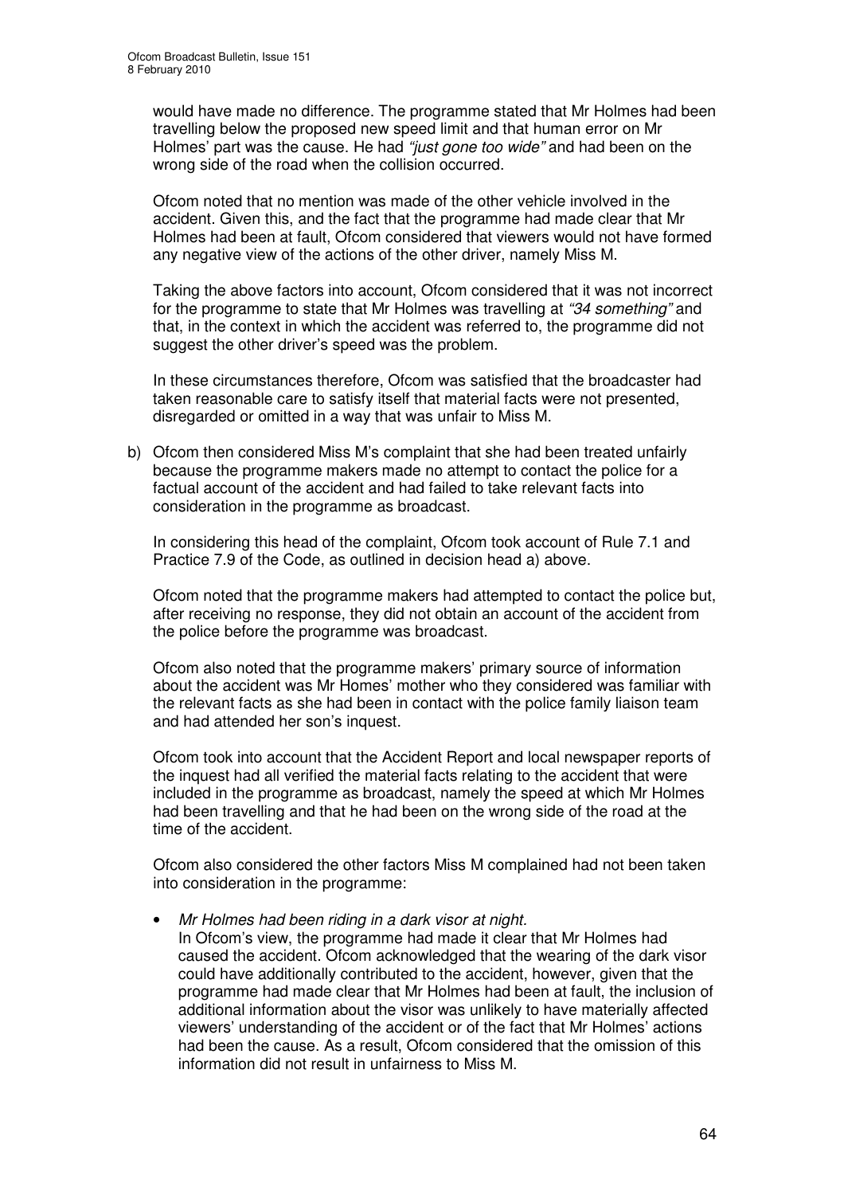would have made no difference. The programme stated that Mr Holmes had been travelling below the proposed new speed limit and that human error on Mr Holmes' part was the cause. He had *"just gone too wide"* and had been on the wrong side of the road when the collision occurred.

Ofcom noted that no mention was made of the other vehicle involved in the accident. Given this, and the fact that the programme had made clear that Mr Holmes had been at fault, Ofcom considered that viewers would not have formed any negative view of the actions of the other driver, namely Miss M.

Taking the above factors into account, Ofcom considered that it was not incorrect for the programme to state that Mr Holmes was travelling at *"34 something"* and that, in the context in which the accident was referred to, the programme did not suggest the other driver's speed was the problem.

In these circumstances therefore, Ofcom was satisfied that the broadcaster had taken reasonable care to satisfy itself that material facts were not presented, disregarded or omitted in a way that was unfair to Miss M.

b) Ofcom then considered Miss M's complaint that she had been treated unfairly because the programme makers made no attempt to contact the police for a factual account of the accident and had failed to take relevant facts into consideration in the programme as broadcast.

   In considering this head of the complaint, Ofcom took account of Rule 7.1 and Practice 7.9 of the Code, as outlined in decision head a) above.

   Ofcom noted that the programme makers had attempted to contact the police but, after receiving no response, they did not obtain an account of the accident from the police before the programme was broadcast.

   Ofcom also noted that the programme makers' primary source of information about the accident was Mr Homes' mother who they considered was familiar with the relevant facts as she had been in contact with the police family liaison team and had attended her son's inquest.

   Ofcom took into account that the Accident Report and local newspaper reports of the inquest had all verified the material facts relating to the accident that were included in the programme as broadcast, namely the speed at which Mr Holmes had been travelling and that he had been on the wrong side of the road at the time of the accident.

   Ofcom also considered the other factors Miss M complained had not been taken into consideration in the programme:

   - *Mr Holmes had been riding in a dark visor at night.*
     In Ofcom's view, the programme had made it clear that Mr Holmes had caused the accident. Ofcom acknowledged that the wearing of the dark visor could have additionally contributed to the accident, however, given that the programme had made clear that Mr Holmes had been at fault, the inclusion of additional information about the visor was unlikely to have materially affected viewers' understanding of the accident or of the fact that Mr Holmes' actions had been the cause. As a result, Ofcom considered that the omission of this information did not result in unfairness to Miss M.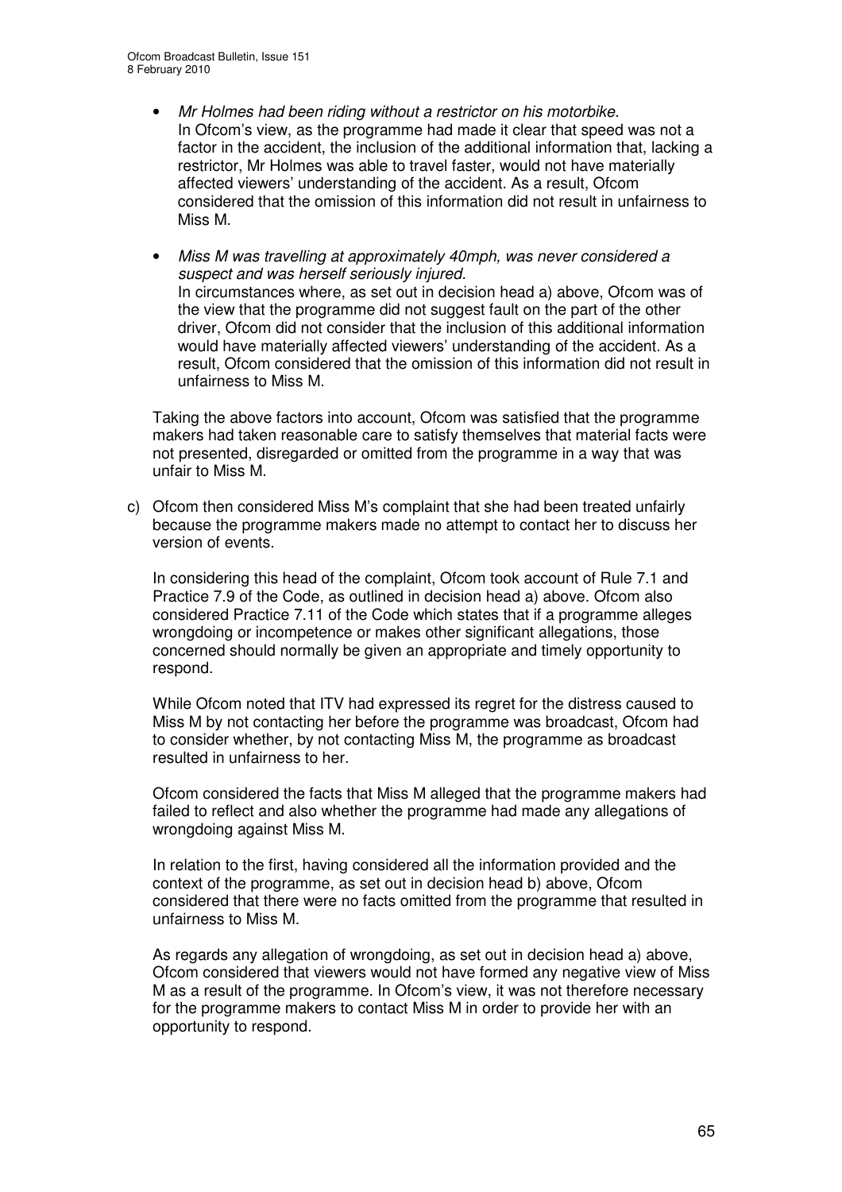- *Mr Holmes had been riding without a restrictor on his motorbike*.
  In Ofcom's view, as the programme had made it clear that speed was not a factor in the accident, the inclusion of the additional information that, lacking a restrictor, Mr Holmes was able to travel faster, would not have materially affected viewers' understanding of the accident. As a result, Ofcom considered that the omission of this information did not result in unfairness to Miss M.

- *Miss M was travelling at approximately 40mph, was never considered a suspect and was herself seriously injured*.
  In circumstances where, as set out in decision head a) above, Ofcom was of the view that the programme did not suggest fault on the part of the other driver, Ofcom did not consider that the inclusion of this additional information would have materially affected viewers' understanding of the accident. As a result, Ofcom considered that the omission of this information did not result in unfairness to Miss M.

Taking the above factors into account, Ofcom was satisfied that the programme makers had taken reasonable care to satisfy themselves that material facts were not presented, disregarded or omitted from the programme in a way that was unfair to Miss M.

c) Ofcom then considered Miss M's complaint that she had been treated unfairly because the programme makers made no attempt to contact her to discuss her version of events.

In considering this head of the complaint, Ofcom took account of Rule 7.1 and Practice 7.9 of the Code, as outlined in decision head a) above. Ofcom also considered Practice 7.11 of the Code which states that if a programme alleges wrongdoing or incompetence or makes other significant allegations, those concerned should normally be given an appropriate and timely opportunity to respond.

While Ofcom noted that ITV had expressed its regret for the distress caused to Miss M by not contacting her before the programme was broadcast, Ofcom had to consider whether, by not contacting Miss M, the programme as broadcast resulted in unfairness to her.

Ofcom considered the facts that Miss M alleged that the programme makers had failed to reflect and also whether the programme had made any allegations of wrongdoing against Miss M.

In relation to the first, having considered all the information provided and the context of the programme, as set out in decision head b) above, Ofcom considered that there were no facts omitted from the programme that resulted in unfairness to Miss M.

As regards any allegation of wrongdoing, as set out in decision head a) above, Ofcom considered that viewers would not have formed any negative view of Miss M as a result of the programme. In Ofcom's view, it was not therefore necessary for the programme makers to contact Miss M in order to provide her with an opportunity to respond.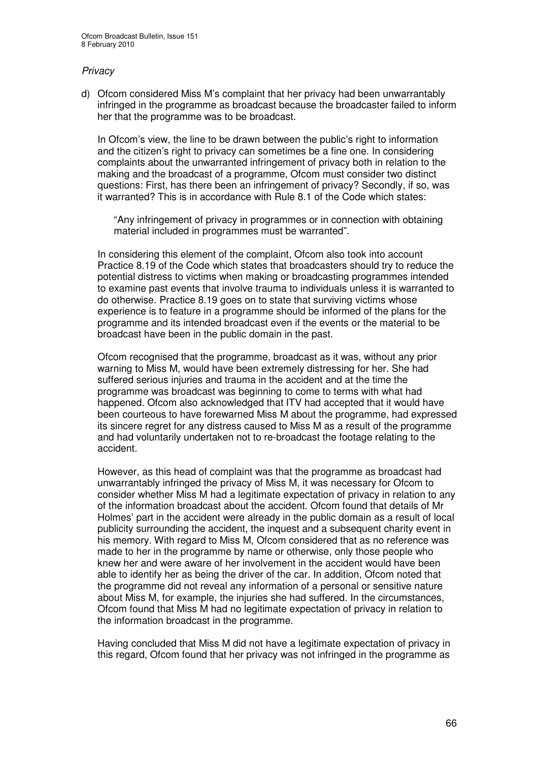*Privacy*

d) Ofcom considered Miss M's complaint that her privacy had been unwarrantably infringed in the programme as broadcast because the broadcaster failed to inform her that the programme was to be broadcast.

In Ofcom's view, the line to be drawn between the public's right to information and the citizen's right to privacy can sometimes be a fine one. In considering complaints about the unwarranted infringement of privacy both in relation to the making and the broadcast of a programme, Ofcom must consider two distinct questions: First, has there been an infringement of privacy? Secondly, if so, was it warranted? This is in accordance with Rule 8.1 of the Code which states:

> "Any infringement of privacy in programmes or in connection with obtaining material included in programmes must be warranted".

In considering this element of the complaint, Ofcom also took into account Practice 8.19 of the Code which states that broadcasters should try to reduce the potential distress to victims when making or broadcasting programmes intended to examine past events that involve trauma to individuals unless it is warranted to do otherwise. Practice 8.19 goes on to state that surviving victims whose experience is to feature in a programme should be informed of the plans for the programme and its intended broadcast even if the events or the material to be broadcast have been in the public domain in the past.

Ofcom recognised that the programme, broadcast as it was, without any prior warning to Miss M, would have been extremely distressing for her. She had suffered serious injuries and trauma in the accident and at the time the programme was broadcast was beginning to come to terms with what had happened. Ofcom also acknowledged that ITV had accepted that it would have been courteous to have forewarned Miss M about the programme, had expressed its sincere regret for any distress caused to Miss M as a result of the programme and had voluntarily undertaken not to re-broadcast the footage relating to the accident.

However, as this head of complaint was that the programme as broadcast had unwarrantably infringed the privacy of Miss M, it was necessary for Ofcom to consider whether Miss M had a legitimate expectation of privacy in relation to any of the information broadcast about the accident. Ofcom found that details of Mr Holmes' part in the accident were already in the public domain as a result of local publicity surrounding the accident, the inquest and a subsequent charity event in his memory. With regard to Miss M, Ofcom considered that as no reference was made to her in the programme by name or otherwise, only those people who knew her and were aware of her involvement in the accident would have been able to identify her as being the driver of the car. In addition, Ofcom noted that the programme did not reveal any information of a personal or sensitive nature about Miss M, for example, the injuries she had suffered. In the circumstances, Ofcom found that Miss M had no legitimate expectation of privacy in relation to the information broadcast in the programme.

Having concluded that Miss M did not have a legitimate expectation of privacy in this regard, Ofcom found that her privacy was not infringed in the programme as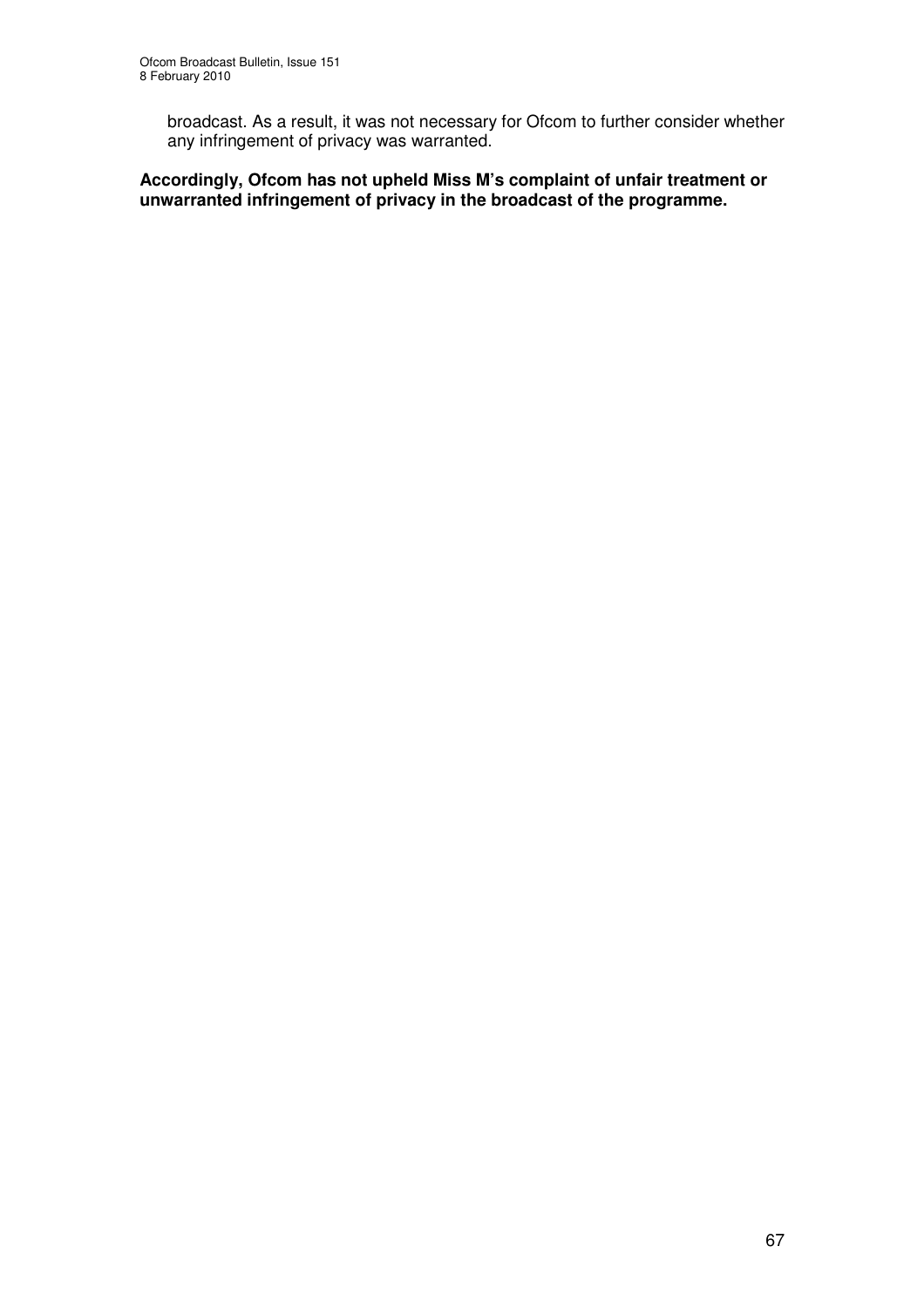broadcast. As a result, it was not necessary for Ofcom to further consider whether any infringement of privacy was warranted.

**Accordingly, Ofcom has not upheld Miss M's complaint of unfair treatment or unwarranted infringement of privacy in the broadcast of the programme.**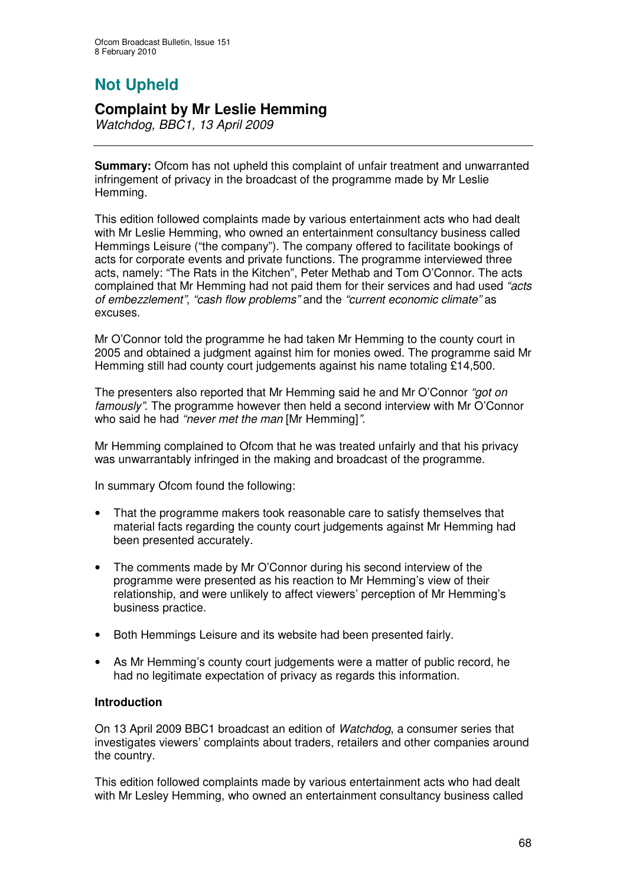# Not Upheld

## Complaint by Mr Leslie Hemming

*Watchdog, BBC1, 13 April 2009*

**Summary:** Ofcom has not upheld this complaint of unfair treatment and unwarranted infringement of privacy in the broadcast of the programme made by Mr Leslie Hemming.

This edition followed complaints made by various entertainment acts who had dealt with Mr Leslie Hemming, who owned an entertainment consultancy business called Hemmings Leisure ("the company"). The company offered to facilitate bookings of acts for corporate events and private functions. The programme interviewed three acts, namely: "The Rats in the Kitchen", Peter Methab and Tom O'Connor. The acts complained that Mr Hemming had not paid them for their services and had used *"acts of embezzlement"*, *"cash flow problems"* and the *"current economic climate"* as excuses.

Mr O'Connor told the programme he had taken Mr Hemming to the county court in 2005 and obtained a judgment against him for monies owed. The programme said Mr Hemming still had county court judgements against his name totaling £14,500.

The presenters also reported that Mr Hemming said he and Mr O'Connor *"got on famously"*. The programme however then held a second interview with Mr O'Connor who said he had *"never met the man* [Mr Hemming]*"*.

Mr Hemming complained to Ofcom that he was treated unfairly and that his privacy was unwarrantably infringed in the making and broadcast of the programme.

In summary Ofcom found the following:

- That the programme makers took reasonable care to satisfy themselves that material facts regarding the county court judgements against Mr Hemming had been presented accurately.
- The comments made by Mr O'Connor during his second interview of the programme were presented as his reaction to Mr Hemming's view of their relationship, and were unlikely to affect viewers' perception of Mr Hemming's business practice.
- Both Hemmings Leisure and its website had been presented fairly.
- As Mr Hemming's county court judgements were a matter of public record, he had no legitimate expectation of privacy as regards this information.

**Introduction**

On 13 April 2009 BBC1 broadcast an edition of *Watchdog*, a consumer series that investigates viewers' complaints about traders, retailers and other companies around the country.

This edition followed complaints made by various entertainment acts who had dealt with Mr Lesley Hemming, who owned an entertainment consultancy business called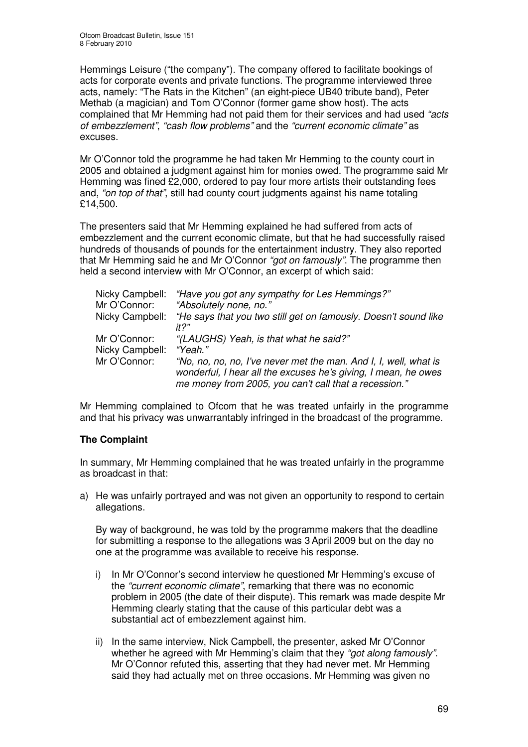Hemmings Leisure ("the company"). The company offered to facilitate bookings of acts for corporate events and private functions. The programme interviewed three acts, namely: "The Rats in the Kitchen" (an eight-piece UB40 tribute band), Peter Methab (a magician) and Tom O'Connor (former game show host). The acts complained that Mr Hemming had not paid them for their services and had used *"acts of embezzlement"*, *"cash flow problems"* and the *"current economic climate"* as excuses.

Mr O'Connor told the programme he had taken Mr Hemming to the county court in 2005 and obtained a judgment against him for monies owed. The programme said Mr Hemming was fined £2,000, ordered to pay four more artists their outstanding fees and, *"on top of that"*, still had county court judgments against his name totaling £14,500.

The presenters said that Mr Hemming explained he had suffered from acts of embezzlement and the current economic climate, but that he had successfully raised hundreds of thousands of pounds for the entertainment industry. They also reported that Mr Hemming said he and Mr O'Connor *"got on famously"*. The programme then held a second interview with Mr O'Connor, an excerpt of which said:

| | |
|---|---|
| Nicky Campbell: | *"Have you got any sympathy for Les Hemmings?"* |
| Mr O'Connor: | *"Absolutely none, no."* |
| Nicky Campbell: | *"He says that you two still get on famously. Doesn't sound like it?"* |
| Mr O'Connor: | *"(LAUGHS) Yeah, is that what he said?"* |
| Nicky Campbell: | *"Yeah."* |
| Mr O'Connor: | *"No, no, no, no, I've never met the man. And I, I, well, what is wonderful, I hear all the excuses he's giving, I mean, he owes me money from 2005, you can't call that a recession."* |

Mr Hemming complained to Ofcom that he was treated unfairly in the programme and that his privacy was unwarrantably infringed in the broadcast of the programme.

**The Complaint**

In summary, Mr Hemming complained that he was treated unfairly in the programme as broadcast in that:

a) He was unfairly portrayed and was not given an opportunity to respond to certain allegations.

   By way of background, he was told by the programme makers that the deadline for submitting a response to the allegations was 3 April 2009 but on the day no one at the programme was available to receive his response.

   i) In Mr O'Connor's second interview he questioned Mr Hemming's excuse of the *"current economic climate"*, remarking that there was no economic problem in 2005 (the date of their dispute). This remark was made despite Mr Hemming clearly stating that the cause of this particular debt was a substantial act of embezzlement against him.

   ii) In the same interview, Nick Campbell, the presenter, asked Mr O'Connor whether he agreed with Mr Hemming's claim that they *"got along famously"*. Mr O'Connor refuted this, asserting that they had never met. Mr Hemming said they had actually met on three occasions. Mr Hemming was given no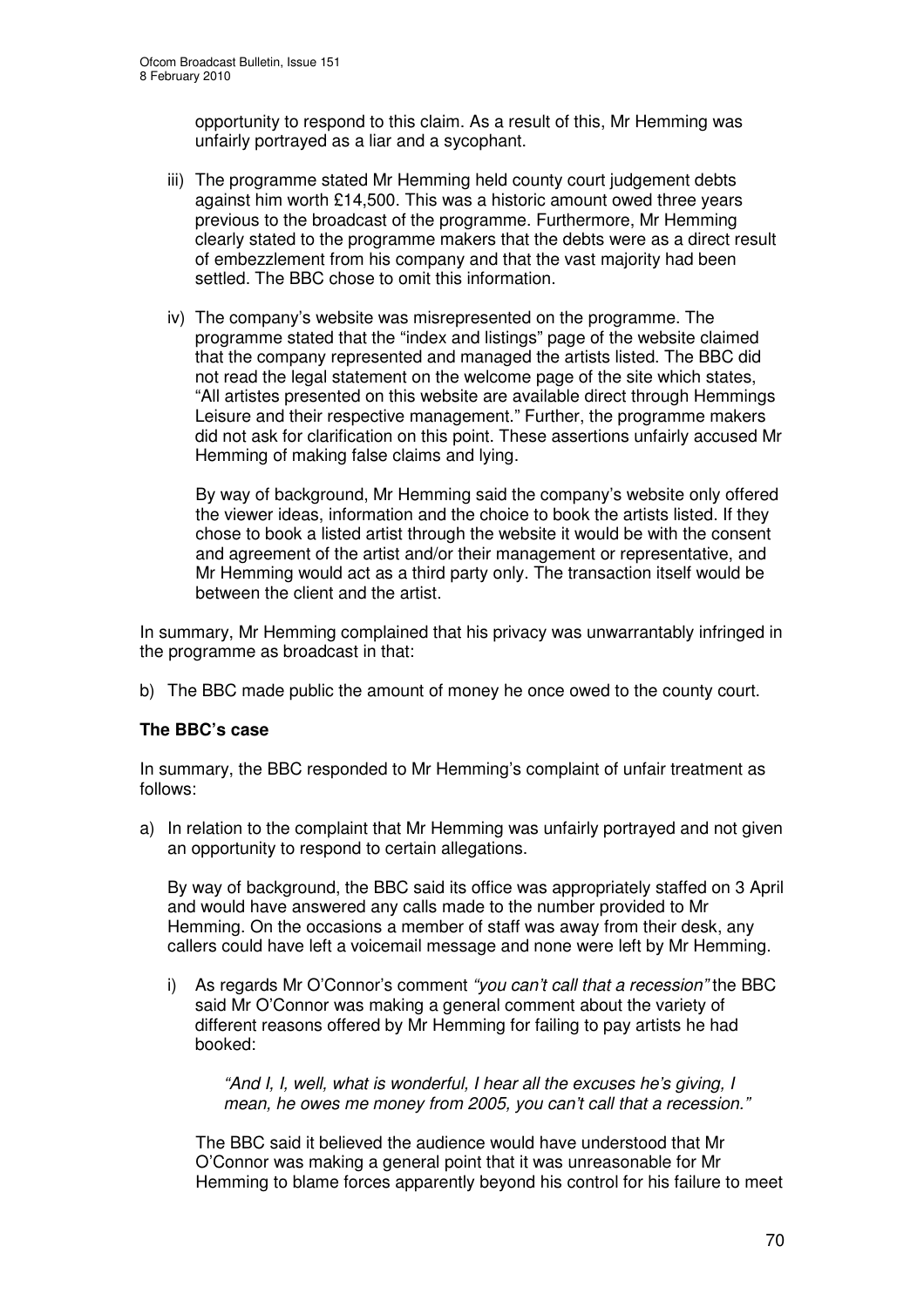opportunity to respond to this claim. As a result of this, Mr Hemming was unfairly portrayed as a liar and a sycophant.

iii) The programme stated Mr Hemming held county court judgement debts against him worth £14,500. This was a historic amount owed three years previous to the broadcast of the programme. Furthermore, Mr Hemming clearly stated to the programme makers that the debts were as a direct result of embezzlement from his company and that the vast majority had been settled. The BBC chose to omit this information.

iv) The company's website was misrepresented on the programme. The programme stated that the "index and listings" page of the website claimed that the company represented and managed the artists listed. The BBC did not read the legal statement on the welcome page of the site which states, "All artistes presented on this website are available direct through Hemmings Leisure and their respective management." Further, the programme makers did not ask for clarification on this point. These assertions unfairly accused Mr Hemming of making false claims and lying.

By way of background, Mr Hemming said the company's website only offered the viewer ideas, information and the choice to book the artists listed. If they chose to book a listed artist through the website it would be with the consent and agreement of the artist and/or their management or representative, and Mr Hemming would act as a third party only. The transaction itself would be between the client and the artist.

In summary, Mr Hemming complained that his privacy was unwarrantably infringed in the programme as broadcast in that:

b) The BBC made public the amount of money he once owed to the county court.

**The BBC's case**

In summary, the BBC responded to Mr Hemming's complaint of unfair treatment as follows:

a) In relation to the complaint that Mr Hemming was unfairly portrayed and not given an opportunity to respond to certain allegations.

By way of background, the BBC said its office was appropriately staffed on 3 April and would have answered any calls made to the number provided to Mr Hemming. On the occasions a member of staff was away from their desk, any callers could have left a voicemail message and none were left by Mr Hemming.

i) As regards Mr O'Connor's comment *"you can't call that a recession"* the BBC said Mr O'Connor was making a general comment about the variety of different reasons offered by Mr Hemming for failing to pay artists he had booked:

*"And I, I, well, what is wonderful, I hear all the excuses he's giving, I mean, he owes me money from 2005, you can't call that a recession."*

The BBC said it believed the audience would have understood that Mr O'Connor was making a general point that it was unreasonable for Mr Hemming to blame forces apparently beyond his control for his failure to meet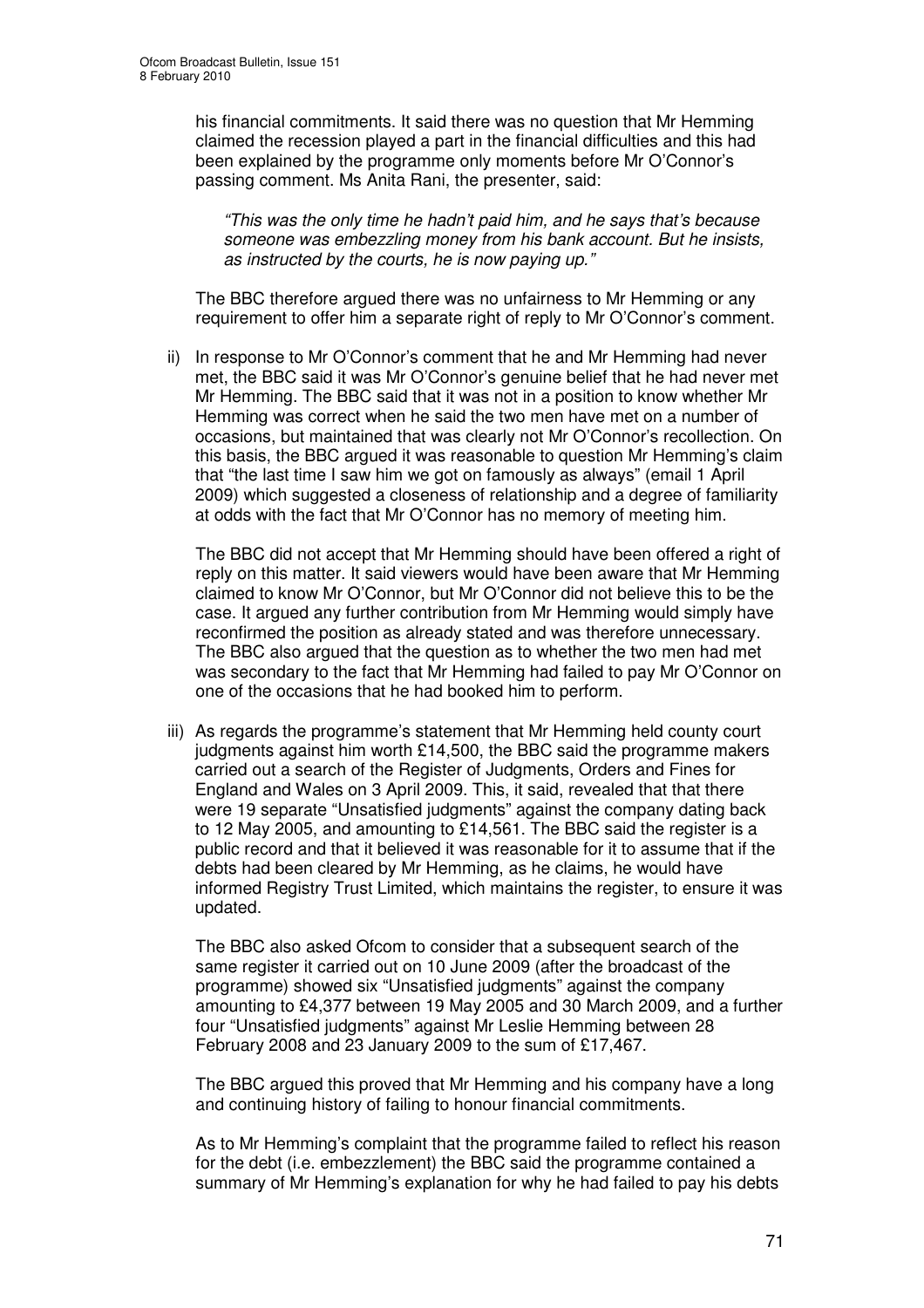his financial commitments. It said there was no question that Mr Hemming claimed the recession played a part in the financial difficulties and this had been explained by the programme only moments before Mr O'Connor's passing comment. Ms Anita Rani, the presenter, said:

> *"This was the only time he hadn't paid him, and he says that's because someone was embezzling money from his bank account. But he insists, as instructed by the courts, he is now paying up."*

The BBC therefore argued there was no unfairness to Mr Hemming or any requirement to offer him a separate right of reply to Mr O'Connor's comment.

ii) In response to Mr O'Connor's comment that he and Mr Hemming had never met, the BBC said it was Mr O'Connor's genuine belief that he had never met Mr Hemming. The BBC said that it was not in a position to know whether Mr Hemming was correct when he said the two men have met on a number of occasions, but maintained that was clearly not Mr O'Connor's recollection. On this basis, the BBC argued it was reasonable to question Mr Hemming's claim that "the last time I saw him we got on famously as always" (email 1 April 2009) which suggested a closeness of relationship and a degree of familiarity at odds with the fact that Mr O'Connor has no memory of meeting him.

The BBC did not accept that Mr Hemming should have been offered a right of reply on this matter. It said viewers would have been aware that Mr Hemming claimed to know Mr O'Connor, but Mr O'Connor did not believe this to be the case. It argued any further contribution from Mr Hemming would simply have reconfirmed the position as already stated and was therefore unnecessary. The BBC also argued that the question as to whether the two men had met was secondary to the fact that Mr Hemming had failed to pay Mr O'Connor on one of the occasions that he had booked him to perform.

iii) As regards the programme's statement that Mr Hemming held county court judgments against him worth £14,500, the BBC said the programme makers carried out a search of the Register of Judgments, Orders and Fines for England and Wales on 3 April 2009. This, it said, revealed that that there were 19 separate "Unsatisfied judgments" against the company dating back to 12 May 2005, and amounting to £14,561. The BBC said the register is a public record and that it believed it was reasonable for it to assume that if the debts had been cleared by Mr Hemming, as he claims, he would have informed Registry Trust Limited, which maintains the register, to ensure it was updated.

The BBC also asked Ofcom to consider that a subsequent search of the same register it carried out on 10 June 2009 (after the broadcast of the programme) showed six "Unsatisfied judgments" against the company amounting to £4,377 between 19 May 2005 and 30 March 2009, and a further four "Unsatisfied judgments" against Mr Leslie Hemming between 28 February 2008 and 23 January 2009 to the sum of £17,467.

The BBC argued this proved that Mr Hemming and his company have a long and continuing history of failing to honour financial commitments.

As to Mr Hemming's complaint that the programme failed to reflect his reason for the debt (i.e. embezzlement) the BBC said the programme contained a summary of Mr Hemming's explanation for why he had failed to pay his debts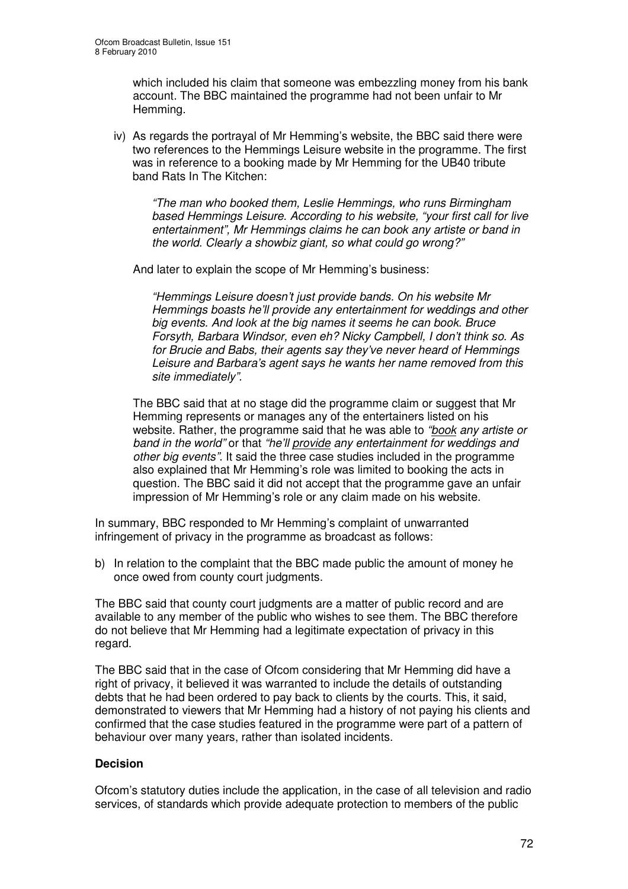which included his claim that someone was embezzling money from his bank account. The BBC maintained the programme had not been unfair to Mr Hemming.

iv) As regards the portrayal of Mr Hemming's website, the BBC said there were two references to the Hemmings Leisure website in the programme. The first was in reference to a booking made by Mr Hemming for the UB40 tribute band Rats In The Kitchen:

> *"The man who booked them, Leslie Hemmings, who runs Birmingham based Hemmings Leisure. According to his website, "your first call for live entertainment", Mr Hemmings claims he can book any artiste or band in the world. Clearly a showbiz giant, so what could go wrong?"*

And later to explain the scope of Mr Hemming's business:

> *"Hemmings Leisure doesn't just provide bands. On his website Mr Hemmings boasts he'll provide any entertainment for weddings and other big events. And look at the big names it seems he can book. Bruce Forsyth, Barbara Windsor, even eh? Nicky Campbell, I don't think so. As for Brucie and Babs, their agents say they've never heard of Hemmings Leisure and Barbara's agent says he wants her name removed from this site immediately".*

The BBC said that at no stage did the programme claim or suggest that Mr Hemming represents or manages any of the entertainers listed on his website. Rather, the programme said that he was able to *"book any artiste or band in the world"* or that *"he'll provide any entertainment for weddings and other big events"*. It said the three case studies included in the programme also explained that Mr Hemming's role was limited to booking the acts in question. The BBC said it did not accept that the programme gave an unfair impression of Mr Hemming's role or any claim made on his website.

In summary, BBC responded to Mr Hemming's complaint of unwarranted infringement of privacy in the programme as broadcast as follows:

b) In relation to the complaint that the BBC made public the amount of money he once owed from county court judgments.

The BBC said that county court judgments are a matter of public record and are available to any member of the public who wishes to see them. The BBC therefore do not believe that Mr Hemming had a legitimate expectation of privacy in this regard.

The BBC said that in the case of Ofcom considering that Mr Hemming did have a right of privacy, it believed it was warranted to include the details of outstanding debts that he had been ordered to pay back to clients by the courts. This, it said, demonstrated to viewers that Mr Hemming had a history of not paying his clients and confirmed that the case studies featured in the programme were part of a pattern of behaviour over many years, rather than isolated incidents.

**Decision**

Ofcom's statutory duties include the application, in the case of all television and radio services, of standards which provide adequate protection to members of the public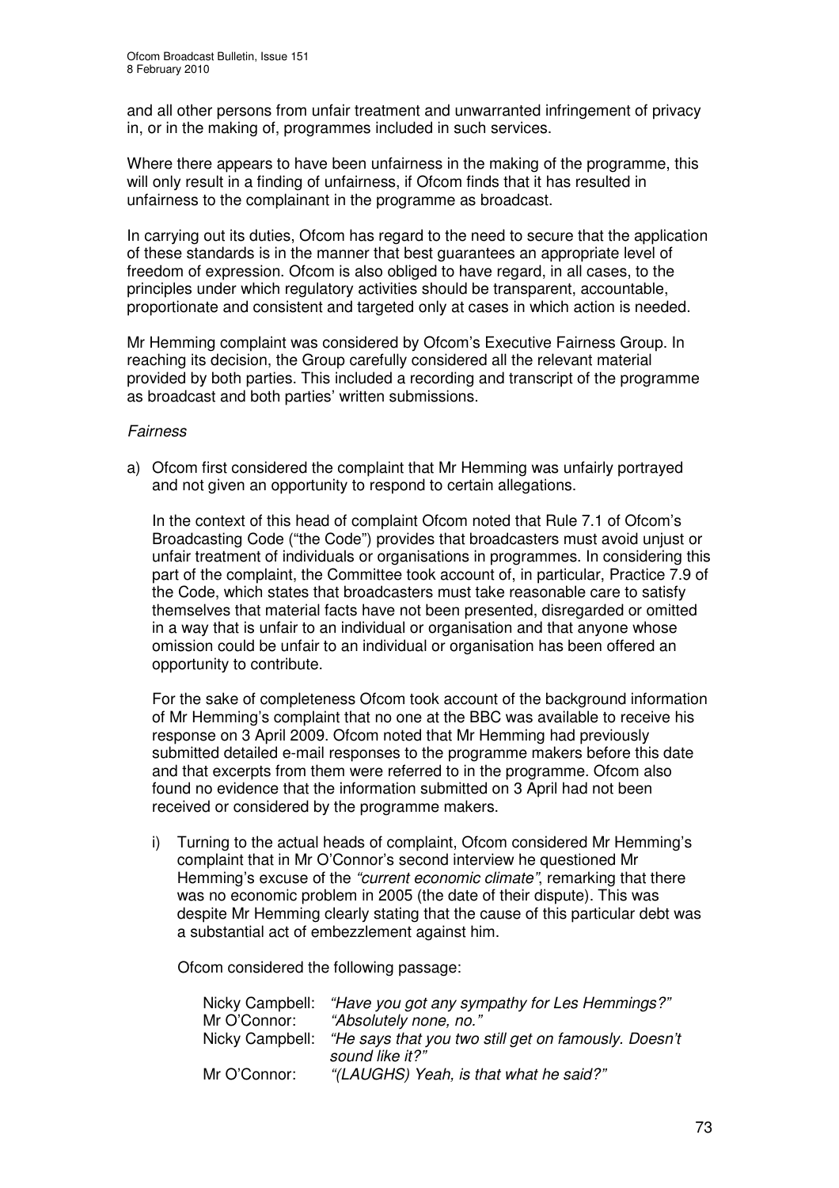and all other persons from unfair treatment and unwarranted infringement of privacy in, or in the making of, programmes included in such services.

Where there appears to have been unfairness in the making of the programme, this will only result in a finding of unfairness, if Ofcom finds that it has resulted in unfairness to the complainant in the programme as broadcast.

In carrying out its duties, Ofcom has regard to the need to secure that the application of these standards is in the manner that best guarantees an appropriate level of freedom of expression. Ofcom is also obliged to have regard, in all cases, to the principles under which regulatory activities should be transparent, accountable, proportionate and consistent and targeted only at cases in which action is needed.

Mr Hemming complaint was considered by Ofcom's Executive Fairness Group. In reaching its decision, the Group carefully considered all the relevant material provided by both parties. This included a recording and transcript of the programme as broadcast and both parties' written submissions.

*Fairness*

a) Ofcom first considered the complaint that Mr Hemming was unfairly portrayed and not given an opportunity to respond to certain allegations.

   In the context of this head of complaint Ofcom noted that Rule 7.1 of Ofcom's Broadcasting Code ("the Code") provides that broadcasters must avoid unjust or unfair treatment of individuals or organisations in programmes. In considering this part of the complaint, the Committee took account of, in particular, Practice 7.9 of the Code, which states that broadcasters must take reasonable care to satisfy themselves that material facts have not been presented, disregarded or omitted in a way that is unfair to an individual or organisation and that anyone whose omission could be unfair to an individual or organisation has been offered an opportunity to contribute.

   For the sake of completeness Ofcom took account of the background information of Mr Hemming's complaint that no one at the BBC was available to receive his response on 3 April 2009. Ofcom noted that Mr Hemming had previously submitted detailed e-mail responses to the programme makers before this date and that excerpts from them were referred to in the programme. Ofcom also found no evidence that the information submitted on 3 April had not been received or considered by the programme makers.

   i) Turning to the actual heads of complaint, Ofcom considered Mr Hemming's complaint that in Mr O'Connor's second interview he questioned Mr Hemming's excuse of the *"current economic climate"*, remarking that there was no economic problem in 2005 (the date of their dispute). This was despite Mr Hemming clearly stating that the cause of this particular debt was a substantial act of embezzlement against him.

      Ofcom considered the following passage:

      | | |
      |---|---|
      | Nicky Campbell: | *"Have you got any sympathy for Les Hemmings?"* |
      | Mr O'Connor: | *"Absolutely none, no."* |
      | Nicky Campbell: | *"He says that you two still get on famously. Doesn't sound like it?"* |
      | Mr O'Connor: | *"(LAUGHS) Yeah, is that what he said?"* |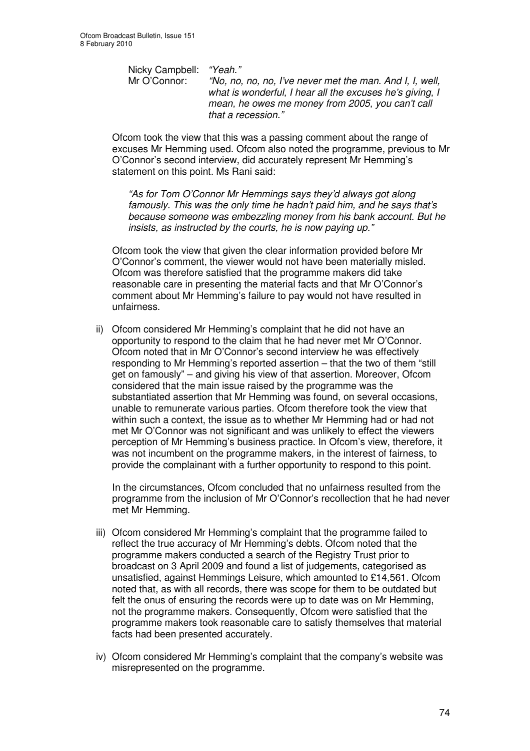Nicky Campbell: *"Yeah."*

Mr O'Connor: *"No, no, no, no, I've never met the man. And I, I, well, what is wonderful, I hear all the excuses he's giving, I mean, he owes me money from 2005, you can't call that a recession."*

Ofcom took the view that this was a passing comment about the range of excuses Mr Hemming used. Ofcom also noted the programme, previous to Mr O'Connor's second interview, did accurately represent Mr Hemming's statement on this point. Ms Rani said:

> *"As for Tom O'Connor Mr Hemmings says they'd always got along famously. This was the only time he hadn't paid him, and he says that's because someone was embezzling money from his bank account. But he insists, as instructed by the courts, he is now paying up."*

Ofcom took the view that given the clear information provided before Mr O'Connor's comment, the viewer would not have been materially misled. Ofcom was therefore satisfied that the programme makers did take reasonable care in presenting the material facts and that Mr O'Connor's comment about Mr Hemming's failure to pay would not have resulted in unfairness.

ii) Ofcom considered Mr Hemming's complaint that he did not have an opportunity to respond to the claim that he had never met Mr O'Connor. Ofcom noted that in Mr O'Connor's second interview he was effectively responding to Mr Hemming's reported assertion – that the two of them "still get on famously" – and giving his view of that assertion. Moreover, Ofcom considered that the main issue raised by the programme was the substantiated assertion that Mr Hemming was found, on several occasions, unable to remunerate various parties. Ofcom therefore took the view that within such a context, the issue as to whether Mr Hemming had or had not met Mr O'Connor was not significant and was unlikely to effect the viewers perception of Mr Hemming's business practice. In Ofcom's view, therefore, it was not incumbent on the programme makers, in the interest of fairness, to provide the complainant with a further opportunity to respond to this point.

    In the circumstances, Ofcom concluded that no unfairness resulted from the programme from the inclusion of Mr O'Connor's recollection that he had never met Mr Hemming.

iii) Ofcom considered Mr Hemming's complaint that the programme failed to reflect the true accuracy of Mr Hemming's debts. Ofcom noted that the programme makers conducted a search of the Registry Trust prior to broadcast on 3 April 2009 and found a list of judgements, categorised as unsatisfied, against Hemmings Leisure, which amounted to £14,561. Ofcom noted that, as with all records, there was scope for them to be outdated but felt the onus of ensuring the records were up to date was on Mr Hemming, not the programme makers. Consequently, Ofcom were satisfied that the programme makers took reasonable care to satisfy themselves that material facts had been presented accurately.

iv) Ofcom considered Mr Hemming's complaint that the company's website was misrepresented on the programme.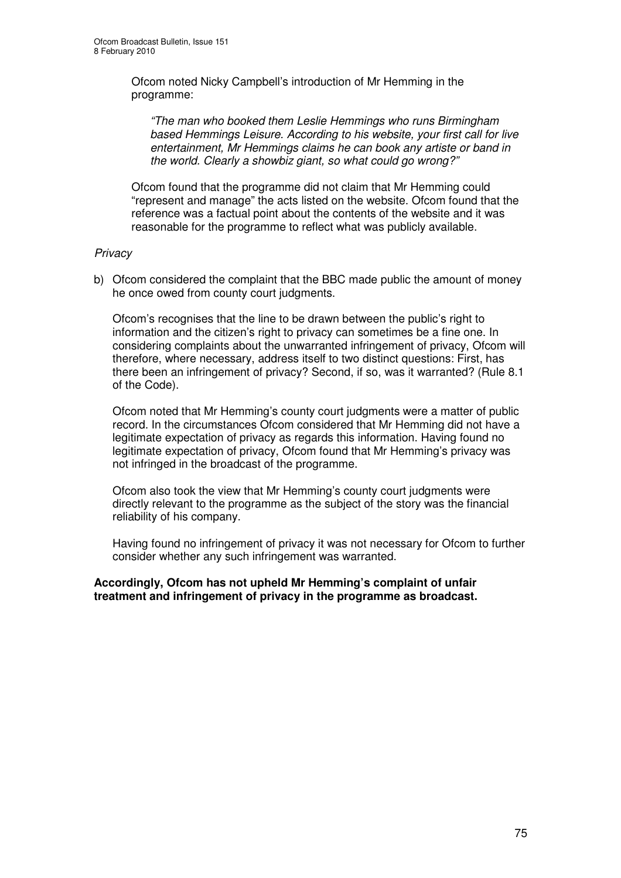Ofcom noted Nicky Campbell's introduction of Mr Hemming in the programme:

> *"The man who booked them Leslie Hemmings who runs Birmingham based Hemmings Leisure. According to his website, your first call for live entertainment, Mr Hemmings claims he can book any artiste or band in the world. Clearly a showbiz giant, so what could go wrong?"*

Ofcom found that the programme did not claim that Mr Hemming could "represent and manage" the acts listed on the website. Ofcom found that the reference was a factual point about the contents of the website and it was reasonable for the programme to reflect what was publicly available.

*Privacy*

b) Ofcom considered the complaint that the BBC made public the amount of money he once owed from county court judgments.

Ofcom's recognises that the line to be drawn between the public's right to information and the citizen's right to privacy can sometimes be a fine one. In considering complaints about the unwarranted infringement of privacy, Ofcom will therefore, where necessary, address itself to two distinct questions: First, has there been an infringement of privacy? Second, if so, was it warranted? (Rule 8.1 of the Code).

Ofcom noted that Mr Hemming's county court judgments were a matter of public record. In the circumstances Ofcom considered that Mr Hemming did not have a legitimate expectation of privacy as regards this information. Having found no legitimate expectation of privacy, Ofcom found that Mr Hemming's privacy was not infringed in the broadcast of the programme.

Ofcom also took the view that Mr Hemming's county court judgments were directly relevant to the programme as the subject of the story was the financial reliability of his company.

Having found no infringement of privacy it was not necessary for Ofcom to further consider whether any such infringement was warranted.

**Accordingly, Ofcom has not upheld Mr Hemming's complaint of unfair treatment and infringement of privacy in the programme as broadcast.**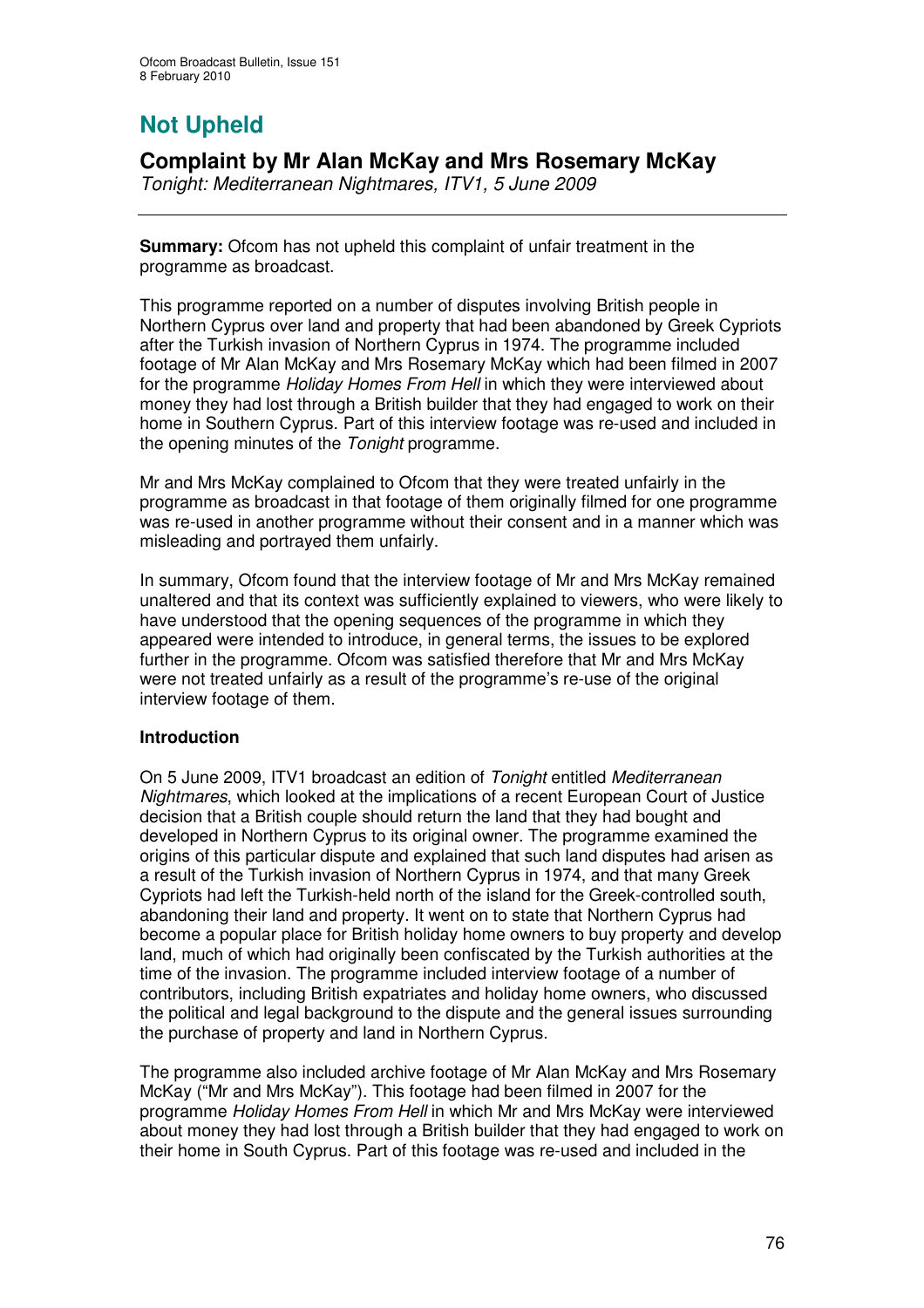# Not Upheld

## Complaint by Mr Alan McKay and Mrs Rosemary McKay

*Tonight: Mediterranean Nightmares, ITV1, 5 June 2009*

**Summary:** Ofcom has not upheld this complaint of unfair treatment in the programme as broadcast.

This programme reported on a number of disputes involving British people in Northern Cyprus over land and property that had been abandoned by Greek Cypriots after the Turkish invasion of Northern Cyprus in 1974. The programme included footage of Mr Alan McKay and Mrs Rosemary McKay which had been filmed in 2007 for the programme *Holiday Homes From Hell* in which they were interviewed about money they had lost through a British builder that they had engaged to work on their home in Southern Cyprus. Part of this interview footage was re-used and included in the opening minutes of the *Tonight* programme.

Mr and Mrs McKay complained to Ofcom that they were treated unfairly in the programme as broadcast in that footage of them originally filmed for one programme was re-used in another programme without their consent and in a manner which was misleading and portrayed them unfairly.

In summary, Ofcom found that the interview footage of Mr and Mrs McKay remained unaltered and that its context was sufficiently explained to viewers, who were likely to have understood that the opening sequences of the programme in which they appeared were intended to introduce, in general terms, the issues to be explored further in the programme. Ofcom was satisfied therefore that Mr and Mrs McKay were not treated unfairly as a result of the programme's re-use of the original interview footage of them.

### Introduction

On 5 June 2009, ITV1 broadcast an edition of *Tonight* entitled *Mediterranean Nightmares*, which looked at the implications of a recent European Court of Justice decision that a British couple should return the land that they had bought and developed in Northern Cyprus to its original owner. The programme examined the origins of this particular dispute and explained that such land disputes had arisen as a result of the Turkish invasion of Northern Cyprus in 1974, and that many Greek Cypriots had left the Turkish-held north of the island for the Greek-controlled south, abandoning their land and property. It went on to state that Northern Cyprus had become a popular place for British holiday home owners to buy property and develop land, much of which had originally been confiscated by the Turkish authorities at the time of the invasion. The programme included interview footage of a number of contributors, including British expatriates and holiday home owners, who discussed the political and legal background to the dispute and the general issues surrounding the purchase of property and land in Northern Cyprus.

The programme also included archive footage of Mr Alan McKay and Mrs Rosemary McKay ("Mr and Mrs McKay"). This footage had been filmed in 2007 for the programme *Holiday Homes From Hell* in which Mr and Mrs McKay were interviewed about money they had lost through a British builder that they had engaged to work on their home in South Cyprus. Part of this footage was re-used and included in the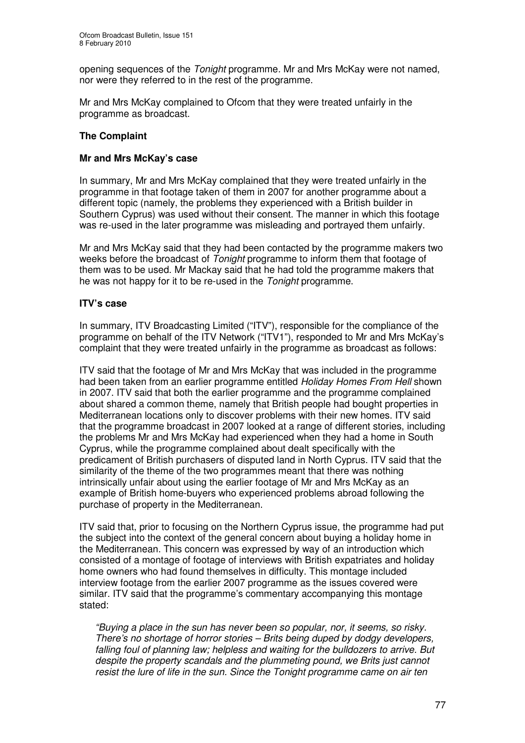opening sequences of the *Tonight* programme. Mr and Mrs McKay were not named, nor were they referred to in the rest of the programme.

Mr and Mrs McKay complained to Ofcom that they were treated unfairly in the programme as broadcast.

## The Complaint

### Mr and Mrs McKay's case

In summary, Mr and Mrs McKay complained that they were treated unfairly in the programme in that footage taken of them in 2007 for another programme about a different topic (namely, the problems they experienced with a British builder in Southern Cyprus) was used without their consent. The manner in which this footage was re-used in the later programme was misleading and portrayed them unfairly.

Mr and Mrs McKay said that they had been contacted by the programme makers two weeks before the broadcast of *Tonight* programme to inform them that footage of them was to be used. Mr Mackay said that he had told the programme makers that he was not happy for it to be re-used in the *Tonight* programme.

### ITV's case

In summary, ITV Broadcasting Limited ("ITV"), responsible for the compliance of the programme on behalf of the ITV Network ("ITV1"), responded to Mr and Mrs McKay's complaint that they were treated unfairly in the programme as broadcast as follows:

ITV said that the footage of Mr and Mrs McKay that was included in the programme had been taken from an earlier programme entitled *Holiday Homes From Hell* shown in 2007. ITV said that both the earlier programme and the programme complained about shared a common theme, namely that British people had bought properties in Mediterranean locations only to discover problems with their new homes. ITV said that the programme broadcast in 2007 looked at a range of different stories, including the problems Mr and Mrs McKay had experienced when they had a home in South Cyprus, while the programme complained about dealt specifically with the predicament of British purchasers of disputed land in North Cyprus. ITV said that the similarity of the theme of the two programmes meant that there was nothing intrinsically unfair about using the earlier footage of Mr and Mrs McKay as an example of British home-buyers who experienced problems abroad following the purchase of property in the Mediterranean.

ITV said that, prior to focusing on the Northern Cyprus issue, the programme had put the subject into the context of the general concern about buying a holiday home in the Mediterranean. This concern was expressed by way of an introduction which consisted of a montage of footage of interviews with British expatriates and holiday home owners who had found themselves in difficulty. This montage included interview footage from the earlier 2007 programme as the issues covered were similar. ITV said that the programme's commentary accompanying this montage stated:

> *"Buying a place in the sun has never been so popular, nor, it seems, so risky. There's no shortage of horror stories – Brits being duped by dodgy developers, falling foul of planning law; helpless and waiting for the bulldozers to arrive. But despite the property scandals and the plummeting pound, we Brits just cannot resist the lure of life in the sun. Since the Tonight programme came on air ten*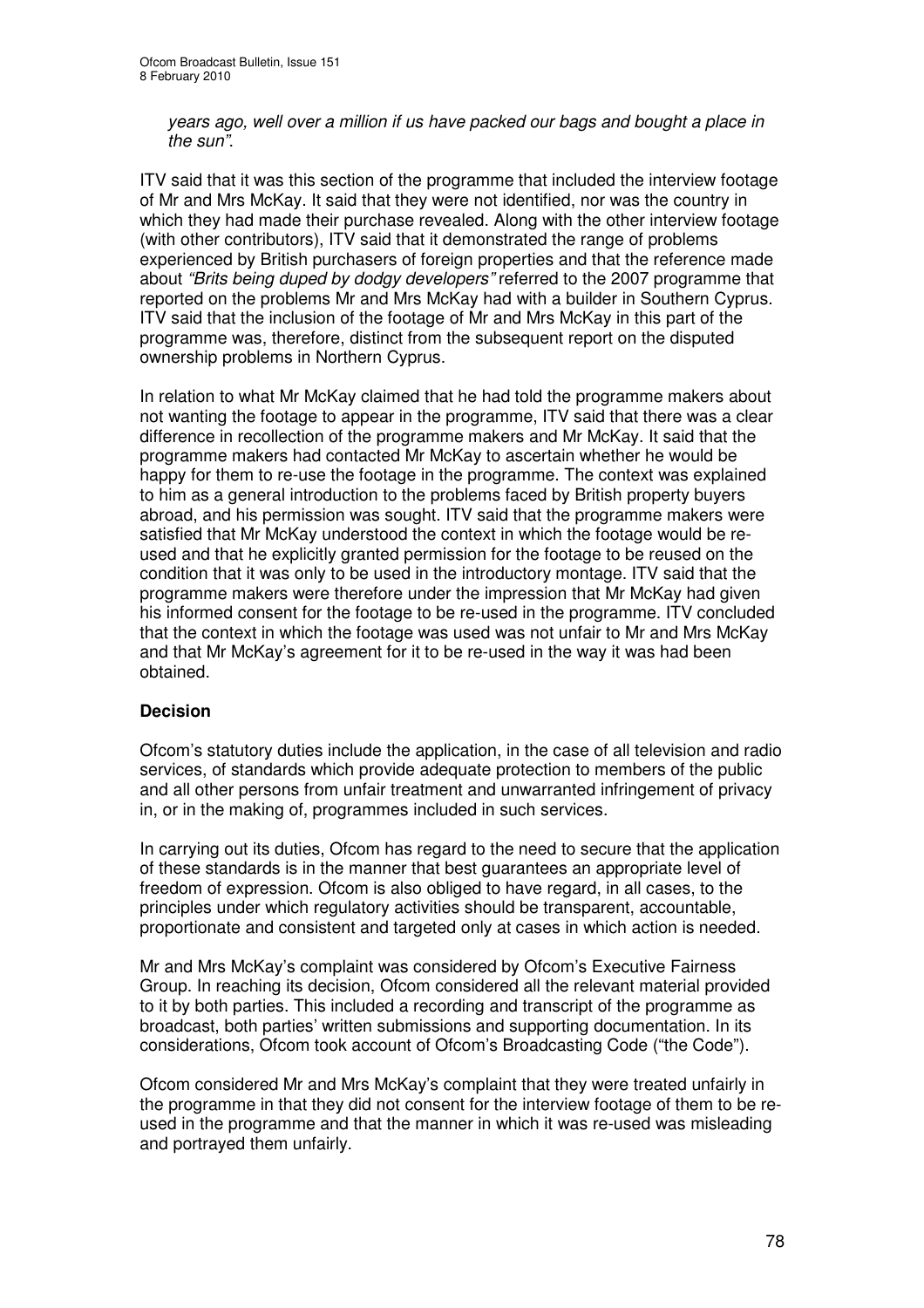*years ago, well over a million if us have packed our bags and bought a place in the sun".*

ITV said that it was this section of the programme that included the interview footage of Mr and Mrs McKay. It said that they were not identified, nor was the country in which they had made their purchase revealed. Along with the other interview footage (with other contributors), ITV said that it demonstrated the range of problems experienced by British purchasers of foreign properties and that the reference made about *"Brits being duped by dodgy developers"* referred to the 2007 programme that reported on the problems Mr and Mrs McKay had with a builder in Southern Cyprus. ITV said that the inclusion of the footage of Mr and Mrs McKay in this part of the programme was, therefore, distinct from the subsequent report on the disputed ownership problems in Northern Cyprus.

In relation to what Mr McKay claimed that he had told the programme makers about not wanting the footage to appear in the programme, ITV said that there was a clear difference in recollection of the programme makers and Mr McKay. It said that the programme makers had contacted Mr McKay to ascertain whether he would be happy for them to re-use the footage in the programme. The context was explained to him as a general introduction to the problems faced by British property buyers abroad, and his permission was sought. ITV said that the programme makers were satisfied that Mr McKay understood the context in which the footage would be re-used and that he explicitly granted permission for the footage to be reused on the condition that it was only to be used in the introductory montage. ITV said that the programme makers were therefore under the impression that Mr McKay had given his informed consent for the footage to be re-used in the programme. ITV concluded that the context in which the footage was used was not unfair to Mr and Mrs McKay and that Mr McKay's agreement for it to be re-used in the way it was had been obtained.

**Decision**

Ofcom's statutory duties include the application, in the case of all television and radio services, of standards which provide adequate protection to members of the public and all other persons from unfair treatment and unwarranted infringement of privacy in, or in the making of, programmes included in such services.

In carrying out its duties, Ofcom has regard to the need to secure that the application of these standards is in the manner that best guarantees an appropriate level of freedom of expression. Ofcom is also obliged to have regard, in all cases, to the principles under which regulatory activities should be transparent, accountable, proportionate and consistent and targeted only at cases in which action is needed.

Mr and Mrs McKay's complaint was considered by Ofcom's Executive Fairness Group. In reaching its decision, Ofcom considered all the relevant material provided to it by both parties. This included a recording and transcript of the programme as broadcast, both parties' written submissions and supporting documentation. In its considerations, Ofcom took account of Ofcom's Broadcasting Code ("the Code").

Ofcom considered Mr and Mrs McKay's complaint that they were treated unfairly in the programme in that they did not consent for the interview footage of them to be re-used in the programme and that the manner in which it was re-used was misleading and portrayed them unfairly.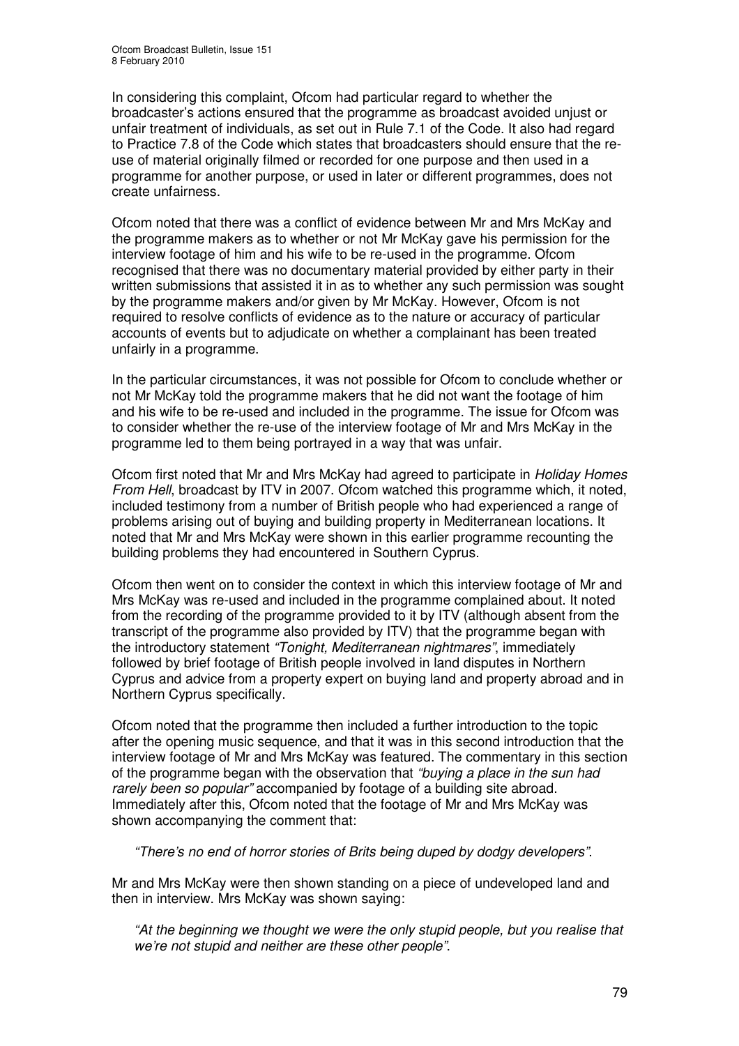In considering this complaint, Ofcom had particular regard to whether the broadcaster's actions ensured that the programme as broadcast avoided unjust or unfair treatment of individuals, as set out in Rule 7.1 of the Code. It also had regard to Practice 7.8 of the Code which states that broadcasters should ensure that the re-use of material originally filmed or recorded for one purpose and then used in a programme for another purpose, or used in later or different programmes, does not create unfairness.

Ofcom noted that there was a conflict of evidence between Mr and Mrs McKay and the programme makers as to whether or not Mr McKay gave his permission for the interview footage of him and his wife to be re-used in the programme. Ofcom recognised that there was no documentary material provided by either party in their written submissions that assisted it in as to whether any such permission was sought by the programme makers and/or given by Mr McKay. However, Ofcom is not required to resolve conflicts of evidence as to the nature or accuracy of particular accounts of events but to adjudicate on whether a complainant has been treated unfairly in a programme.

In the particular circumstances, it was not possible for Ofcom to conclude whether or not Mr McKay told the programme makers that he did not want the footage of him and his wife to be re-used and included in the programme. The issue for Ofcom was to consider whether the re-use of the interview footage of Mr and Mrs McKay in the programme led to them being portrayed in a way that was unfair.

Ofcom first noted that Mr and Mrs McKay had agreed to participate in *Holiday Homes From Hell*, broadcast by ITV in 2007. Ofcom watched this programme which, it noted, included testimony from a number of British people who had experienced a range of problems arising out of buying and building property in Mediterranean locations. It noted that Mr and Mrs McKay were shown in this earlier programme recounting the building problems they had encountered in Southern Cyprus.

Ofcom then went on to consider the context in which this interview footage of Mr and Mrs McKay was re-used and included in the programme complained about. It noted from the recording of the programme provided to it by ITV (although absent from the transcript of the programme also provided by ITV) that the programme began with the introductory statement *"Tonight, Mediterranean nightmares"*, immediately followed by brief footage of British people involved in land disputes in Northern Cyprus and advice from a property expert on buying land and property abroad and in Northern Cyprus specifically.

Ofcom noted that the programme then included a further introduction to the topic after the opening music sequence, and that it was in this second introduction that the interview footage of Mr and Mrs McKay was featured. The commentary in this section of the programme began with the observation that *"buying a place in the sun had rarely been so popular"* accompanied by footage of a building site abroad. Immediately after this, Ofcom noted that the footage of Mr and Mrs McKay was shown accompanying the comment that:

> *"There's no end of horror stories of Brits being duped by dodgy developers"*.

Mr and Mrs McKay were then shown standing on a piece of undeveloped land and then in interview. Mrs McKay was shown saying:

> *"At the beginning we thought we were the only stupid people, but you realise that we're not stupid and neither are these other people"*.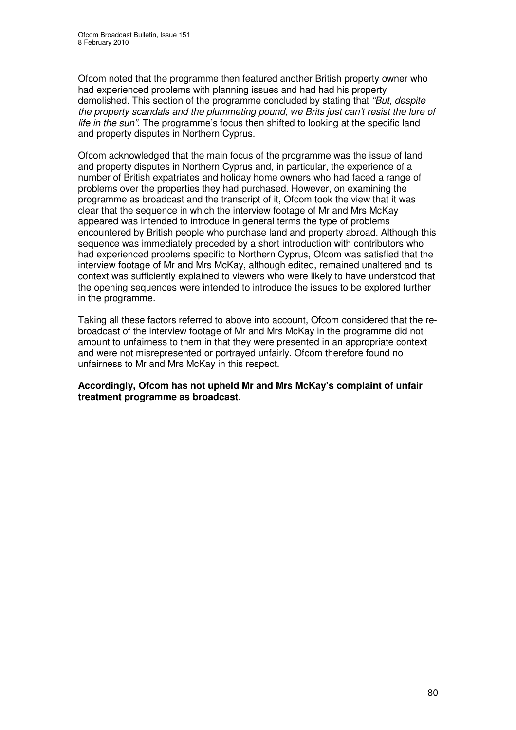Ofcom noted that the programme then featured another British property owner who had experienced problems with planning issues and had had his property demolished. This section of the programme concluded by stating that *"But, despite the property scandals and the plummeting pound, we Brits just can't resist the lure of life in the sun"*. The programme's focus then shifted to looking at the specific land and property disputes in Northern Cyprus.

Ofcom acknowledged that the main focus of the programme was the issue of land and property disputes in Northern Cyprus and, in particular, the experience of a number of British expatriates and holiday home owners who had faced a range of problems over the properties they had purchased. However, on examining the programme as broadcast and the transcript of it, Ofcom took the view that it was clear that the sequence in which the interview footage of Mr and Mrs McKay appeared was intended to introduce in general terms the type of problems encountered by British people who purchase land and property abroad. Although this sequence was immediately preceded by a short introduction with contributors who had experienced problems specific to Northern Cyprus, Ofcom was satisfied that the interview footage of Mr and Mrs McKay, although edited, remained unaltered and its context was sufficiently explained to viewers who were likely to have understood that the opening sequences were intended to introduce the issues to be explored further in the programme.

Taking all these factors referred to above into account, Ofcom considered that the re-broadcast of the interview footage of Mr and Mrs McKay in the programme did not amount to unfairness to them in that they were presented in an appropriate context and were not misrepresented or portrayed unfairly. Ofcom therefore found no unfairness to Mr and Mrs McKay in this respect.

**Accordingly, Ofcom has not upheld Mr and Mrs McKay's complaint of unfair treatment programme as broadcast.**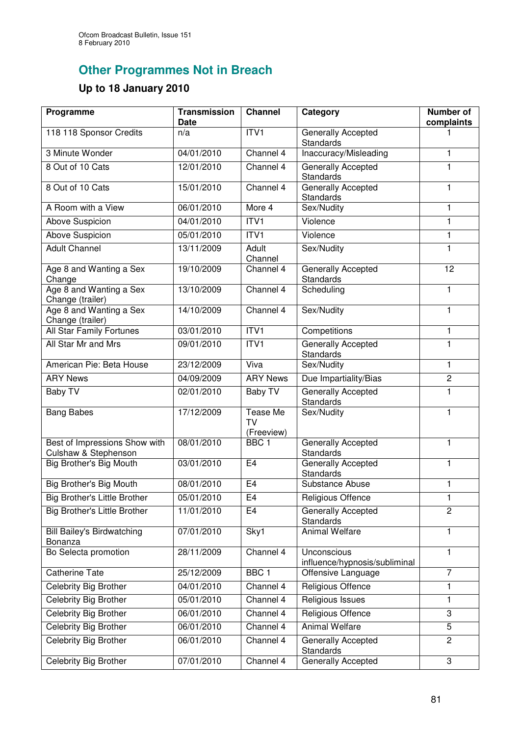## Other Programmes Not in Breach

### Up to 18 January 2010

| Programme | Transmission Date | Channel | Category | Number of complaints |
|---|---|---|---|---|
| 118 118 Sponsor Credits | n/a | ITV1 | Generally Accepted Standards | 1 |
| 3 Minute Wonder | 04/01/2010 | Channel 4 | Inaccuracy/Misleading | 1 |
| 8 Out of 10 Cats | 12/01/2010 | Channel 4 | Generally Accepted Standards | 1 |
| 8 Out of 10 Cats | 15/01/2010 | Channel 4 | Generally Accepted Standards | 1 |
| A Room with a View | 06/01/2010 | More 4 | Sex/Nudity | 1 |
| Above Suspicion | 04/01/2010 | ITV1 | Violence | 1 |
| Above Suspicion | 05/01/2010 | ITV1 | Violence | 1 |
| Adult Channel | 13/11/2009 | Adult Channel | Sex/Nudity | 1 |
| Age 8 and Wanting a Sex Change | 19/10/2009 | Channel 4 | Generally Accepted Standards | 12 |
| Age 8 and Wanting a Sex Change (trailer) | 13/10/2009 | Channel 4 | Scheduling | 1 |
| Age 8 and Wanting a Sex Change (trailer) | 14/10/2009 | Channel 4 | Sex/Nudity | 1 |
| All Star Family Fortunes | 03/01/2010 | ITV1 | Competitions | 1 |
| All Star Mr and Mrs | 09/01/2010 | ITV1 | Generally Accepted Standards | 1 |
| American Pie: Beta House | 23/12/2009 | Viva | Sex/Nudity | 1 |
| ARY News | 04/09/2009 | ARY News | Due Impartiality/Bias | 2 |
| Baby TV | 02/01/2010 | Baby TV | Generally Accepted Standards | 1 |
| Bang Babes | 17/12/2009 | Tease Me TV (Freeview) | Sex/Nudity | 1 |
| Best of Impressions Show with Culshaw & Stephenson | 08/01/2010 | BBC 1 | Generally Accepted Standards | 1 |
| Big Brother's Big Mouth | 03/01/2010 | E4 | Generally Accepted Standards | 1 |
| Big Brother's Big Mouth | 08/01/2010 | E4 | Substance Abuse | 1 |
| Big Brother's Little Brother | 05/01/2010 | E4 | Religious Offence | 1 |
| Big Brother's Little Brother | 11/01/2010 | E4 | Generally Accepted Standards | 2 |
| Bill Bailey's Birdwatching Bonanza | 07/01/2010 | Sky1 | Animal Welfare | 1 |
| Bo Selecta promotion | 28/11/2009 | Channel 4 | Unconscious influence/hypnosis/subliminal | 1 |
| Catherine Tate | 25/12/2009 | BBC 1 | Offensive Language | 7 |
| Celebrity Big Brother | 04/01/2010 | Channel 4 | Religious Offence | 1 |
| Celebrity Big Brother | 05/01/2010 | Channel 4 | Religious Issues | 1 |
| Celebrity Big Brother | 06/01/2010 | Channel 4 | Religious Offence | 3 |
| Celebrity Big Brother | 06/01/2010 | Channel 4 | Animal Welfare | 5 |
| Celebrity Big Brother | 06/01/2010 | Channel 4 | Generally Accepted Standards | 2 |
| Celebrity Big Brother | 07/01/2010 | Channel 4 | Generally Accepted | 3 |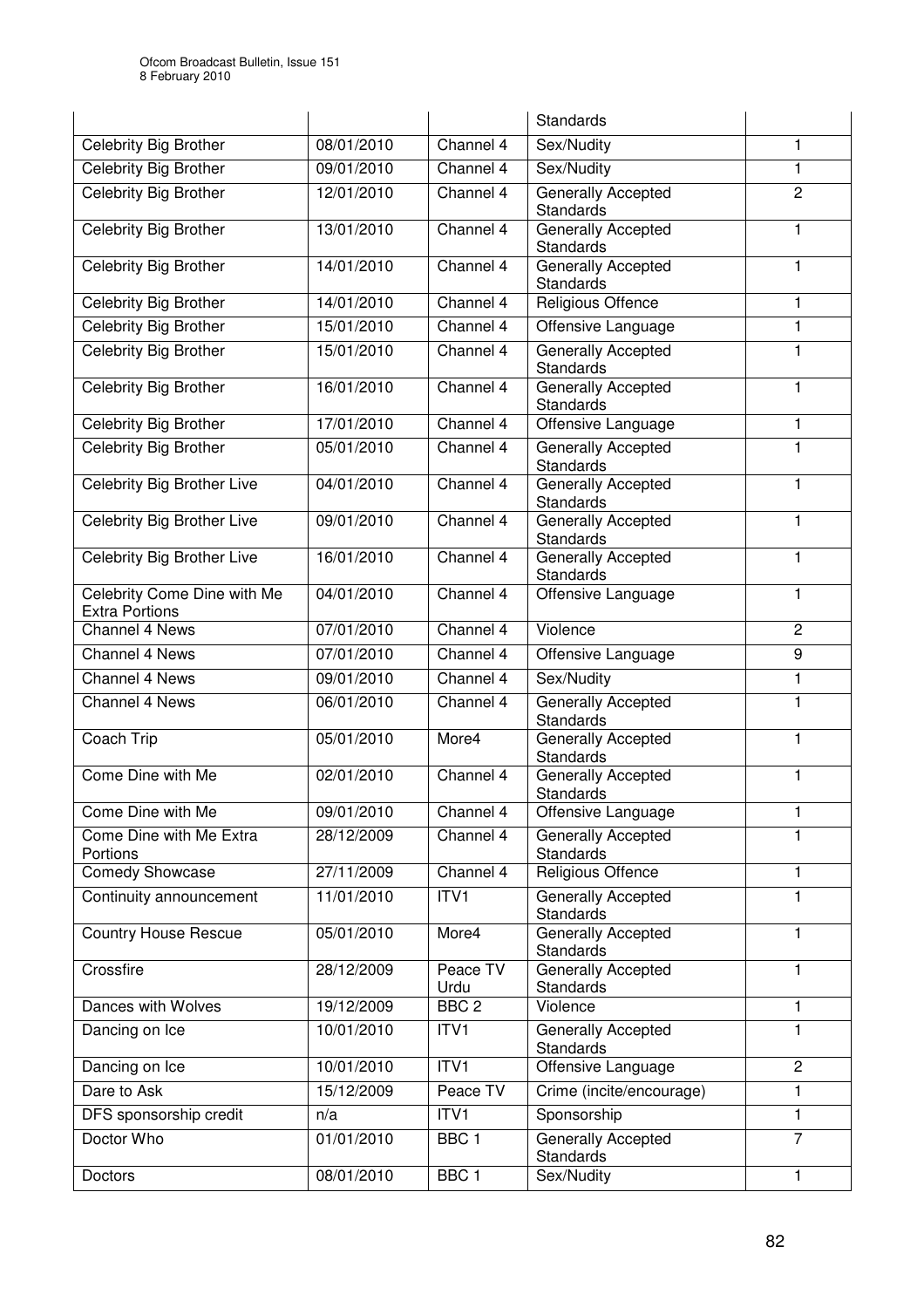| | | | Standards | |
|---|---|---|---|---|
| Celebrity Big Brother | 08/01/2010 | Channel 4 | Sex/Nudity | 1 |
| Celebrity Big Brother | 09/01/2010 | Channel 4 | Sex/Nudity | 1 |
| Celebrity Big Brother | 12/01/2010 | Channel 4 | Generally Accepted Standards | 2 |
| Celebrity Big Brother | 13/01/2010 | Channel 4 | Generally Accepted Standards | 1 |
| Celebrity Big Brother | 14/01/2010 | Channel 4 | Generally Accepted Standards | 1 |
| Celebrity Big Brother | 14/01/2010 | Channel 4 | Religious Offence | 1 |
| Celebrity Big Brother | 15/01/2010 | Channel 4 | Offensive Language | 1 |
| Celebrity Big Brother | 15/01/2010 | Channel 4 | Generally Accepted Standards | 1 |
| Celebrity Big Brother | 16/01/2010 | Channel 4 | Generally Accepted Standards | 1 |
| Celebrity Big Brother | 17/01/2010 | Channel 4 | Offensive Language | 1 |
| Celebrity Big Brother | 05/01/2010 | Channel 4 | Generally Accepted Standards | 1 |
| Celebrity Big Brother Live | 04/01/2010 | Channel 4 | Generally Accepted Standards | 1 |
| Celebrity Big Brother Live | 09/01/2010 | Channel 4 | Generally Accepted Standards | 1 |
| Celebrity Big Brother Live | 16/01/2010 | Channel 4 | Generally Accepted Standards | 1 |
| Celebrity Come Dine with Me Extra Portions | 04/01/2010 | Channel 4 | Offensive Language | 1 |
| Channel 4 News | 07/01/2010 | Channel 4 | Violence | 2 |
| Channel 4 News | 07/01/2010 | Channel 4 | Offensive Language | 9 |
| Channel 4 News | 09/01/2010 | Channel 4 | Sex/Nudity | 1 |
| Channel 4 News | 06/01/2010 | Channel 4 | Generally Accepted Standards | 1 |
| Coach Trip | 05/01/2010 | More4 | Generally Accepted Standards | 1 |
| Come Dine with Me | 02/01/2010 | Channel 4 | Generally Accepted Standards | 1 |
| Come Dine with Me | 09/01/2010 | Channel 4 | Offensive Language | 1 |
| Come Dine with Me Extra Portions | 28/12/2009 | Channel 4 | Generally Accepted Standards | 1 |
| Comedy Showcase | 27/11/2009 | Channel 4 | Religious Offence | 1 |
| Continuity announcement | 11/01/2010 | ITV1 | Generally Accepted Standards | 1 |
| Country House Rescue | 05/01/2010 | More4 | Generally Accepted Standards | 1 |
| Crossfire | 28/12/2009 | Peace TV Urdu | Generally Accepted Standards | 1 |
| Dances with Wolves | 19/12/2009 | BBC 2 | Violence | 1 |
| Dancing on Ice | 10/01/2010 | ITV1 | Generally Accepted Standards | 1 |
| Dancing on Ice | 10/01/2010 | ITV1 | Offensive Language | 2 |
| Dare to Ask | 15/12/2009 | Peace TV | Crime (incite/encourage) | 1 |
| DFS sponsorship credit | n/a | ITV1 | Sponsorship | 1 |
| Doctor Who | 01/01/2010 | BBC 1 | Generally Accepted Standards | 7 |
| Doctors | 08/01/2010 | BBC 1 | Sex/Nudity | 1 |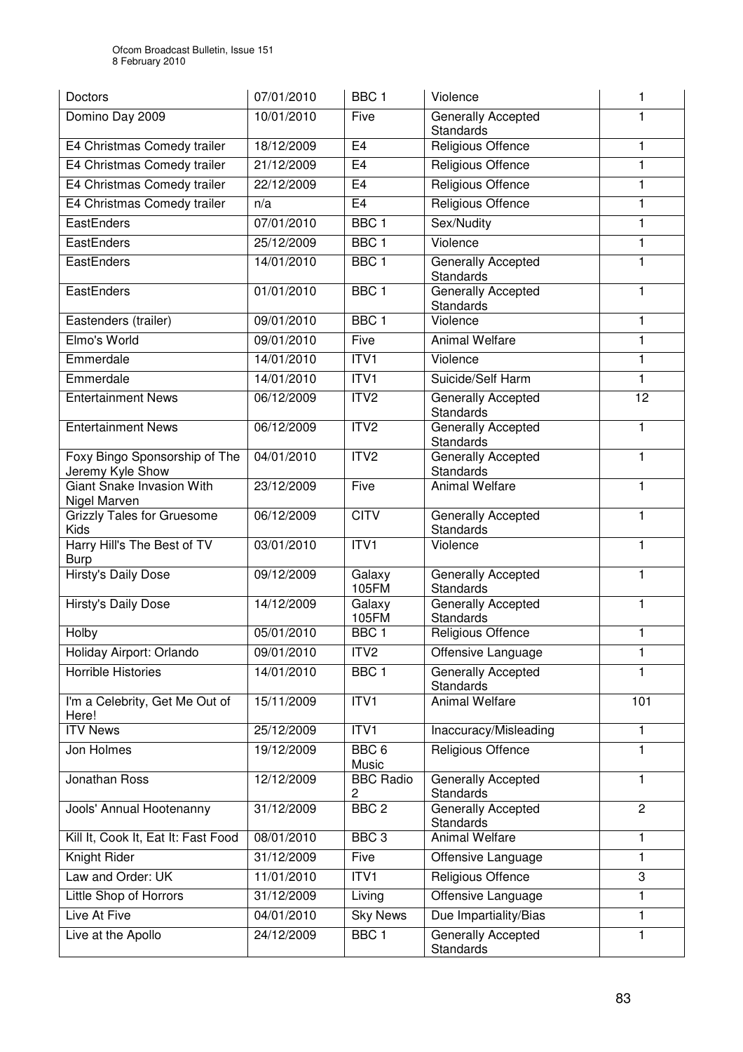| Doctors | 07/01/2010 | BBC 1 | Violence | 1 |
|---|---|---|---|---|
| Domino Day 2009 | 10/01/2010 | Five | Generally Accepted Standards | 1 |
| E4 Christmas Comedy trailer | 18/12/2009 | E4 | Religious Offence | 1 |
| E4 Christmas Comedy trailer | 21/12/2009 | E4 | Religious Offence | 1 |
| E4 Christmas Comedy trailer | 22/12/2009 | E4 | Religious Offence | 1 |
| E4 Christmas Comedy trailer | n/a | E4 | Religious Offence | 1 |
| EastEnders | 07/01/2010 | BBC 1 | Sex/Nudity | 1 |
| EastEnders | 25/12/2009 | BBC 1 | Violence | 1 |
| EastEnders | 14/01/2010 | BBC 1 | Generally Accepted Standards | 1 |
| EastEnders | 01/01/2010 | BBC 1 | Generally Accepted Standards | 1 |
| Eastenders (trailer) | 09/01/2010 | BBC 1 | Violence | 1 |
| Elmo's World | 09/01/2010 | Five | Animal Welfare | 1 |
| Emmerdale | 14/01/2010 | ITV1 | Violence | 1 |
| Emmerdale | 14/01/2010 | ITV1 | Suicide/Self Harm | 1 |
| Entertainment News | 06/12/2009 | ITV2 | Generally Accepted Standards | 12 |
| Entertainment News | 06/12/2009 | ITV2 | Generally Accepted Standards | 1 |
| Foxy Bingo Sponsorship of The Jeremy Kyle Show | 04/01/2010 | ITV2 | Generally Accepted Standards | 1 |
| Giant Snake Invasion With Nigel Marven | 23/12/2009 | Five | Animal Welfare | 1 |
| Grizzly Tales for Gruesome Kids | 06/12/2009 | CITV | Generally Accepted Standards | 1 |
| Harry Hill's The Best of TV Burp | 03/01/2010 | ITV1 | Violence | 1 |
| Hirsty's Daily Dose | 09/12/2009 | Galaxy 105FM | Generally Accepted Standards | 1 |
| Hirsty's Daily Dose | 14/12/2009 | Galaxy 105FM | Generally Accepted Standards | 1 |
| Holby | 05/01/2010 | BBC 1 | Religious Offence | 1 |
| Holiday Airport: Orlando | 09/01/2010 | ITV2 | Offensive Language | 1 |
| Horrible Histories | 14/01/2010 | BBC 1 | Generally Accepted Standards | 1 |
| I'm a Celebrity, Get Me Out of Here! | 15/11/2009 | ITV1 | Animal Welfare | 101 |
| ITV News | 25/12/2009 | ITV1 | Inaccuracy/Misleading | 1 |
| Jon Holmes | 19/12/2009 | BBC 6 Music | Religious Offence | 1 |
| Jonathan Ross | 12/12/2009 | BBC Radio 2 | Generally Accepted Standards | 1 |
| Jools' Annual Hootenanny | 31/12/2009 | BBC 2 | Generally Accepted Standards | 2 |
| Kill It, Cook It, Eat It: Fast Food | 08/01/2010 | BBC 3 | Animal Welfare | 1 |
| Knight Rider | 31/12/2009 | Five | Offensive Language | 1 |
| Law and Order: UK | 11/01/2010 | ITV1 | Religious Offence | 3 |
| Little Shop of Horrors | 31/12/2009 | Living | Offensive Language | 1 |
| Live At Five | 04/01/2010 | Sky News | Due Impartiality/Bias | 1 |
| Live at the Apollo | 24/12/2009 | BBC 1 | Generally Accepted Standards | 1 |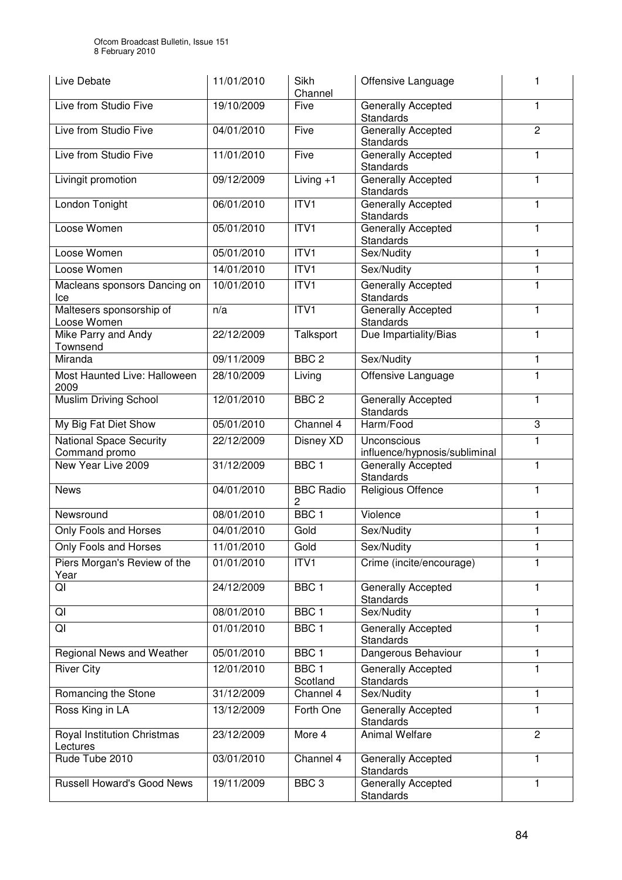| Live Debate | 11/01/2010 | Sikh Channel | Offensive Language | 1 |
|---|---|---|---|---|
| Live from Studio Five | 19/10/2009 | Five | Generally Accepted Standards | 1 |
| Live from Studio Five | 04/01/2010 | Five | Generally Accepted Standards | 2 |
| Live from Studio Five | 11/01/2010 | Five | Generally Accepted Standards | 1 |
| Livingit promotion | 09/12/2009 | Living +1 | Generally Accepted Standards | 1 |
| London Tonight | 06/01/2010 | ITV1 | Generally Accepted Standards | 1 |
| Loose Women | 05/01/2010 | ITV1 | Generally Accepted Standards | 1 |
| Loose Women | 05/01/2010 | ITV1 | Sex/Nudity | 1 |
| Loose Women | 14/01/2010 | ITV1 | Sex/Nudity | 1 |
| Macleans sponsors Dancing on Ice | 10/01/2010 | ITV1 | Generally Accepted Standards | 1 |
| Maltesers sponsorship of Loose Women | n/a | ITV1 | Generally Accepted Standards | 1 |
| Mike Parry and Andy Townsend | 22/12/2009 | Talksport | Due Impartiality/Bias | 1 |
| Miranda | 09/11/2009 | BBC 2 | Sex/Nudity | 1 |
| Most Haunted Live: Halloween 2009 | 28/10/2009 | Living | Offensive Language | 1 |
| Muslim Driving School | 12/01/2010 | BBC 2 | Generally Accepted Standards | 1 |
| My Big Fat Diet Show | 05/01/2010 | Channel 4 | Harm/Food | 3 |
| National Space Security Command promo | 22/12/2009 | Disney XD | Unconscious influence/hypnosis/subliminal | 1 |
| New Year Live 2009 | 31/12/2009 | BBC 1 | Generally Accepted Standards | 1 |
| News | 04/01/2010 | BBC Radio 2 | Religious Offence | 1 |
| Newsround | 08/01/2010 | BBC 1 | Violence | 1 |
| Only Fools and Horses | 04/01/2010 | Gold | Sex/Nudity | 1 |
| Only Fools and Horses | 11/01/2010 | Gold | Sex/Nudity | 1 |
| Piers Morgan's Review of the Year | 01/01/2010 | ITV1 | Crime (incite/encourage) | 1 |
| QI | 24/12/2009 | BBC 1 | Generally Accepted Standards | 1 |
| QI | 08/01/2010 | BBC 1 | Sex/Nudity | 1 |
| QI | 01/01/2010 | BBC 1 | Generally Accepted Standards | 1 |
| Regional News and Weather | 05/01/2010 | BBC 1 | Dangerous Behaviour | 1 |
| River City | 12/01/2010 | BBC 1 Scotland | Generally Accepted Standards | 1 |
| Romancing the Stone | 31/12/2009 | Channel 4 | Sex/Nudity | 1 |
| Ross King in LA | 13/12/2009 | Forth One | Generally Accepted Standards | 1 |
| Royal Institution Christmas Lectures | 23/12/2009 | More 4 | Animal Welfare | 2 |
| Rude Tube 2010 | 03/01/2010 | Channel 4 | Generally Accepted Standards | 1 |
| Russell Howard's Good News | 19/11/2009 | BBC 3 | Generally Accepted Standards | 1 |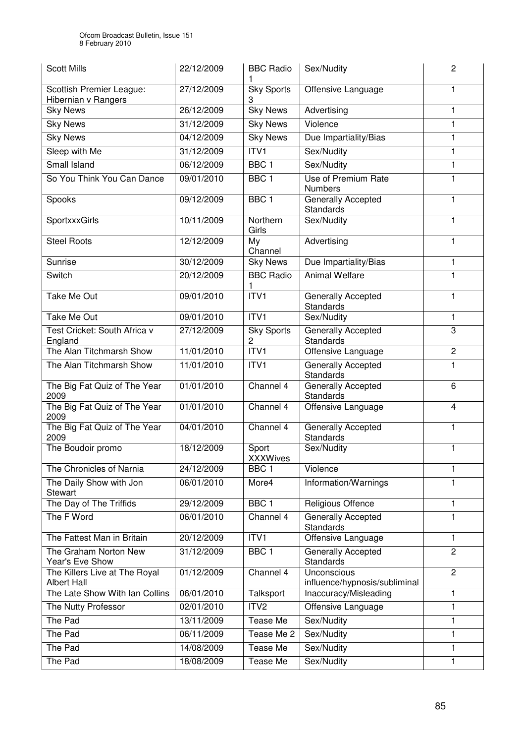| Scott Mills | 22/12/2009 | BBC Radio 1 | Sex/Nudity | 2 |
|---|---|---|---|---|
| Scottish Premier League: Hibernian v Rangers | 27/12/2009 | Sky Sports 3 | Offensive Language | 1 |
| Sky News | 26/12/2009 | Sky News | Advertising | 1 |
| Sky News | 31/12/2009 | Sky News | Violence | 1 |
| Sky News | 04/12/2009 | Sky News | Due Impartiality/Bias | 1 |
| Sleep with Me | 31/12/2009 | ITV1 | Sex/Nudity | 1 |
| Small Island | 06/12/2009 | BBC 1 | Sex/Nudity | 1 |
| So You Think You Can Dance | 09/01/2010 | BBC 1 | Use of Premium Rate Numbers | 1 |
| Spooks | 09/12/2009 | BBC 1 | Generally Accepted Standards | 1 |
| SportxxxGirls | 10/11/2009 | Northern Girls | Sex/Nudity | 1 |
| Steel Roots | 12/12/2009 | My Channel | Advertising | 1 |
| Sunrise | 30/12/2009 | Sky News | Due Impartiality/Bias | 1 |
| Switch | 20/12/2009 | BBC Radio 1 | Animal Welfare | 1 |
| Take Me Out | 09/01/2010 | ITV1 | Generally Accepted Standards | 1 |
| Take Me Out | 09/01/2010 | ITV1 | Sex/Nudity | 1 |
| Test Cricket: South Africa v England | 27/12/2009 | Sky Sports 2 | Generally Accepted Standards | 3 |
| The Alan Titchmarsh Show | 11/01/2010 | ITV1 | Offensive Language | 2 |
| The Alan Titchmarsh Show | 11/01/2010 | ITV1 | Generally Accepted Standards | 1 |
| The Big Fat Quiz of The Year 2009 | 01/01/2010 | Channel 4 | Generally Accepted Standards | 6 |
| The Big Fat Quiz of The Year 2009 | 01/01/2010 | Channel 4 | Offensive Language | 4 |
| The Big Fat Quiz of The Year 2009 | 04/01/2010 | Channel 4 | Generally Accepted Standards | 1 |
| The Boudoir promo | 18/12/2009 | Sport XXXWives | Sex/Nudity | 1 |
| The Chronicles of Narnia | 24/12/2009 | BBC 1 | Violence | 1 |
| The Daily Show with Jon Stewart | 06/01/2010 | More4 | Information/Warnings | 1 |
| The Day of The Triffids | 29/12/2009 | BBC 1 | Religious Offence | 1 |
| The F Word | 06/01/2010 | Channel 4 | Generally Accepted Standards | 1 |
| The Fattest Man in Britain | 20/12/2009 | ITV1 | Offensive Language | 1 |
| The Graham Norton New Year's Eve Show | 31/12/2009 | BBC 1 | Generally Accepted Standards | 2 |
| The Killers Live at The Royal Albert Hall | 01/12/2009 | Channel 4 | Unconscious influence/hypnosis/subliminal | 2 |
| The Late Show With Ian Collins | 06/01/2010 | Talksport | Inaccuracy/Misleading | 1 |
| The Nutty Professor | 02/01/2010 | ITV2 | Offensive Language | 1 |
| The Pad | 13/11/2009 | Tease Me | Sex/Nudity | 1 |
| The Pad | 06/11/2009 | Tease Me 2 | Sex/Nudity | 1 |
| The Pad | 14/08/2009 | Tease Me | Sex/Nudity | 1 |
| The Pad | 18/08/2009 | Tease Me | Sex/Nudity | 1 |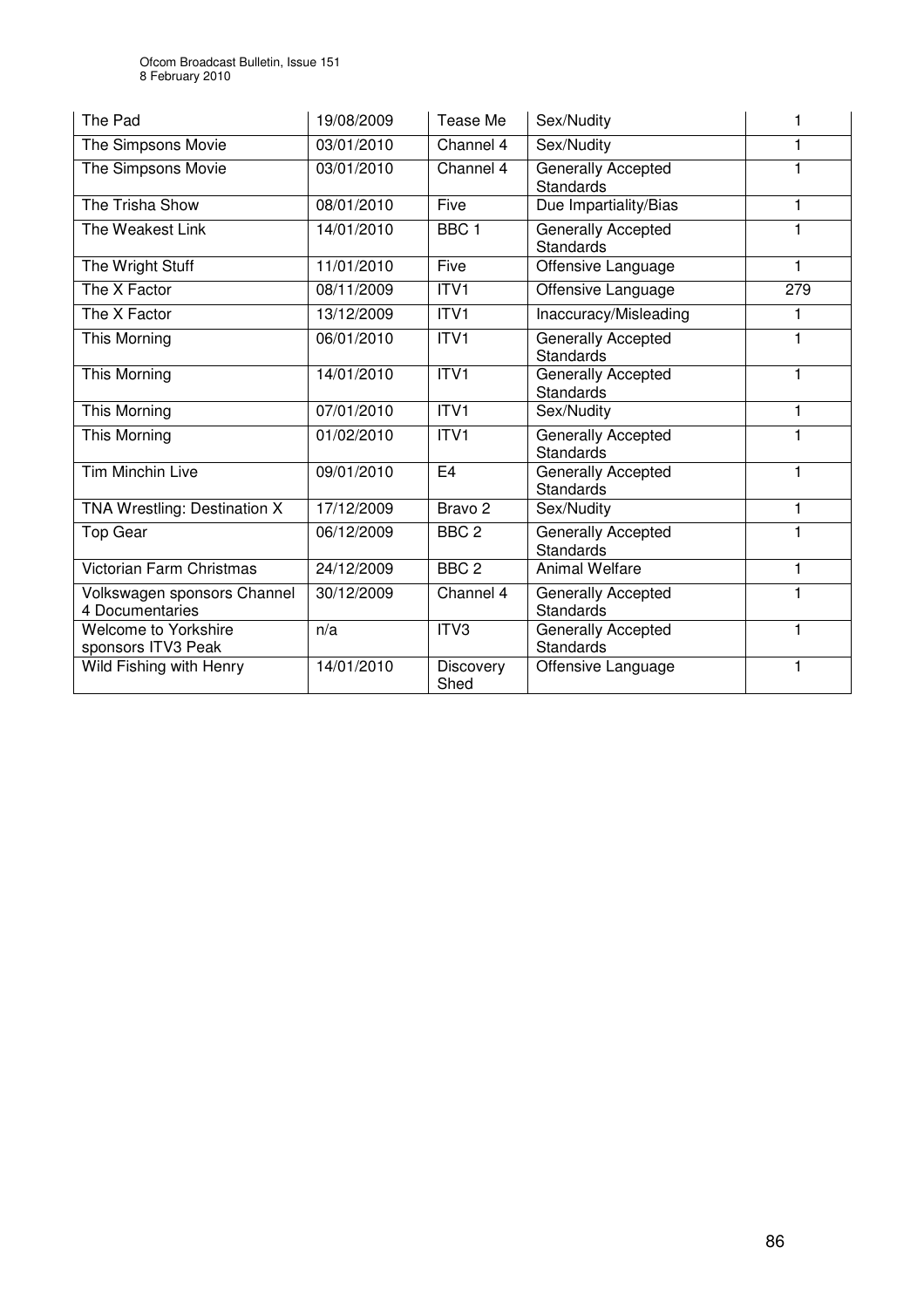| | | | | |
|---|---|---|---|---|
| The Pad | 19/08/2009 | Tease Me | Sex/Nudity | 1 |
| The Simpsons Movie | 03/01/2010 | Channel 4 | Sex/Nudity | 1 |
| The Simpsons Movie | 03/01/2010 | Channel 4 | Generally Accepted Standards | 1 |
| The Trisha Show | 08/01/2010 | Five | Due Impartiality/Bias | 1 |
| The Weakest Link | 14/01/2010 | BBC 1 | Generally Accepted Standards | 1 |
| The Wright Stuff | 11/01/2010 | Five | Offensive Language | 1 |
| The X Factor | 08/11/2009 | ITV1 | Offensive Language | 279 |
| The X Factor | 13/12/2009 | ITV1 | Inaccuracy/Misleading | 1 |
| This Morning | 06/01/2010 | ITV1 | Generally Accepted Standards | 1 |
| This Morning | 14/01/2010 | ITV1 | Generally Accepted Standards | 1 |
| This Morning | 07/01/2010 | ITV1 | Sex/Nudity | 1 |
| This Morning | 01/02/2010 | ITV1 | Generally Accepted Standards | 1 |
| Tim Minchin Live | 09/01/2010 | E4 | Generally Accepted Standards | 1 |
| TNA Wrestling: Destination X | 17/12/2009 | Bravo 2 | Sex/Nudity | 1 |
| Top Gear | 06/12/2009 | BBC 2 | Generally Accepted Standards | 1 |
| Victorian Farm Christmas | 24/12/2009 | BBC 2 | Animal Welfare | 1 |
| Volkswagen sponsors Channel 4 Documentaries | 30/12/2009 | Channel 4 | Generally Accepted Standards | 1 |
| Welcome to Yorkshire sponsors ITV3 Peak | n/a | ITV3 | Generally Accepted Standards | 1 |
| Wild Fishing with Henry | 14/01/2010 | Discovery Shed | Offensive Language | 1 |